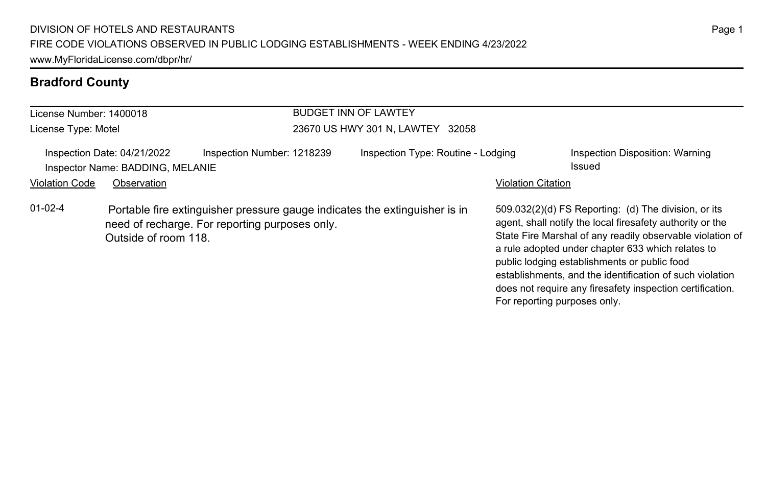DIVISION OF HOTELS AND RESTAURANTS
FIRE CODE VIOLATIONS OBSERVED IN PUBLIC LODGING ESTABLISHMENTS - WEEK ENDING 4/23/2022
www.MyFloridaLicense.com/dbpr/hr/

## Bradford County

License Number: 1400018
License Type: Motel

BUDGET INN OF LAWTEY
23670 US HWY 301 N, LAWTEY 32058

Inspection Date: 04/21/2022
Inspector Name: BADDING, MELANIE
Inspection Number: 1218239
Inspection Type: Routine - Lodging
Inspection Disposition: Warning Issued

| Violation Code | Observation | Violation Citation |
| --- | --- | --- |
| 01-02-4 | Portable fire extinguisher pressure gauge indicates the extinguisher is in need of recharge. For reporting purposes only. Outside of room 118. | 509.032(2)(d) FS Reporting: (d) The division, or its agent, shall notify the local firesafety authority or the State Fire Marshal of any readily observable violation of a rule adopted under chapter 633 which relates to public lodging establishments or public food establishments, and the identification of such violation does not require any firesafety inspection certification. For reporting purposes only. |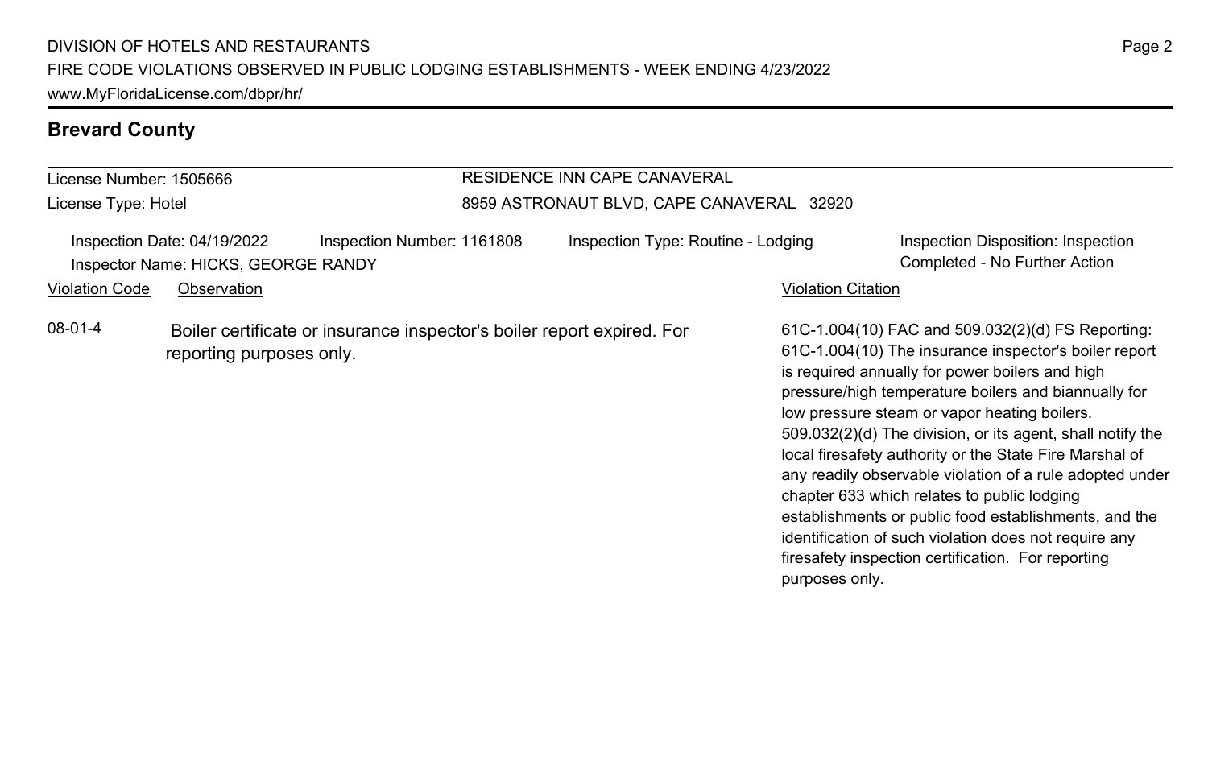## Brevard County

License Number: 1505666

License Type: Hotel

RESIDENCE INN CAPE CANAVERAL

8959 ASTRONAUT BLVD, CAPE CANAVERAL 32920

Inspection Date: 04/19/2022 | Inspection Number: 1161808 | Inspection Type: Routine - Lodging | Inspection Disposition: Inspection Completed - No Further Action

Inspector Name: HICKS, GEORGE RANDY

| Violation Code | Observation | Violation Citation |
| --- | --- | --- |
| 08-01-4 | Boiler certificate or insurance inspector's boiler report expired. For reporting purposes only. | 61C-1.004(10) FAC and 509.032(2)(d) FS Reporting: 61C-1.004(10) The insurance inspector's boiler report is required annually for power boilers and high pressure/high temperature boilers and biannually for low pressure steam or vapor heating boilers. 509.032(2)(d) The division, or its agent, shall notify the local firesafety authority or the State Fire Marshal of any readily observable violation of a rule adopted under chapter 633 which relates to public lodging establishments or public food establishments, and the identification of such violation does not require any firesafety inspection certification. For reporting purposes only. |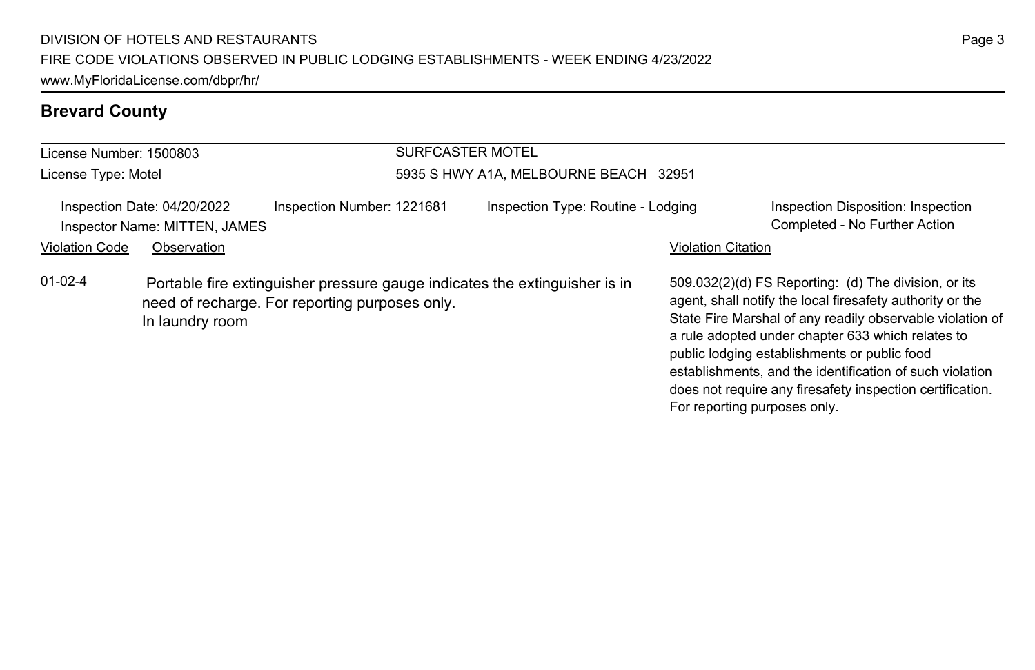## Brevard County

License Number: 1500803

License Type: Motel

SURFCASTER MOTEL

5935 S HWY A1A, MELBOURNE BEACH 32951

Inspection Date: 04/20/2022

Inspector Name: MITTEN, JAMES

Inspection Number: 1221681

Inspection Type: Routine - Lodging

Inspection Disposition: Inspection Completed - No Further Action

| Violation Code | Observation | Violation Citation |
|---|---|---|
| 01-02-4 | Portable fire extinguisher pressure gauge indicates the extinguisher is in need of recharge. For reporting purposes only.<br>In laundry room | 509.032(2)(d) FS Reporting: (d) The division, or its agent, shall notify the local firesafety authority or the State Fire Marshal of any readily observable violation of a rule adopted under chapter 633 which relates to public lodging establishments or public food establishments, and the identification of such violation does not require any firesafety inspection certification. For reporting purposes only. |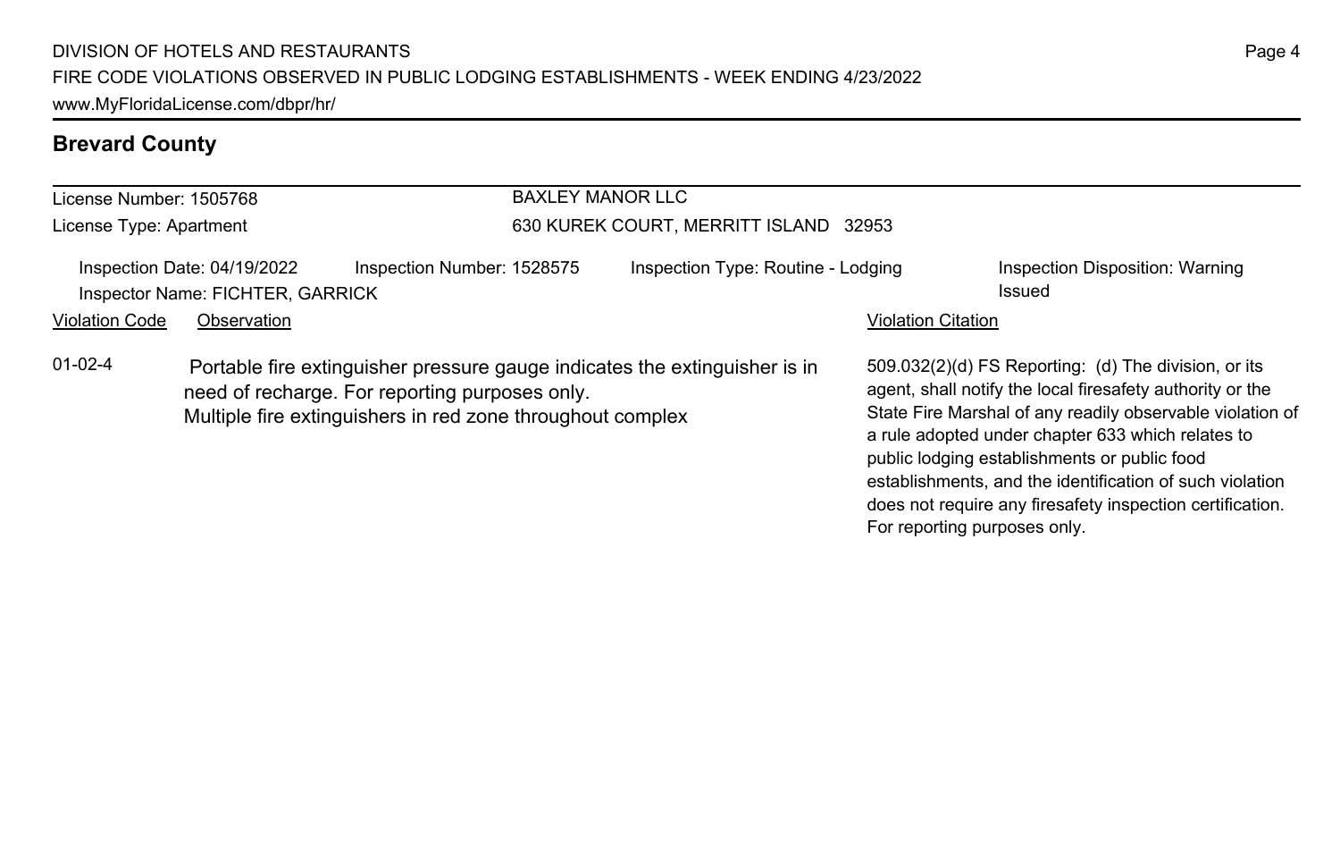## Brevard County

License Number: 1505768
License Type: Apartment

BAXLEY MANOR LLC
630 KUREK COURT, MERRITT ISLAND 32953

Inspection Date: 04/19/2022 | Inspection Number: 1528575 | Inspection Type: Routine - Lodging | Inspection Disposition: Warning Issued
Inspector Name: FICHTER, GARRICK

| Violation Code | Observation | Violation Citation |
|---|---|---|
| 01-02-4 | Portable fire extinguisher pressure gauge indicates the extinguisher is in need of recharge. For reporting purposes only. Multiple fire extinguishers in red zone throughout complex | 509.032(2)(d) FS Reporting: (d) The division, or its agent, shall notify the local firesafety authority or the State Fire Marshal of any readily observable violation of a rule adopted under chapter 633 which relates to public lodging establishments or public food establishments, and the identification of such violation does not require any firesafety inspection certification. For reporting purposes only. |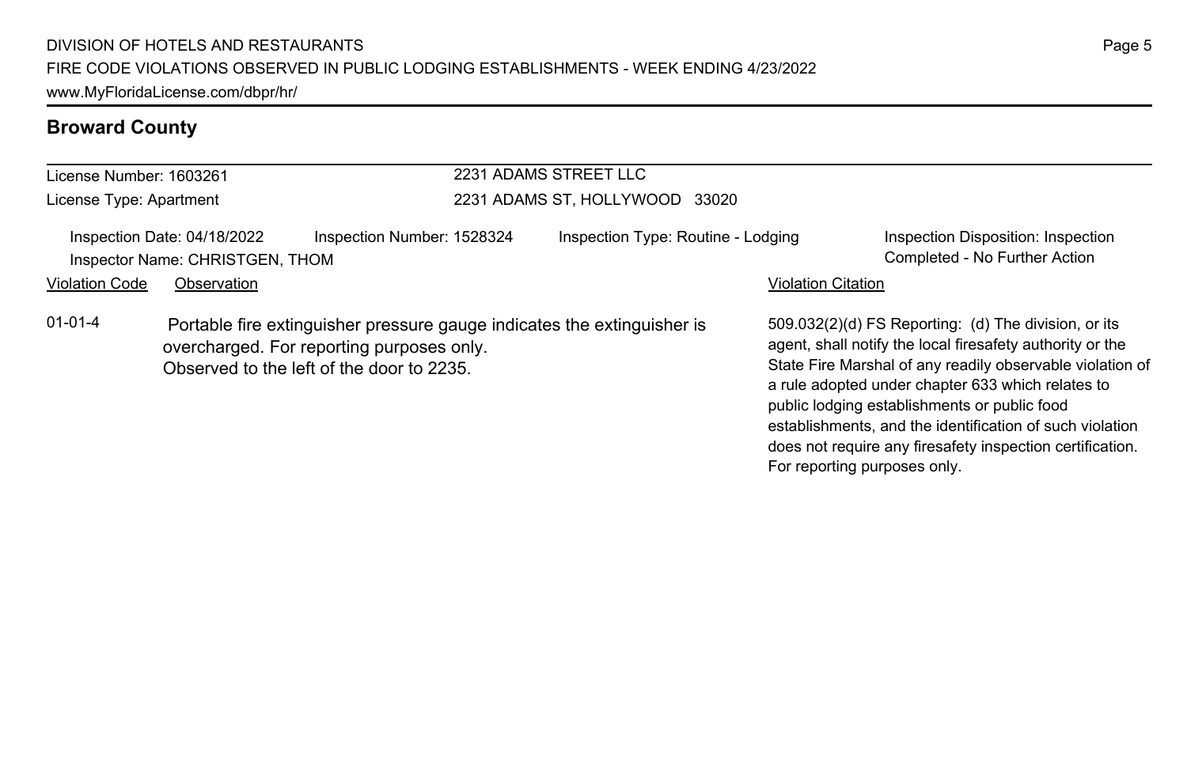## Broward County

License Number: 1603261
License Type: Apartment

2231 ADAMS STREET LLC
2231 ADAMS ST, HOLLYWOOD 33020

Inspection Date: 04/18/2022
Inspector Name: CHRISTGEN, THOM
Inspection Number: 1528324
Inspection Type: Routine - Lodging
Inspection Disposition: Inspection Completed - No Further Action

| Violation Code | Observation | Violation Citation |
| --- | --- | --- |
| 01-01-4 | Portable fire extinguisher pressure gauge indicates the extinguisher is overcharged. For reporting purposes only. Observed to the left of the door to 2235. | 509.032(2)(d) FS Reporting: (d) The division, or its agent, shall notify the local firesafety authority or the State Fire Marshal of any readily observable violation of a rule adopted under chapter 633 which relates to public lodging establishments or public food establishments, and the identification of such violation does not require any firesafety inspection certification. For reporting purposes only. |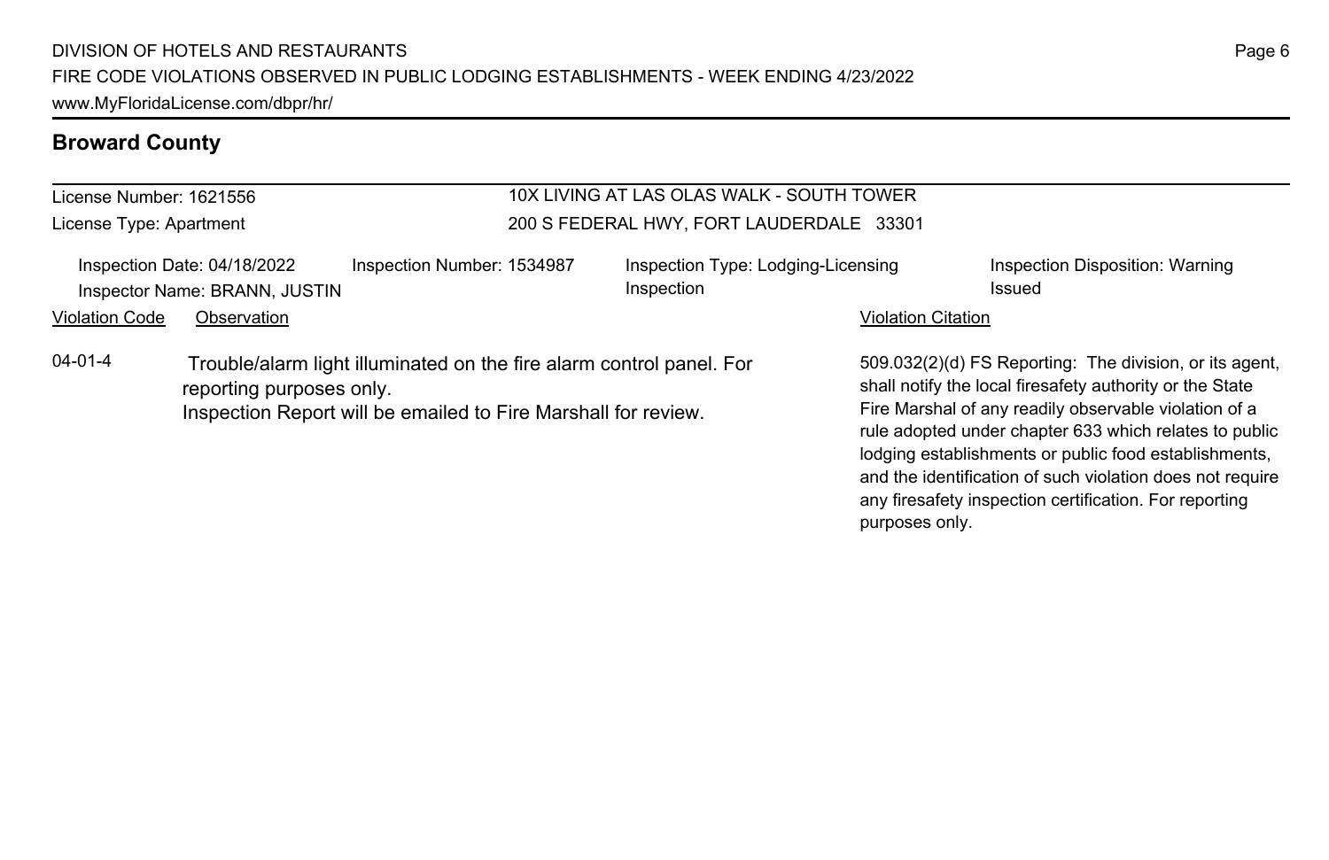## Broward County

License Number: 1621556
License Type: Apartment

10X LIVING AT LAS OLAS WALK - SOUTH TOWER
200 S FEDERAL HWY, FORT LAUDERDALE 33301

Inspection Date: 04/18/2022
Inspector Name: BRANN, JUSTIN
Inspection Number: 1534987
Inspection Type: Lodging-Licensing Inspection
Inspection Disposition: Warning Issued

| Violation Code | Observation | Violation Citation |
| --- | --- | --- |
| 04-01-4 | Trouble/alarm light illuminated on the fire alarm control panel. For reporting purposes only. Inspection Report will be emailed to Fire Marshall for review. | 509.032(2)(d) FS Reporting: The division, or its agent, shall notify the local firesafety authority or the State Fire Marshal of any readily observable violation of a rule adopted under chapter 633 which relates to public lodging establishments or public food establishments, and the identification of such violation does not require any firesafety inspection certification. For reporting purposes only. |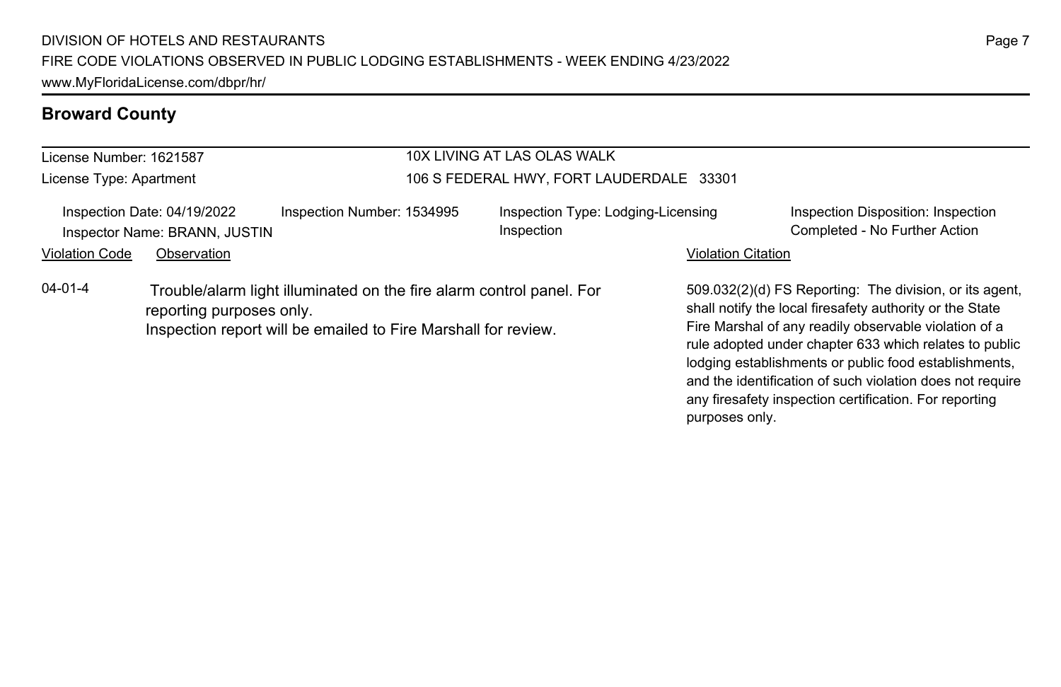DIVISION OF HOTELS AND RESTAURANTS
FIRE CODE VIOLATIONS OBSERVED IN PUBLIC LODGING ESTABLISHMENTS - WEEK ENDING 4/23/2022
www.MyFloridaLicense.com/dbpr/hr/

## Broward County

License Number: 1621587
License Type: Apartment

10X LIVING AT LAS OLAS WALK
106 S FEDERAL HWY, FORT LAUDERDALE 33301

Inspection Date: 04/19/2022
Inspector Name: BRANN, JUSTIN
Inspection Number: 1534995
Inspection Type: Lodging-Licensing Inspection
Inspection Disposition: Inspection Completed - No Further Action

| Violation Code | Observation | Violation Citation |
|---|---|---|
| 04-01-4 | Trouble/alarm light illuminated on the fire alarm control panel. For reporting purposes only. Inspection report will be emailed to Fire Marshall for review. | 509.032(2)(d) FS Reporting: The division, or its agent, shall notify the local firesafety authority or the State Fire Marshal of any readily observable violation of a rule adopted under chapter 633 which relates to public lodging establishments or public food establishments, and the identification of such violation does not require any firesafety inspection certification. For reporting purposes only. |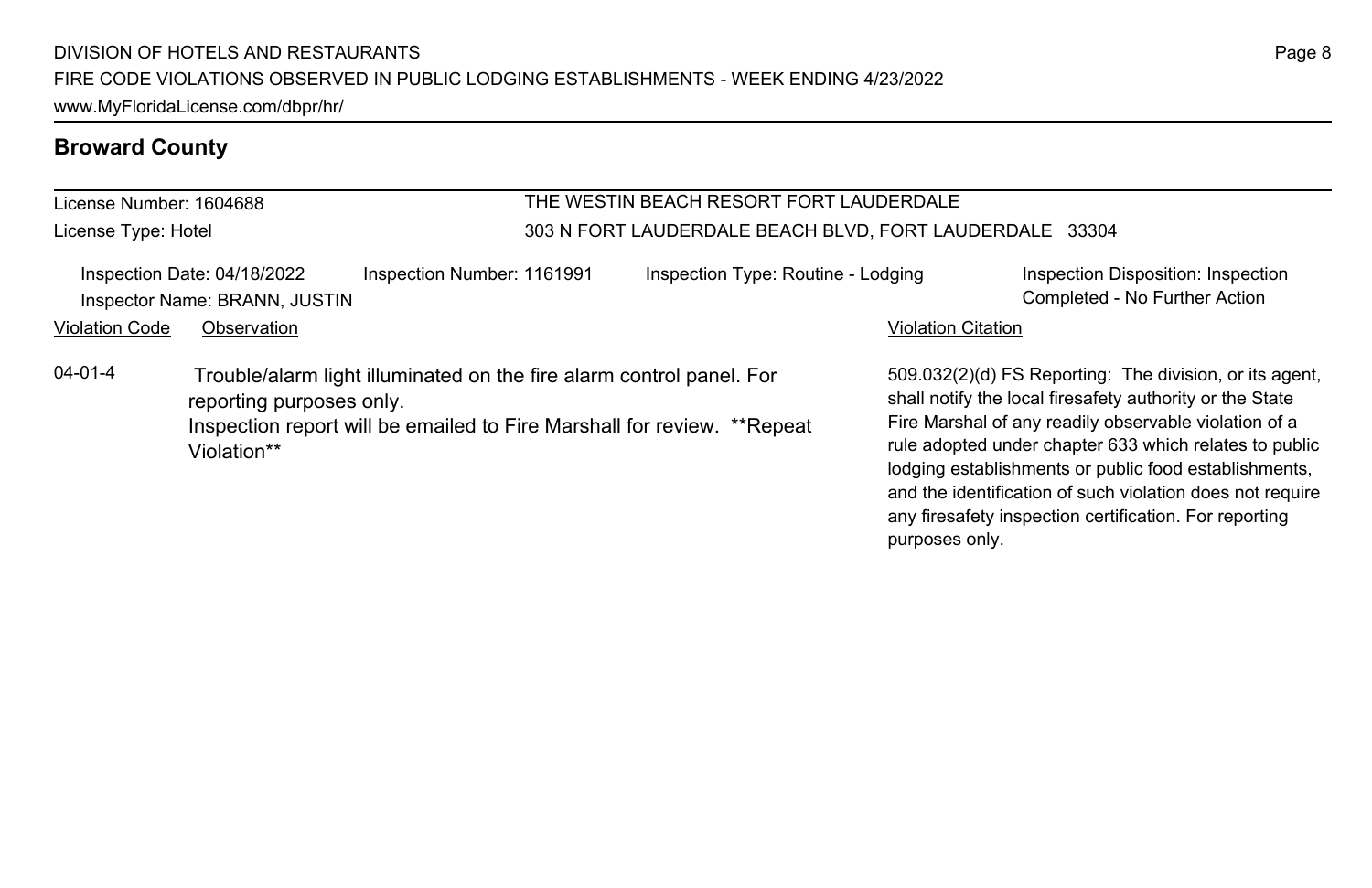## Broward County

License Number: 1604688

License Type: Hotel

THE WESTIN BEACH RESORT FORT LAUDERDALE

303 N FORT LAUDERDALE BEACH BLVD, FORT LAUDERDALE 33304

Inspection Date: 04/18/2022 | Inspection Number: 1161991 | Inspection Type: Routine - Lodging | Inspection Disposition: Inspection Completed - No Further Action

Inspector Name: BRANN, JUSTIN

| Violation Code | Observation | Violation Citation |
| --- | --- | --- |
| 04-01-4 | Trouble/alarm light illuminated on the fire alarm control panel. For reporting purposes only. Inspection report will be emailed to Fire Marshall for review. **Repeat Violation** | 509.032(2)(d) FS Reporting: The division, or its agent, shall notify the local firesafety authority or the State Fire Marshal of any readily observable violation of a rule adopted under chapter 633 which relates to public lodging establishments or public food establishments, and the identification of such violation does not require any firesafety inspection certification. For reporting purposes only. |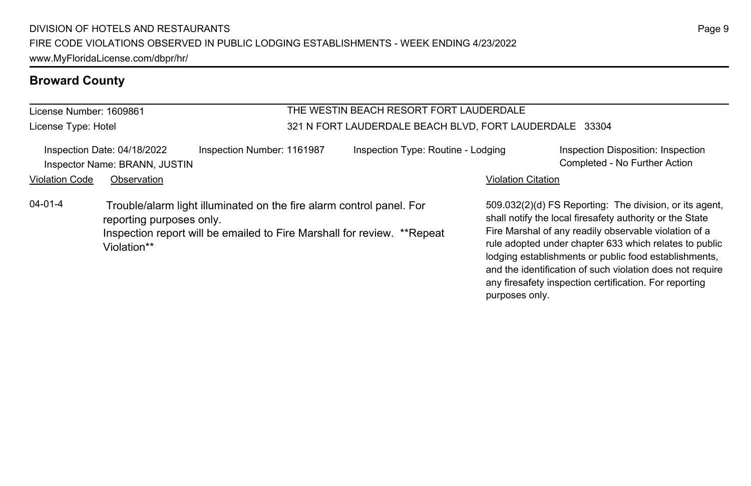## Broward County

| License Number: 1609861 | THE WESTIN BEACH RESORT FORT LAUDERDALE |
|---|---|
| License Type: Hotel | 321 N FORT LAUDERDALE BEACH BLVD, FORT LAUDERDALE 33304 |

Inspection Date: 04/18/2022 | Inspection Number: 1161987 | Inspection Type: Routine - Lodging | Inspection Disposition: Inspection Completed - No Further Action

Inspector Name: BRANN, JUSTIN

| Violation Code | Observation | Violation Citation |
|---|---|---|
| 04-01-4 | Trouble/alarm light illuminated on the fire alarm control panel. For reporting purposes only. Inspection report will be emailed to Fire Marshall for review. **Repeat Violation** | 509.032(2)(d) FS Reporting: The division, or its agent, shall notify the local firesafety authority or the State Fire Marshal of any readily observable violation of a rule adopted under chapter 633 which relates to public lodging establishments or public food establishments, and the identification of such violation does not require any firesafety inspection certification. For reporting purposes only. |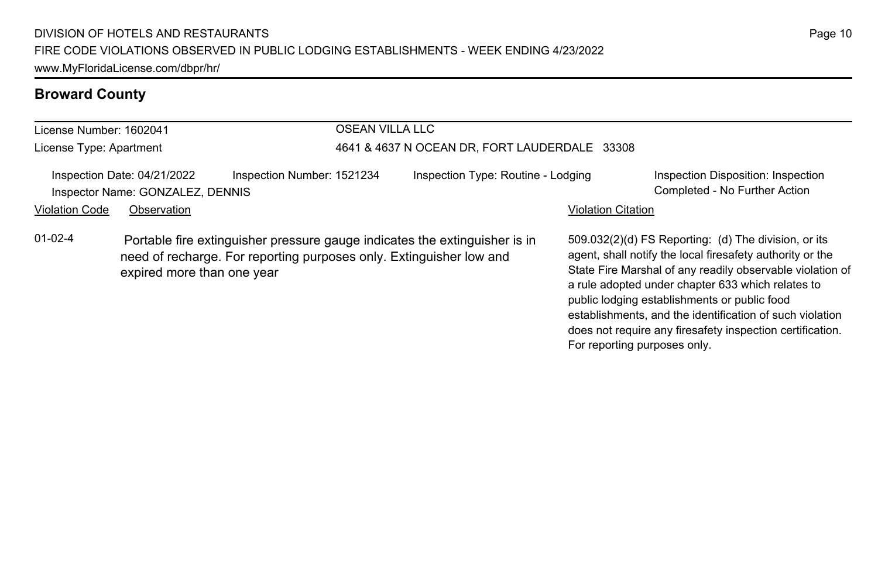## Broward County

| License Number: 1602041 | OSEAN VILLA LLC |
|---|---|
| License Type: Apartment | 4641 & 4637 N OCEAN DR, FORT LAUDERDALE 33308 |

Inspection Date: 04/21/2022 | Inspection Number: 1521234 | Inspection Type: Routine - Lodging | Inspection Disposition: Inspection Completed - No Further Action

Inspector Name: GONZALEZ, DENNIS

| Violation Code | Observation | Violation Citation |
|---|---|---|
| 01-02-4 | Portable fire extinguisher pressure gauge indicates the extinguisher is in need of recharge. For reporting purposes only. Extinguisher low and expired more than one year | 509.032(2)(d) FS Reporting: (d) The division, or its agent, shall notify the local firesafety authority or the State Fire Marshal of any readily observable violation of a rule adopted under chapter 633 which relates to public lodging establishments or public food establishments, and the identification of such violation does not require any firesafety inspection certification. For reporting purposes only. |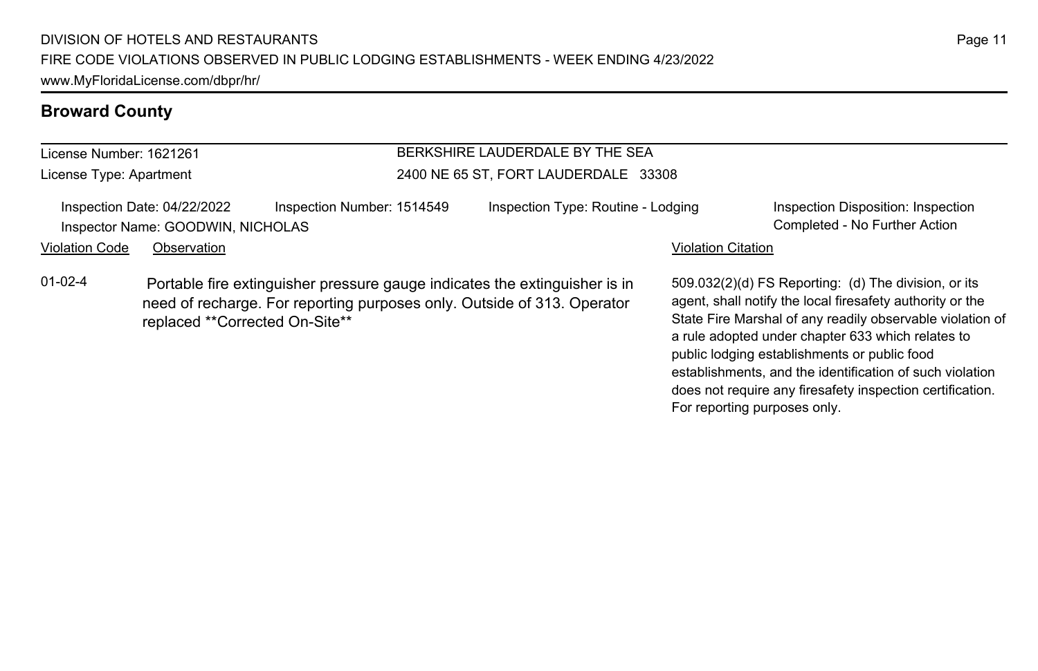## Broward County

License Number: 1621261

License Type: Apartment

BERKSHIRE LAUDERDALE BY THE SEA

2400 NE 65 ST, FORT LAUDERDALE 33308

Inspection Date: 04/22/2022 | Inspection Number: 1514549 | Inspection Type: Routine - Lodging | Inspection Disposition: Inspection Completed - No Further Action

Inspector Name: GOODWIN, NICHOLAS

| Violation Code | Observation | Violation Citation |
| --- | --- | --- |
| 01-02-4 | Portable fire extinguisher pressure gauge indicates the extinguisher is in need of recharge. For reporting purposes only. Outside of 313. Operator replaced **Corrected On-Site** | 509.032(2)(d) FS Reporting: (d) The division, or its agent, shall notify the local firesafety authority or the State Fire Marshal of any readily observable violation of a rule adopted under chapter 633 which relates to public lodging establishments or public food establishments, and the identification of such violation does not require any firesafety inspection certification. For reporting purposes only. |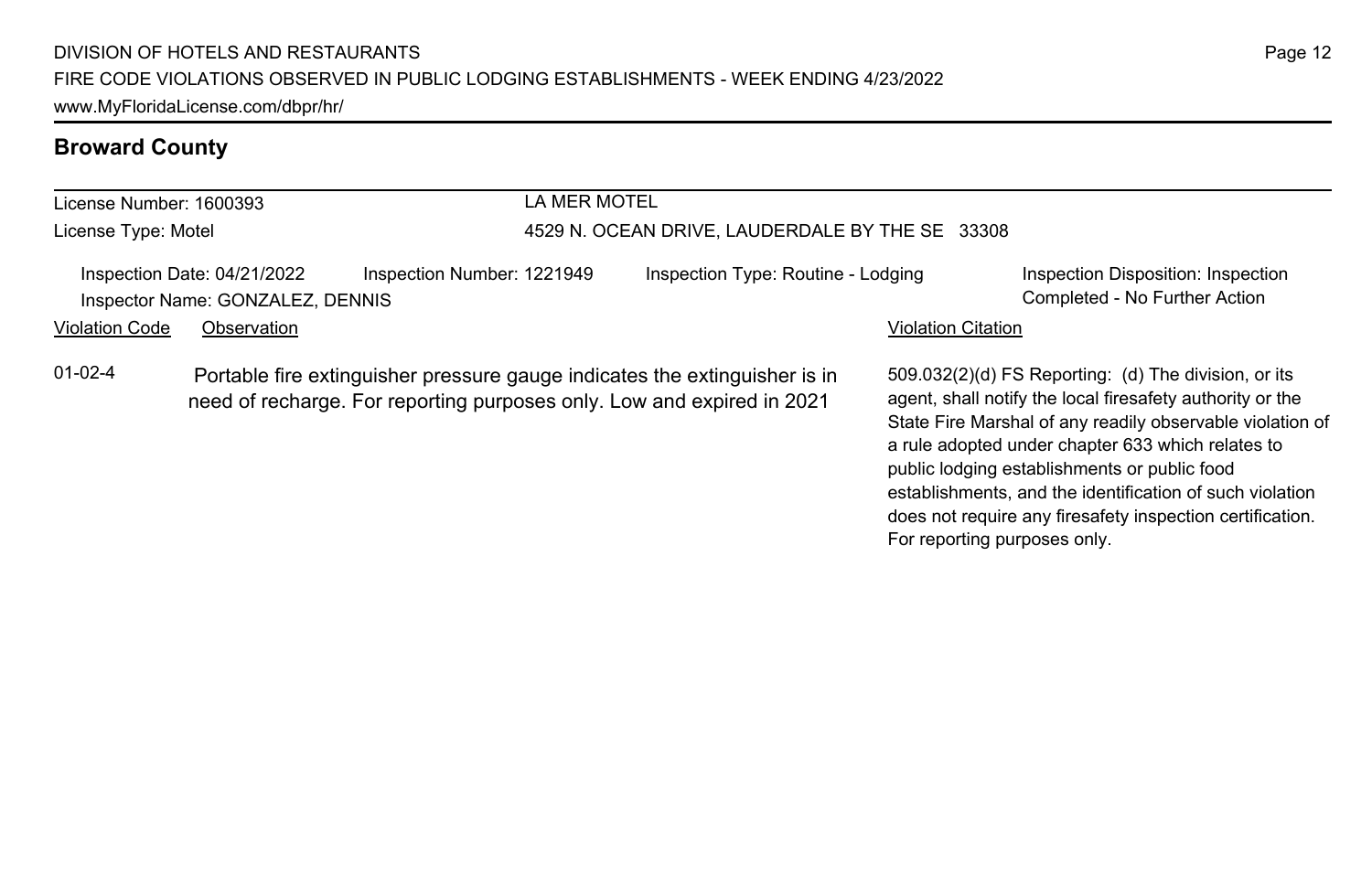## Broward County

| License Number: 1600393 | LA MER MOTEL |
| --- | --- |
| License Type: Motel | 4529 N. OCEAN DRIVE, LAUDERDALE BY THE SE 33308 |

| Inspection Date: 04/21/2022 | Inspection Number: 1221949 | Inspection Type: Routine - Lodging | Inspection Disposition: Inspection Completed - No Further Action |
| --- | --- | --- | --- |
| Inspector Name: GONZALEZ, DENNIS | | | |

| Violation Code | Observation | Violation Citation |
| --- | --- | --- |
| 01-02-4 | Portable fire extinguisher pressure gauge indicates the extinguisher is in need of recharge. For reporting purposes only. Low and expired in 2021 | 509.032(2)(d) FS Reporting: (d) The division, or its agent, shall notify the local firesafety authority or the State Fire Marshal of any readily observable violation of a rule adopted under chapter 633 which relates to public lodging establishments or public food establishments, and the identification of such violation does not require any firesafety inspection certification. For reporting purposes only. |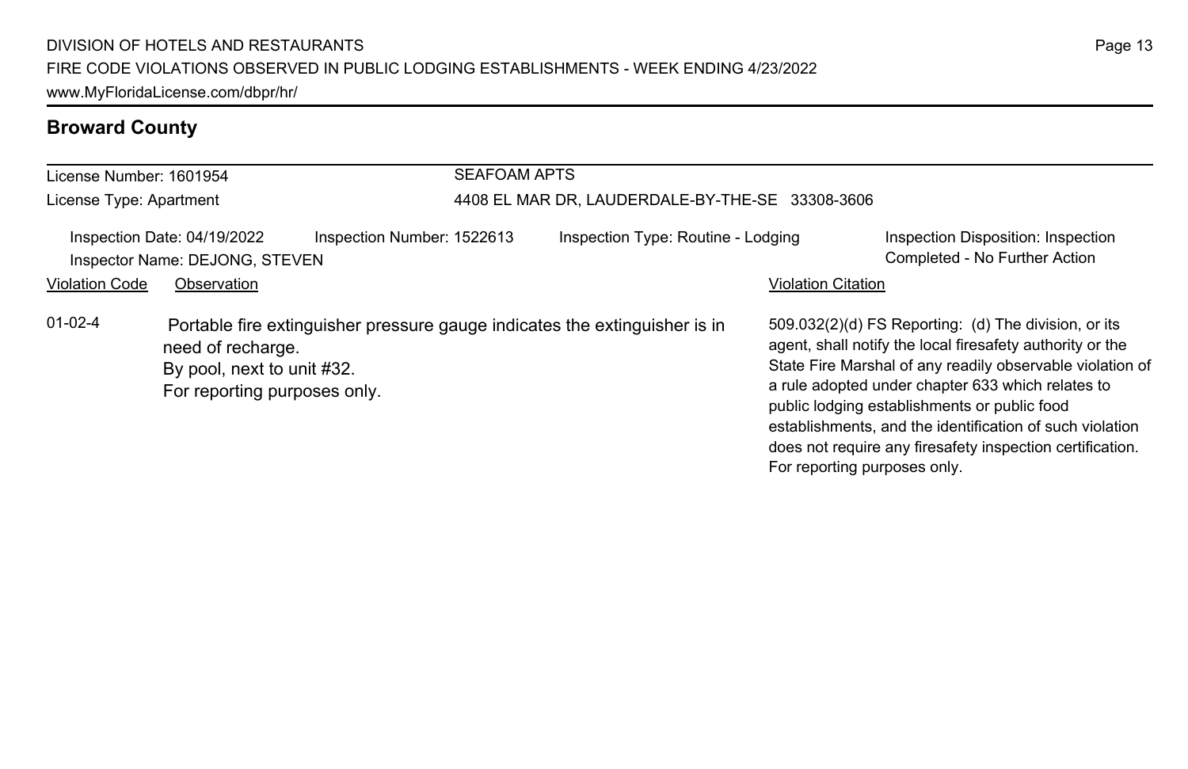## Broward County

License Number: 1601954
License Type: Apartment

SEAFOAM APTS
4408 EL MAR DR, LAUDERDALE-BY-THE-SE 33308-3606

Inspection Date: 04/19/2022
Inspector Name: DEJONG, STEVEN
Inspection Number: 1522613
Inspection Type: Routine - Lodging
Inspection Disposition: Inspection Completed - No Further Action

| Violation Code | Observation | Violation Citation |
| --- | --- | --- |
| 01-02-4 | Portable fire extinguisher pressure gauge indicates the extinguisher is in need of recharge. By pool, next to unit #32. For reporting purposes only. | 509.032(2)(d) FS Reporting: (d) The division, or its agent, shall notify the local firesafety authority or the State Fire Marshal of any readily observable violation of a rule adopted under chapter 633 which relates to public lodging establishments or public food establishments, and the identification of such violation does not require any firesafety inspection certification. For reporting purposes only. |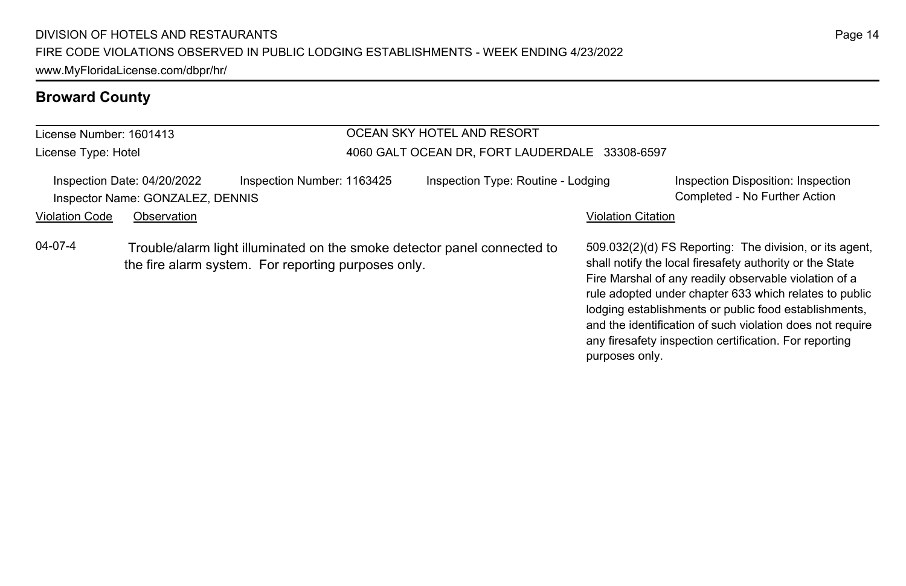## Broward County

License Number: 1601413
License Type: Hotel

OCEAN SKY HOTEL AND RESORT
4060 GALT OCEAN DR, FORT LAUDERDALE 33308-6597

Inspection Date: 04/20/2022
Inspector Name: GONZALEZ, DENNIS
Inspection Number: 1163425
Inspection Type: Routine - Lodging
Inspection Disposition: Inspection Completed - No Further Action

| Violation Code | Observation | Violation Citation |
| --- | --- | --- |
| 04-07-4 | Trouble/alarm light illuminated on the smoke detector panel connected to the fire alarm system. For reporting purposes only. | 509.032(2)(d) FS Reporting: The division, or its agent, shall notify the local firesafety authority or the State Fire Marshal of any readily observable violation of a rule adopted under chapter 633 which relates to public lodging establishments or public food establishments, and the identification of such violation does not require any firesafety inspection certification. For reporting purposes only. |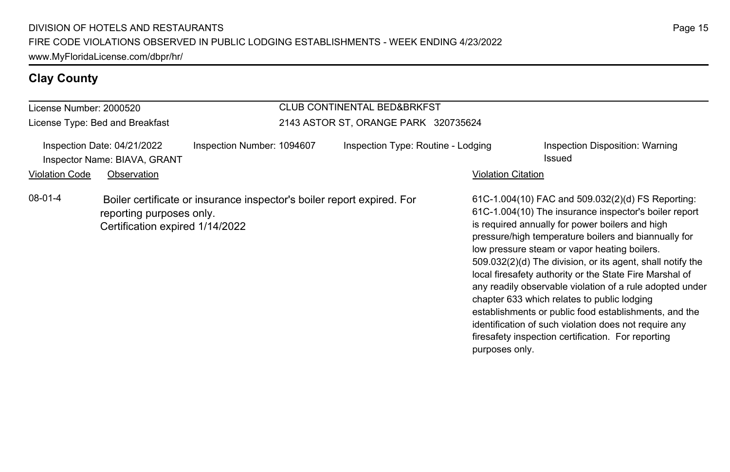## Clay County

License Number: 2000520

License Type: Bed and Breakfast

CLUB CONTINENTAL BED&BRKFST

2143 ASTOR ST, ORANGE PARK 320735624

Inspection Date: 04/21/2022

Inspector Name: BIAVA, GRANT

Inspection Number: 1094607

Inspection Type: Routine - Lodging

Inspection Disposition: Warning Issued

| Violation Code | Observation | Violation Citation |
| --- | --- | --- |
| 08-01-4 | Boiler certificate or insurance inspector's boiler report expired. For reporting purposes only. Certification expired 1/14/2022 | 61C-1.004(10) FAC and 509.032(2)(d) FS Reporting: 61C-1.004(10) The insurance inspector's boiler report is required annually for power boilers and high pressure/high temperature boilers and biannually for low pressure steam or vapor heating boilers. 509.032(2)(d) The division, or its agent, shall notify the local firesafety authority or the State Fire Marshal of any readily observable violation of a rule adopted under chapter 633 which relates to public lodging establishments or public food establishments, and the identification of such violation does not require any firesafety inspection certification. For reporting purposes only. |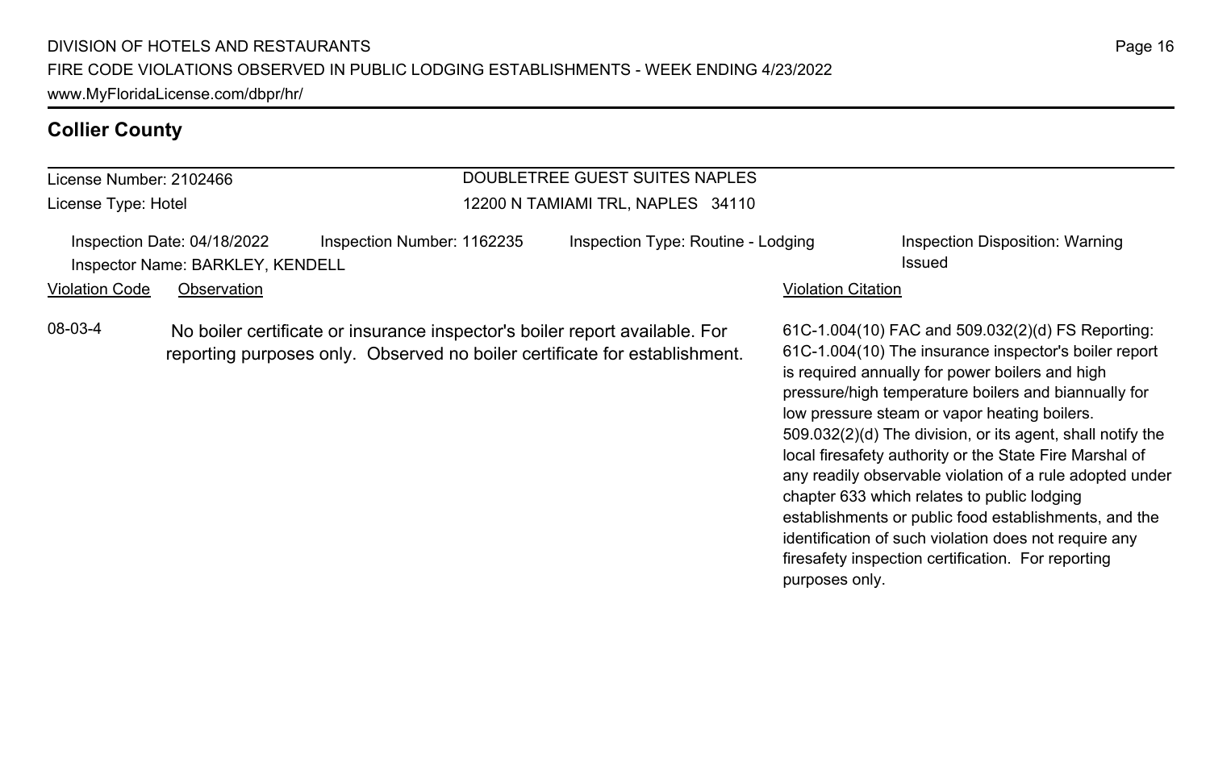## Collier County

| License Number: 2102466 | DOUBLETREE GUEST SUITES NAPLES |
|---|---|
| License Type: Hotel | 12200 N TAMIAMI TRL, NAPLES 34110 |

| Inspection Date: 04/18/2022 | Inspection Number: 1162235 | Inspection Type: Routine - Lodging | Inspection Disposition: Warning Issued |
|---|---|---|---|
| Inspector Name: BARKLEY, KENDELL | | | |

| Violation Code | Observation | Violation Citation |
|---|---|---|
| 08-03-4 | No boiler certificate or insurance inspector's boiler report available. For reporting purposes only. Observed no boiler certificate for establishment. | 61C-1.004(10) FAC and 509.032(2)(d) FS Reporting: 61C-1.004(10) The insurance inspector's boiler report is required annually for power boilers and high pressure/high temperature boilers and biannually for low pressure steam or vapor heating boilers. 509.032(2)(d) The division, or its agent, shall notify the local firesafety authority or the State Fire Marshal of any readily observable violation of a rule adopted under chapter 633 which relates to public lodging establishments or public food establishments, and the identification of such violation does not require any firesafety inspection certification. For reporting purposes only. |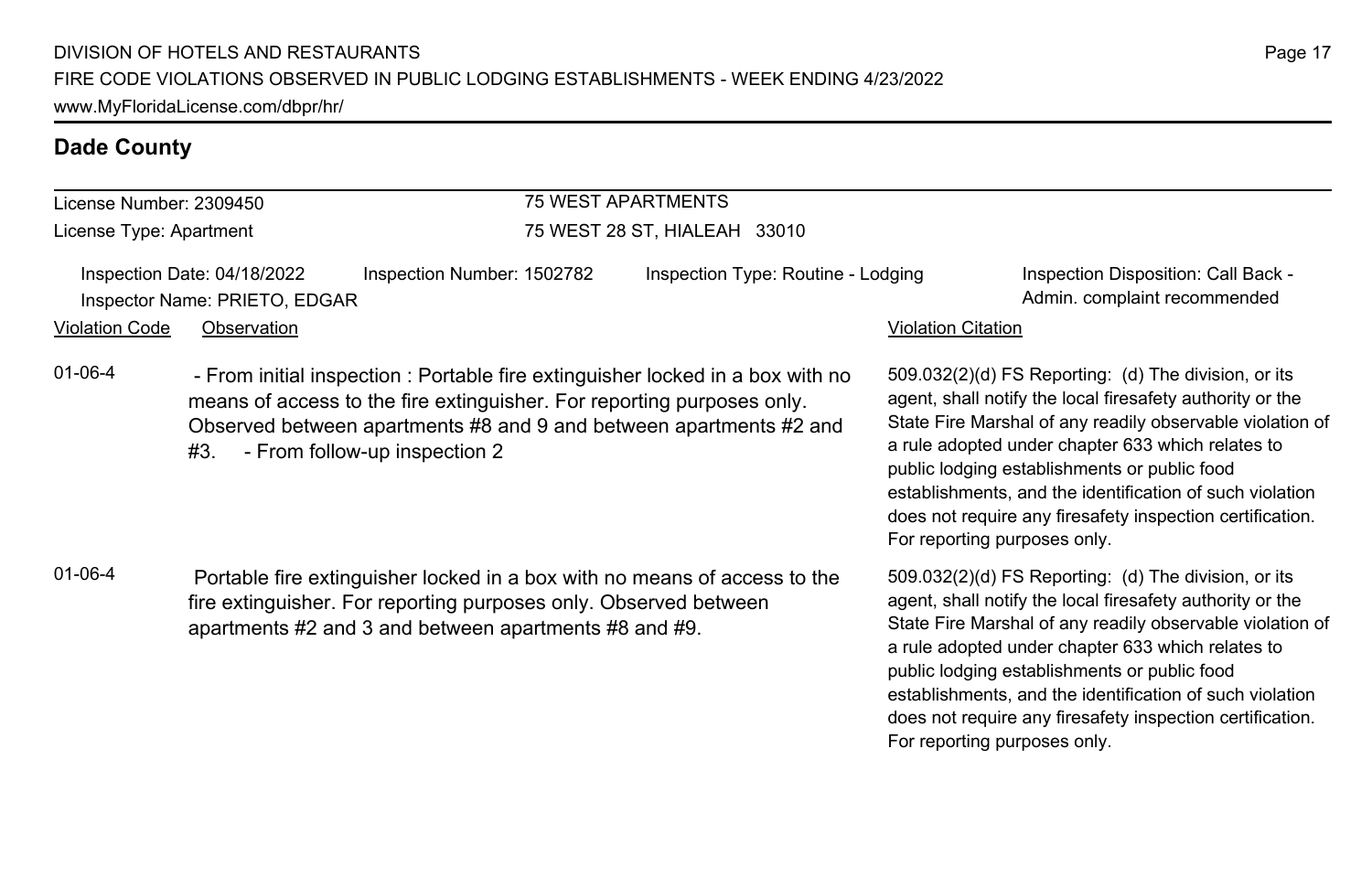## Dade County

License Number: 2309450
License Type: Apartment

75 WEST APARTMENTS
75 WEST 28 ST, HIALEAH 33010

Inspection Date: 04/18/2022
Inspector Name: PRIETO, EDGAR
Inspection Number: 1502782
Inspection Type: Routine - Lodging
Inspection Disposition: Call Back - Admin. complaint recommended

| Violation Code | Observation | Violation Citation |
| --- | --- | --- |
| 01-06-4 | - From initial inspection : Portable fire extinguisher locked in a box with no means of access to the fire extinguisher. For reporting purposes only. Observed between apartments #8 and 9 and between apartments #2 and #3. - From follow-up inspection 2 | 509.032(2)(d) FS Reporting: (d) The division, or its agent, shall notify the local firesafety authority or the State Fire Marshal of any readily observable violation of a rule adopted under chapter 633 which relates to public lodging establishments or public food establishments, and the identification of such violation does not require any firesafety inspection certification. For reporting purposes only. |
| 01-06-4 | Portable fire extinguisher locked in a box with no means of access to the fire extinguisher. For reporting purposes only. Observed between apartments #2 and 3 and between apartments #8 and #9. | 509.032(2)(d) FS Reporting: (d) The division, or its agent, shall notify the local firesafety authority or the State Fire Marshal of any readily observable violation of a rule adopted under chapter 633 which relates to public lodging establishments or public food establishments, and the identification of such violation does not require any firesafety inspection certification. For reporting purposes only. |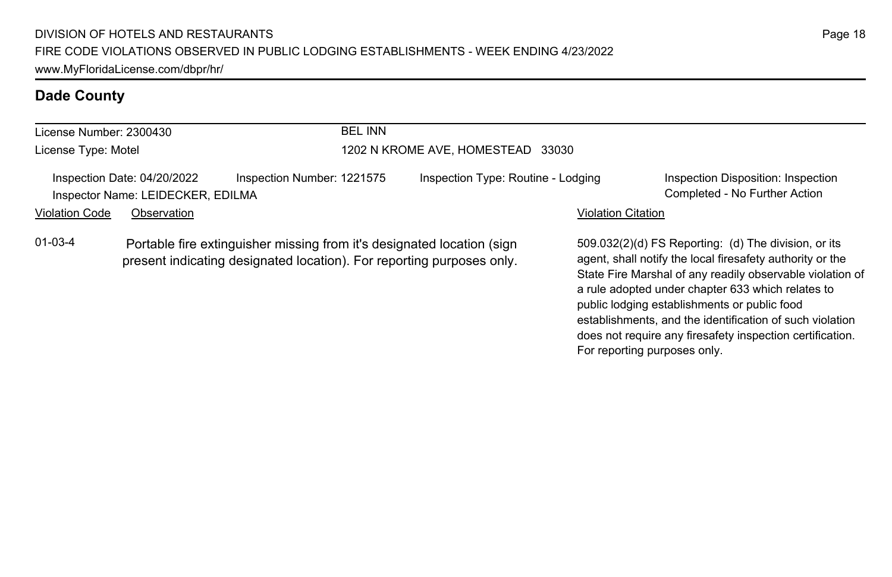## Dade County

License Number: 2300430
License Type: Motel

**BEL INN**
1202 N KROME AVE, HOMESTEAD 33030

Inspection Date: 04/20/2022
Inspector Name: LEIDECKER, EDILMA
Inspection Number: 1221575
Inspection Type: Routine - Lodging
Inspection Disposition: Inspection Completed - No Further Action

| Violation Code | Observation | Violation Citation |
| --- | --- | --- |
| 01-03-4 | Portable fire extinguisher missing from it's designated location (sign present indicating designated location). For reporting purposes only. | 509.032(2)(d) FS Reporting: (d) The division, or its agent, shall notify the local firesafety authority or the State Fire Marshal of any readily observable violation of a rule adopted under chapter 633 which relates to public lodging establishments or public food establishments, and the identification of such violation does not require any firesafety inspection certification. For reporting purposes only. |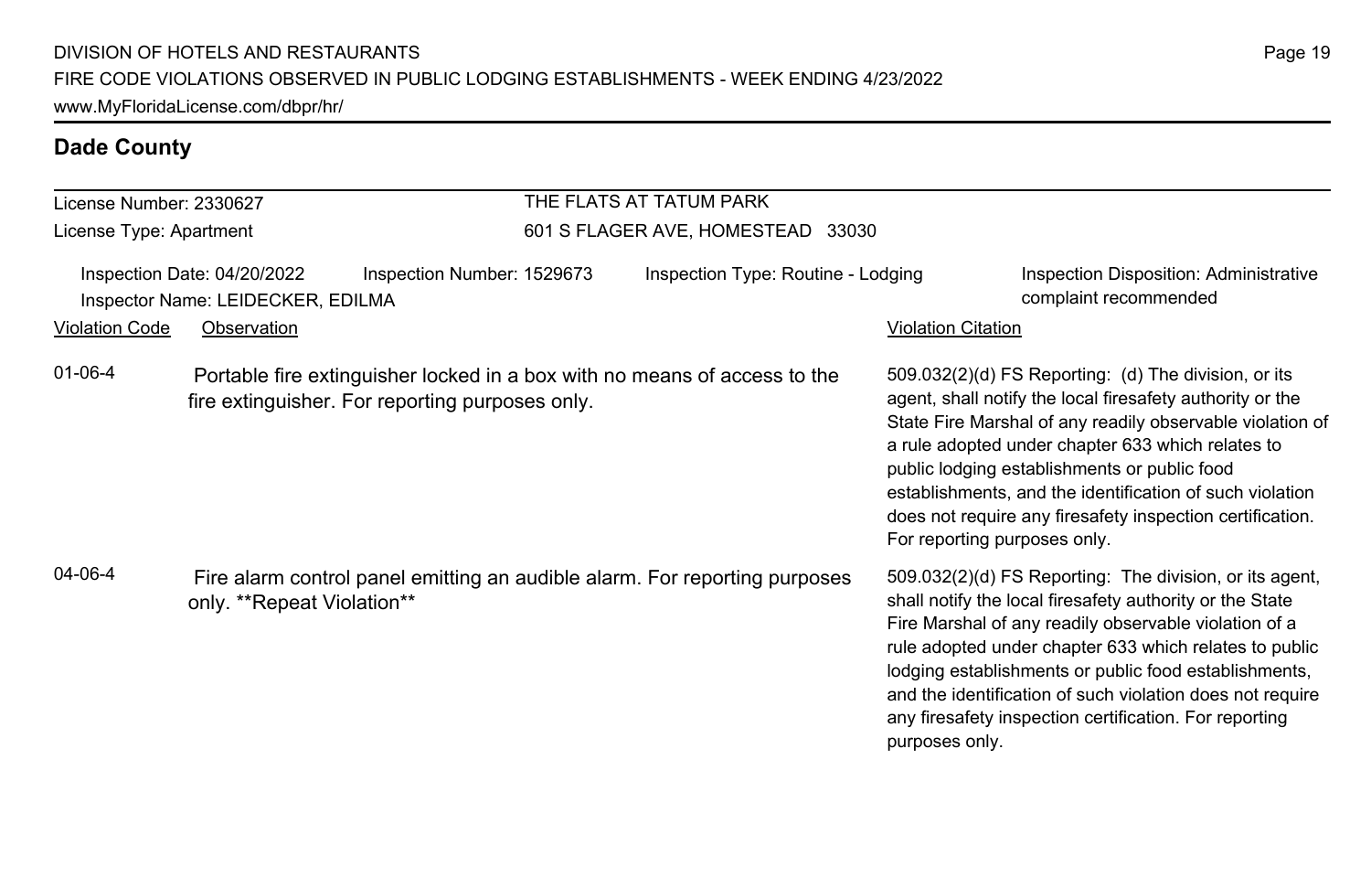## Dade County

License Number: 2330627
License Type: Apartment

THE FLATS AT TATUM PARK
601 S FLAGER AVE, HOMESTEAD 33030

Inspection Date: 04/20/2022 | Inspection Number: 1529673 | Inspection Type: Routine - Lodging | Inspection Disposition: Administrative complaint recommended

Inspector Name: LEIDECKER, EDILMA

| Violation Code | Observation | Violation Citation |
|---|---|---|
| 01-06-4 | Portable fire extinguisher locked in a box with no means of access to the fire extinguisher. For reporting purposes only. | 509.032(2)(d) FS Reporting: (d) The division, or its agent, shall notify the local firesafety authority or the State Fire Marshal of any readily observable violation of a rule adopted under chapter 633 which relates to public lodging establishments or public food establishments, and the identification of such violation does not require any firesafety inspection certification. For reporting purposes only. |
| 04-06-4 | Fire alarm control panel emitting an audible alarm. For reporting purposes only. **Repeat Violation** | 509.032(2)(d) FS Reporting: The division, or its agent, shall notify the local firesafety authority or the State Fire Marshal of any readily observable violation of a rule adopted under chapter 633 which relates to public lodging establishments or public food establishments, and the identification of such violation does not require any firesafety inspection certification. For reporting purposes only. |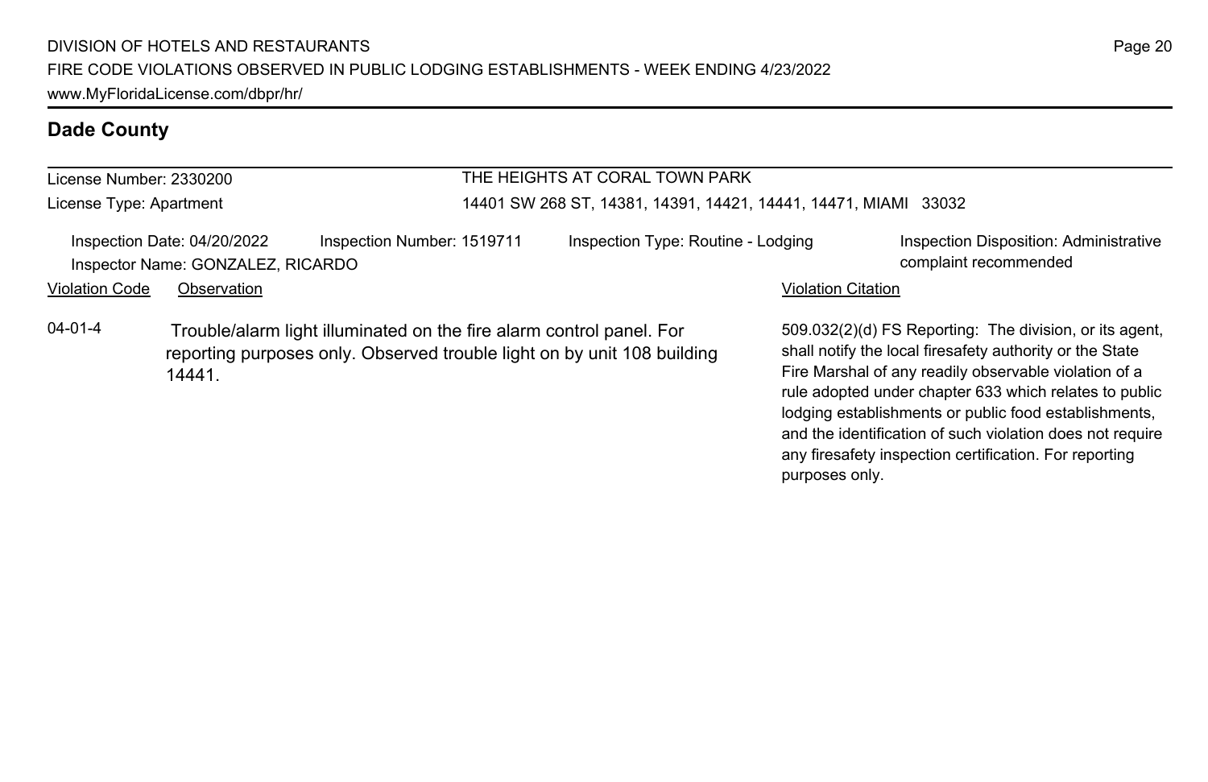## Dade County

License Number: 2330200

License Type: Apartment

THE HEIGHTS AT CORAL TOWN PARK

14401 SW 268 ST, 14381, 14391, 14421, 14441, 14471, MIAMI 33032

Inspection Date: 04/20/2022 Inspection Number: 1519711 Inspection Type: Routine - Lodging Inspection Disposition: Administrative complaint recommended

Inspector Name: GONZALEZ, RICARDO

| Violation Code | Observation | Violation Citation |
|---|---|---|
| 04-01-4 | Trouble/alarm light illuminated on the fire alarm control panel. For reporting purposes only. Observed trouble light on by unit 108 building 14441. | 509.032(2)(d) FS Reporting: The division, or its agent, shall notify the local firesafety authority or the State Fire Marshal of any readily observable violation of a rule adopted under chapter 633 which relates to public lodging establishments or public food establishments, and the identification of such violation does not require any firesafety inspection certification. For reporting purposes only. |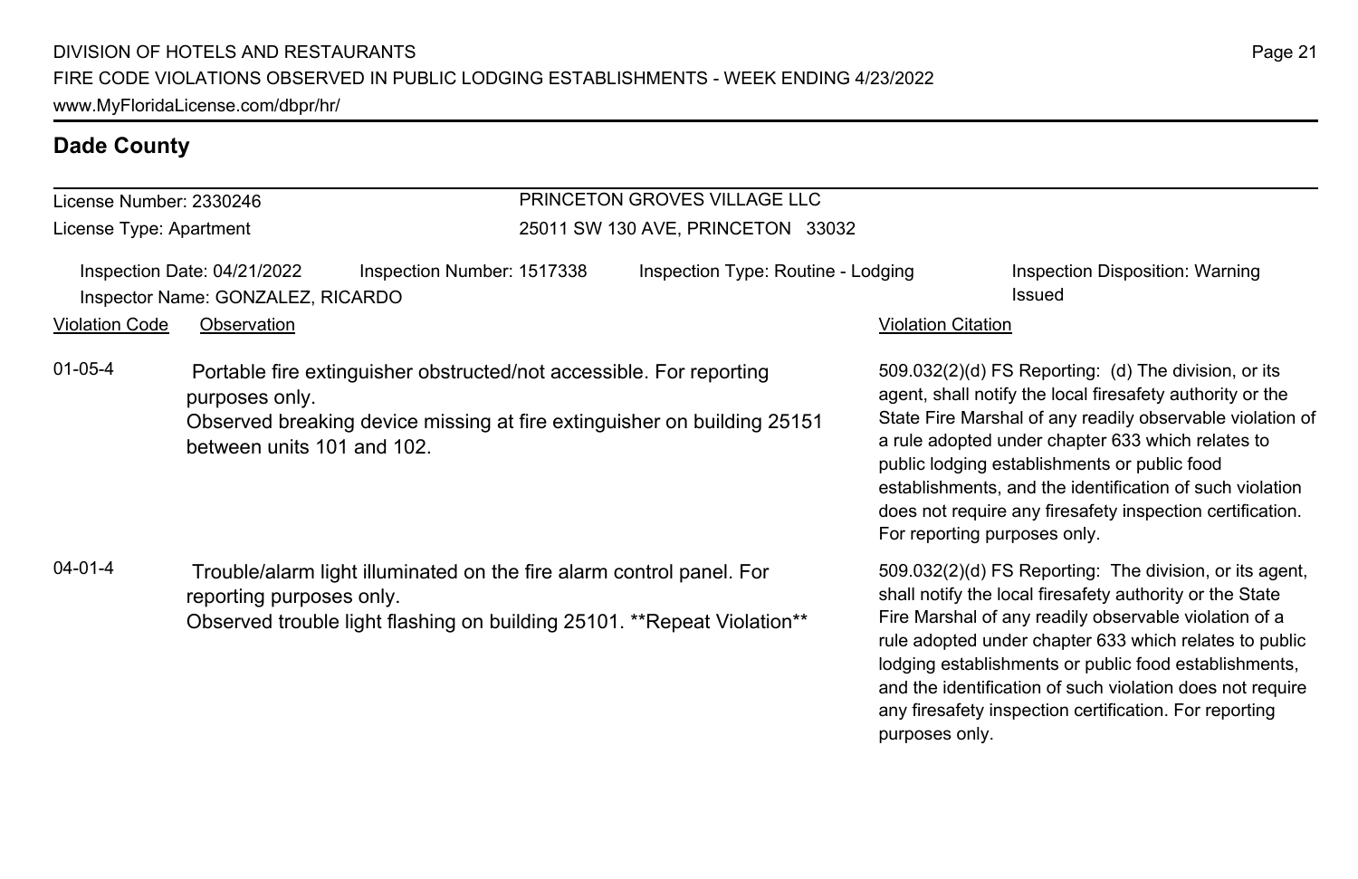## Dade County

License Number: 2330246
License Type: Apartment

PRINCETON GROVES VILLAGE LLC
25011 SW 130 AVE, PRINCETON 33032

Inspection Date: 04/21/2022 | Inspection Number: 1517338 | Inspection Type: Routine - Lodging | Inspection Disposition: Warning Issued
Inspector Name: GONZALEZ, RICARDO

| Violation Code | Observation | Violation Citation |
| --- | --- | --- |
| 01-05-4 | Portable fire extinguisher obstructed/not accessible. For reporting purposes only. Observed breaking device missing at fire extinguisher on building 25151 between units 101 and 102. | 509.032(2)(d) FS Reporting: (d) The division, or its agent, shall notify the local firesafety authority or the State Fire Marshal of any readily observable violation of a rule adopted under chapter 633 which relates to public lodging establishments or public food establishments, and the identification of such violation does not require any firesafety inspection certification. For reporting purposes only. |
| 04-01-4 | Trouble/alarm light illuminated on the fire alarm control panel. For reporting purposes only. Observed trouble light flashing on building 25101. **Repeat Violation** | 509.032(2)(d) FS Reporting: The division, or its agent, shall notify the local firesafety authority or the State Fire Marshal of any readily observable violation of a rule adopted under chapter 633 which relates to public lodging establishments or public food establishments, and the identification of such violation does not require any firesafety inspection certification. For reporting purposes only. |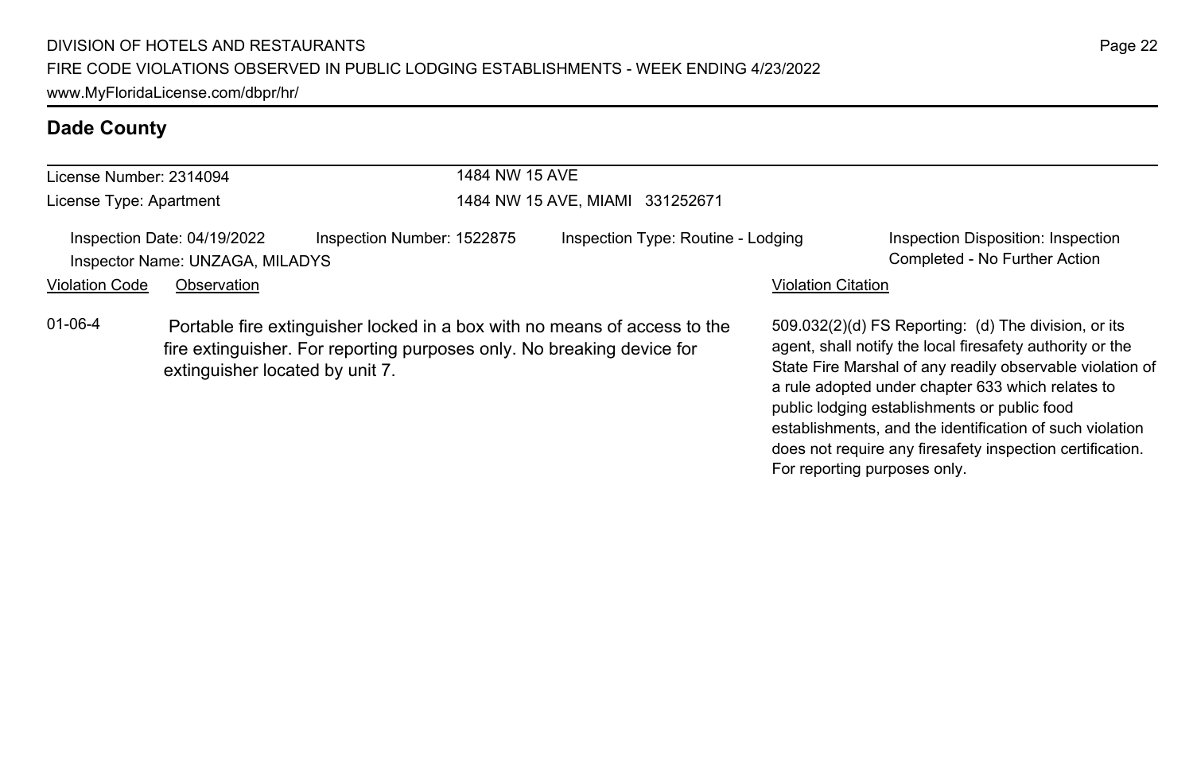## Dade County

| License Number: 2314094 | 1484 NW 15 AVE |
| --- | --- |
| License Type: Apartment | 1484 NW 15 AVE, MIAMI 331252671 |

Inspection Date: 04/19/2022 | Inspection Number: 1522875 | Inspection Type: Routine - Lodging | Inspection Disposition: Inspection Completed - No Further Action

Inspector Name: UNZAGA, MILADYS

| Violation Code | Observation | Violation Citation |
| --- | --- | --- |
| 01-06-4 | Portable fire extinguisher locked in a box with no means of access to the fire extinguisher. For reporting purposes only. No breaking device for extinguisher located by unit 7. | 509.032(2)(d) FS Reporting: (d) The division, or its agent, shall notify the local firesafety authority or the State Fire Marshal of any readily observable violation of a rule adopted under chapter 633 which relates to public lodging establishments or public food establishments, and the identification of such violation does not require any firesafety inspection certification. For reporting purposes only. |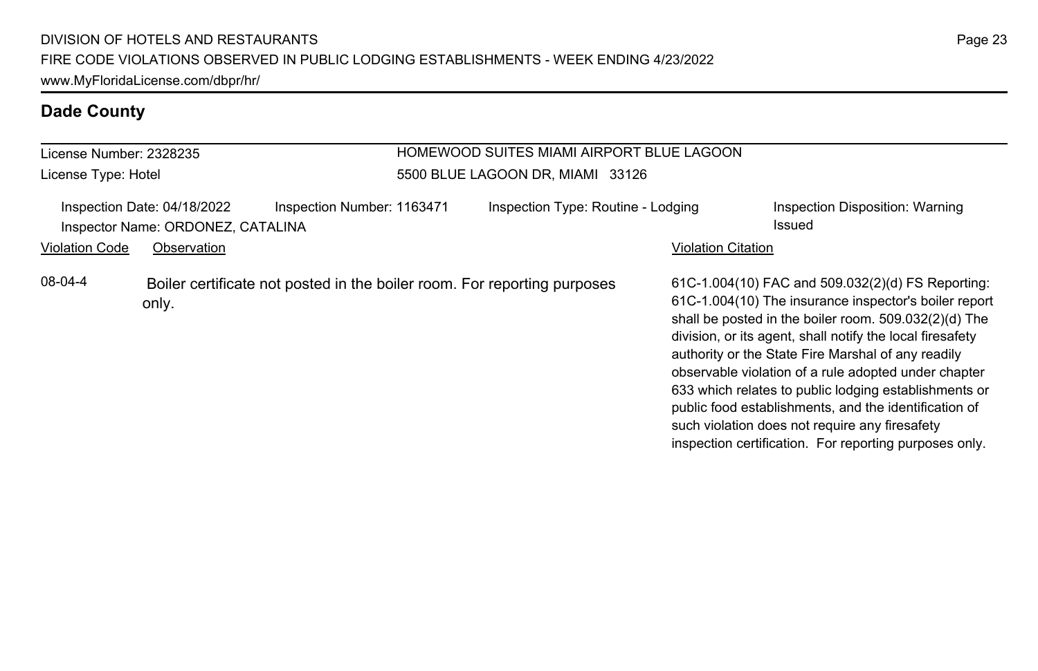## Dade County

License Number: 2328235
License Type: Hotel

HOMEWOOD SUITES MIAMI AIRPORT BLUE LAGOON
5500 BLUE LAGOON DR, MIAMI 33126

Inspection Date: 04/18/2022
Inspector Name: ORDONEZ, CATALINA
Inspection Number: 1163471
Inspection Type: Routine - Lodging
Inspection Disposition: Warning Issued

| Violation Code | Observation | Violation Citation |
|---|---|---|
| 08-04-4 | Boiler certificate not posted in the boiler room. For reporting purposes only. | 61C-1.004(10) FAC and 509.032(2)(d) FS Reporting: 61C-1.004(10) The insurance inspector's boiler report shall be posted in the boiler room. 509.032(2)(d) The division, or its agent, shall notify the local firesafety authority or the State Fire Marshal of any readily observable violation of a rule adopted under chapter 633 which relates to public lodging establishments or public food establishments, and the identification of such violation does not require any firesafety inspection certification. For reporting purposes only. |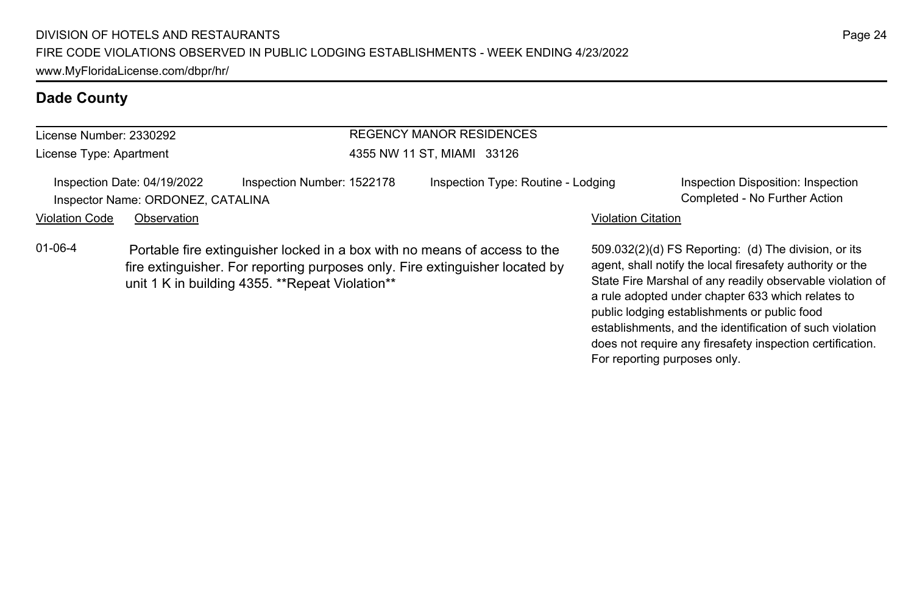## Dade County

License Number: 2330292
License Type: Apartment

REGENCY MANOR RESIDENCES
4355 NW 11 ST, MIAMI 33126

Inspection Date: 04/19/2022 | Inspection Number: 1522178 | Inspection Type: Routine - Lodging | Inspection Disposition: Inspection Completed - No Further Action

Inspector Name: ORDONEZ, CATALINA

| Violation Code | Observation | Violation Citation |
| --- | --- | --- |
| 01-06-4 | Portable fire extinguisher locked in a box with no means of access to the fire extinguisher. For reporting purposes only. Fire extinguisher located by unit 1 K in building 4355. **Repeat Violation** | 509.032(2)(d) FS Reporting: (d) The division, or its agent, shall notify the local firesafety authority or the State Fire Marshal of any readily observable violation of a rule adopted under chapter 633 which relates to public lodging establishments or public food establishments, and the identification of such violation does not require any firesafety inspection certification. For reporting purposes only. |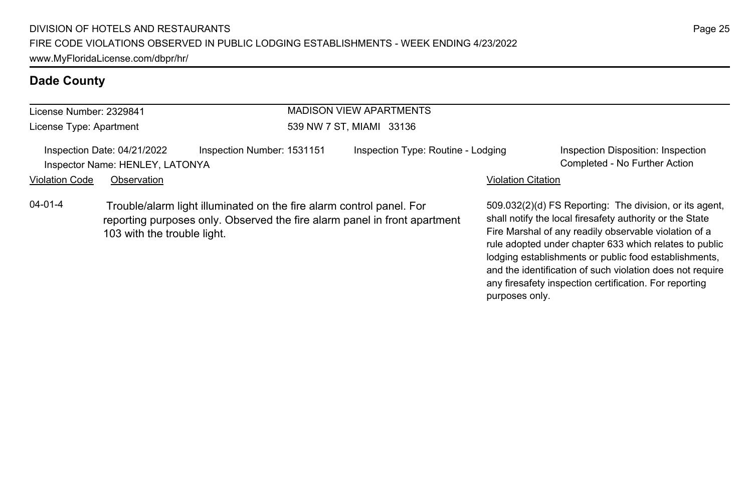## Dade County

License Number: 2329841
License Type: Apartment

MADISON VIEW APARTMENTS
539 NW 7 ST, MIAMI 33136

Inspection Date: 04/21/2022
Inspector Name: HENLEY, LATONYA
Inspection Number: 1531151
Inspection Type: Routine - Lodging
Inspection Disposition: Inspection Completed - No Further Action

| Violation Code | Observation | Violation Citation |
| --- | --- | --- |
| 04-01-4 | Trouble/alarm light illuminated on the fire alarm control panel. For reporting purposes only. Observed the fire alarm panel in front apartment 103 with the trouble light. | 509.032(2)(d) FS Reporting: The division, or its agent, shall notify the local firesafety authority or the State Fire Marshal of any readily observable violation of a rule adopted under chapter 633 which relates to public lodging establishments or public food establishments, and the identification of such violation does not require any firesafety inspection certification. For reporting purposes only. |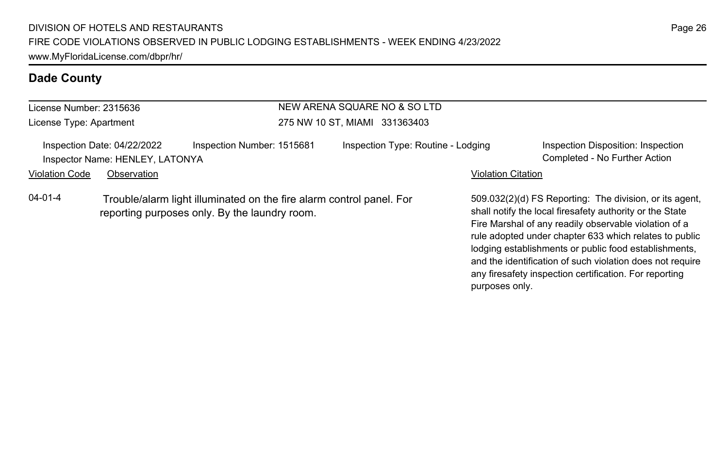## Dade County

License Number: 2315636

License Type: Apartment

NEW ARENA SQUARE NO & SO LTD

275 NW 10 ST, MIAMI 331363403

Inspection Date: 04/22/2022 | Inspection Number: 1515681 | Inspection Type: Routine - Lodging | Inspection Disposition: Inspection Completed - No Further Action

Inspector Name: HENLEY, LATONYA

| Violation Code | Observation | Violation Citation |
| --- | --- | --- |
| 04-01-4 | Trouble/alarm light illuminated on the fire alarm control panel. For reporting purposes only. By the laundry room. | 509.032(2)(d) FS Reporting: The division, or its agent, shall notify the local firesafety authority or the State Fire Marshal of any readily observable violation of a rule adopted under chapter 633 which relates to public lodging establishments or public food establishments, and the identification of such violation does not require any firesafety inspection certification. For reporting purposes only. |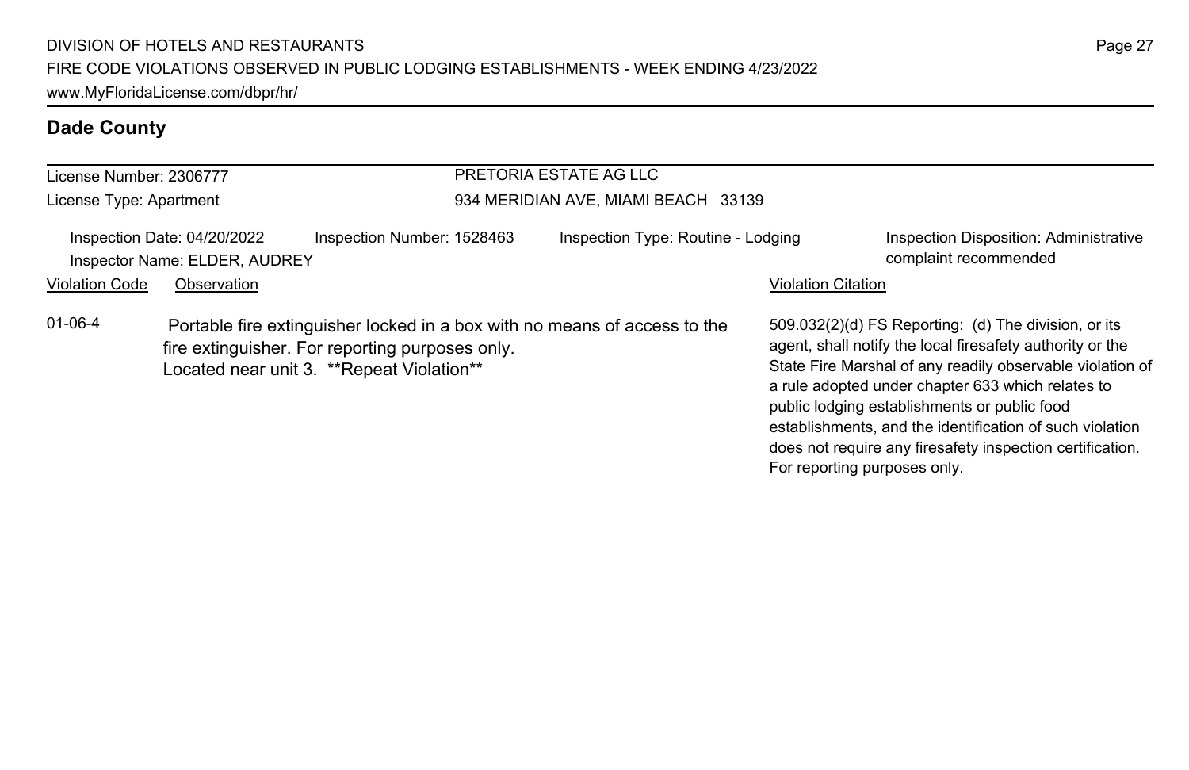## Dade County

| License Number: 2306777 | PRETORIA ESTATE AG LLC |
|---|---|
| License Type: Apartment | 934 MERIDIAN AVE, MIAMI BEACH 33139 |

Inspection Date: 04/20/2022 | Inspection Number: 1528463 | Inspection Type: Routine - Lodging | Inspection Disposition: Administrative complaint recommended

Inspector Name: ELDER, AUDREY

| Violation Code | Observation | Violation Citation |
|---|---|---|
| 01-06-4 | Portable fire extinguisher locked in a box with no means of access to the fire extinguisher. For reporting purposes only. Located near unit 3. **Repeat Violation** | 509.032(2)(d) FS Reporting: (d) The division, or its agent, shall notify the local firesafety authority or the State Fire Marshal of any readily observable violation of a rule adopted under chapter 633 which relates to public lodging establishments or public food establishments, and the identification of such violation does not require any firesafety inspection certification. For reporting purposes only. |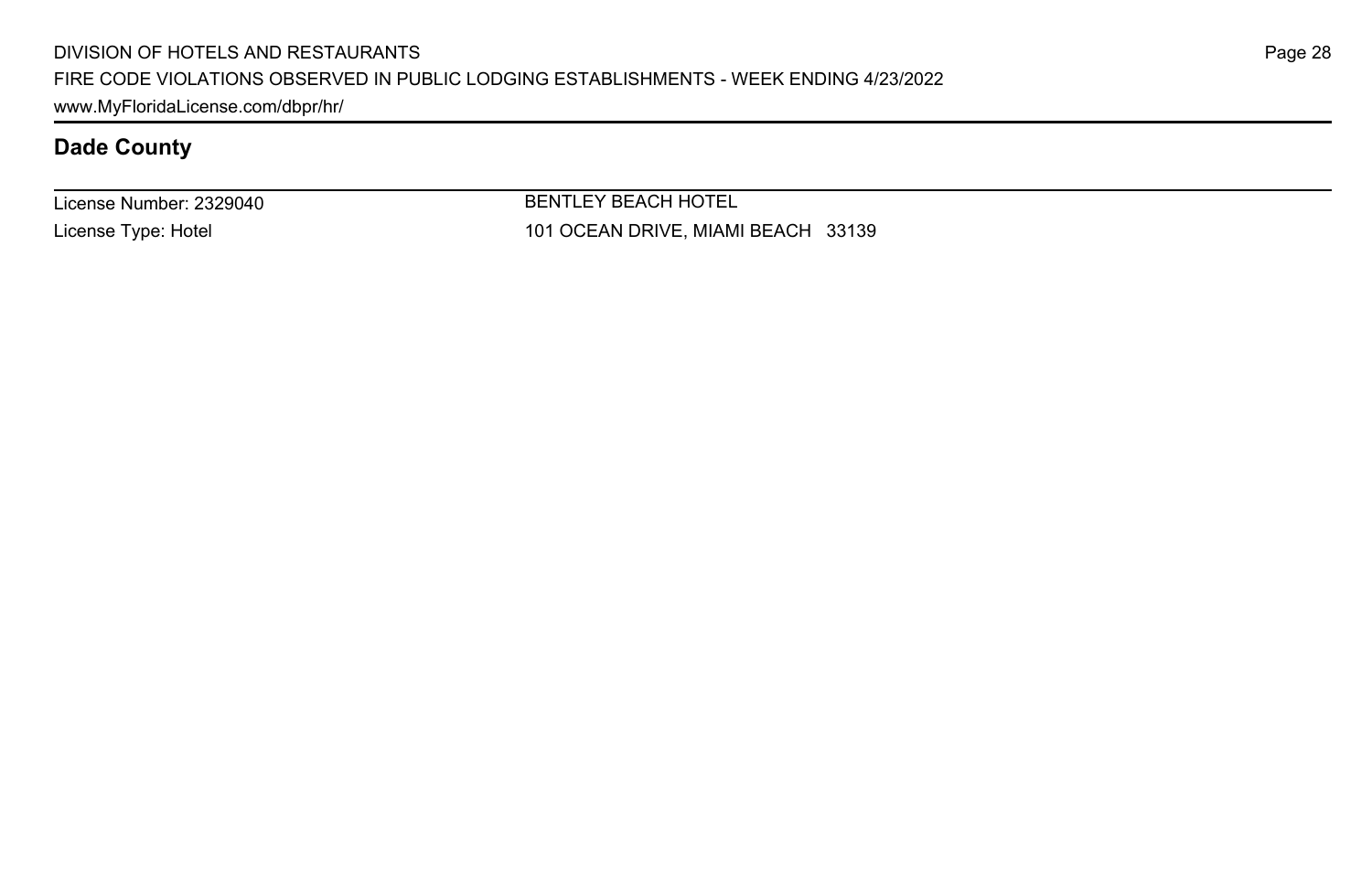## Dade County

| License Number: 2329040 | BENTLEY BEACH HOTEL |
|---|---|
| License Type: Hotel | 101 OCEAN DRIVE, MIAMI BEACH 33139 |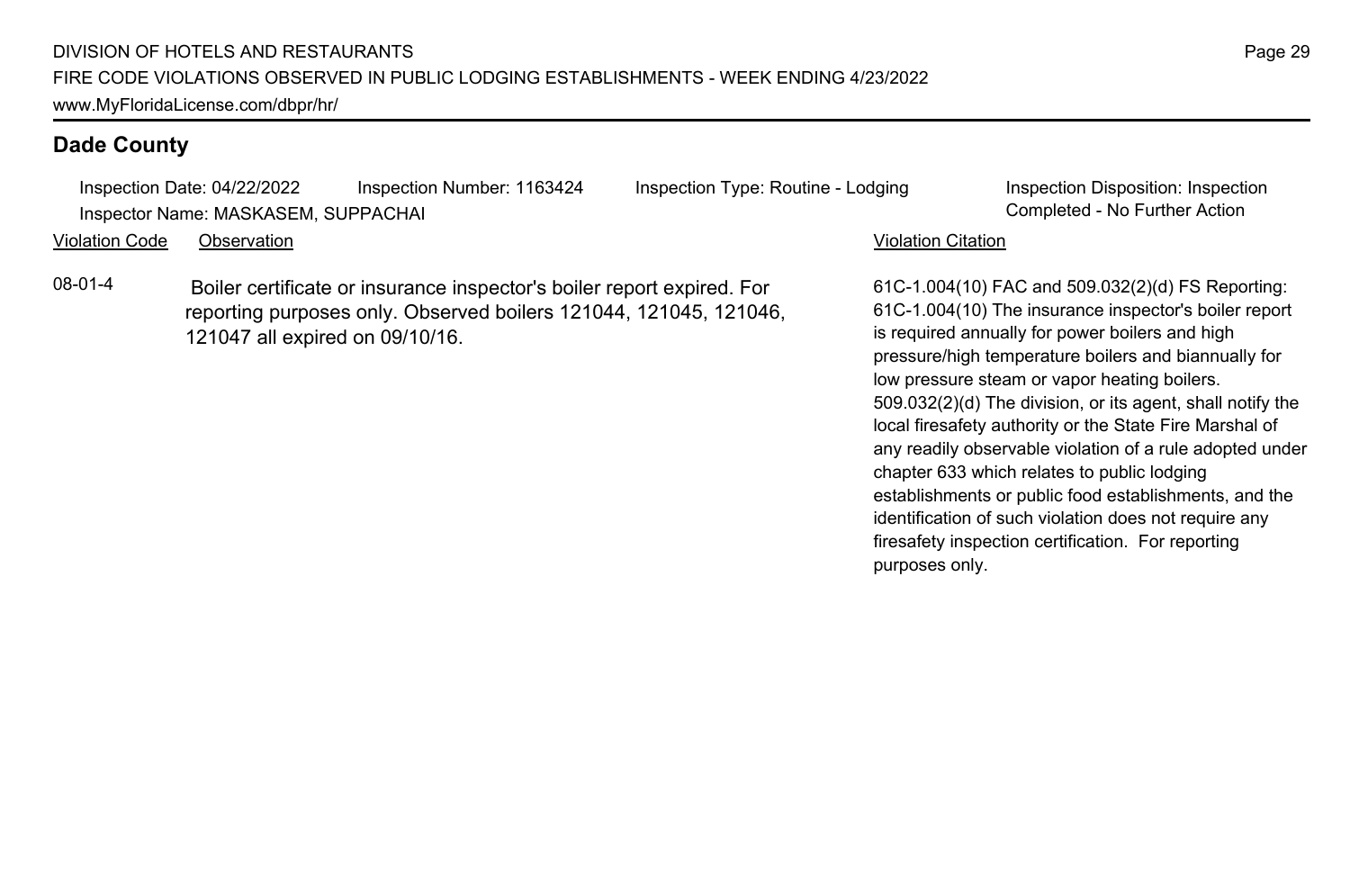## Dade County

Inspection Date: 04/22/2022 Inspection Number: 1163424 Inspection Type: Routine - Lodging Inspection Disposition: Inspection Completed - No Further Action

Inspector Name: MASKASEM, SUPPACHAI

| Violation Code | Observation | Violation Citation |
|---|---|---|
| 08-01-4 | Boiler certificate or insurance inspector's boiler report expired. For reporting purposes only. Observed boilers 121044, 121045, 121046, 121047 all expired on 09/10/16. | 61C-1.004(10) FAC and 509.032(2)(d) FS Reporting: 61C-1.004(10) The insurance inspector's boiler report is required annually for power boilers and high pressure/high temperature boilers and biannually for low pressure steam or vapor heating boilers. 509.032(2)(d) The division, or its agent, shall notify the local firesafety authority or the State Fire Marshal of any readily observable violation of a rule adopted under chapter 633 which relates to public lodging establishments or public food establishments, and the identification of such violation does not require any firesafety inspection certification. For reporting purposes only. |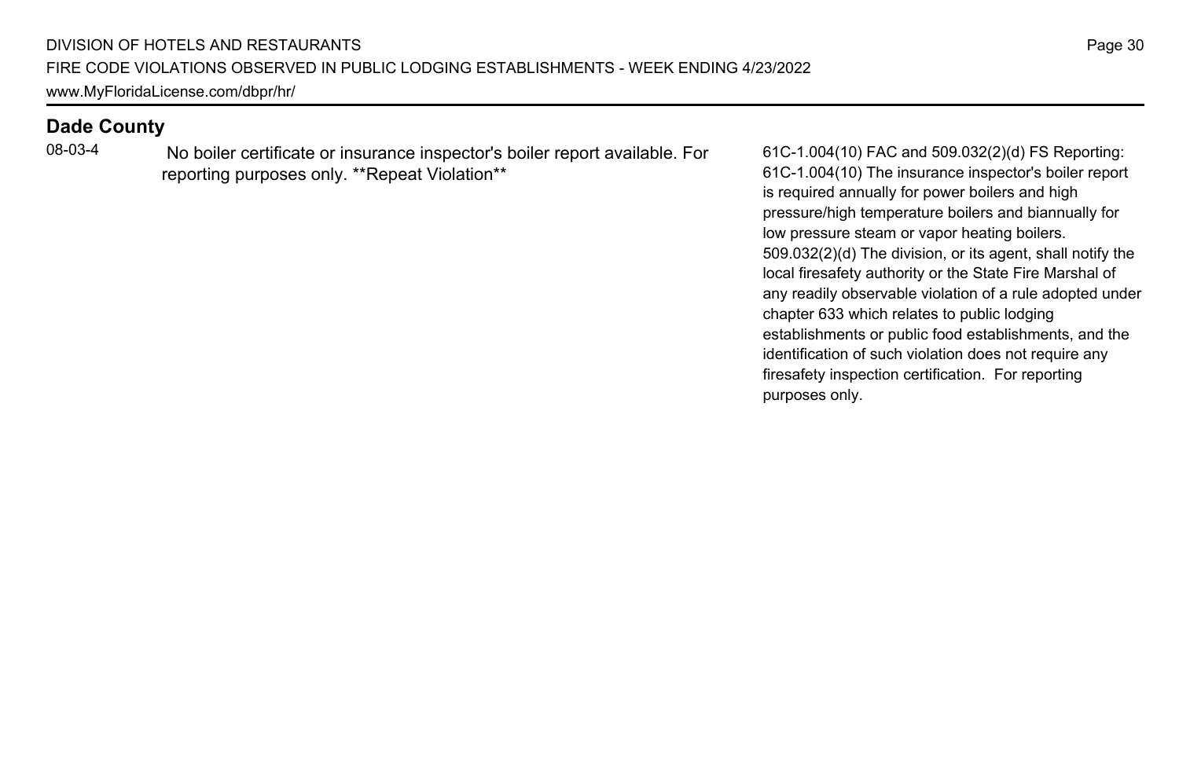## Dade County

| | | |
|---|---|---|
| 08-03-4 | No boiler certificate or insurance inspector's boiler report available. For reporting purposes only. **Repeat Violation** | 61C-1.004(10) FAC and 509.032(2)(d) FS Reporting: 61C-1.004(10) The insurance inspector's boiler report is required annually for power boilers and high pressure/high temperature boilers and biannually for low pressure steam or vapor heating boilers. 509.032(2)(d) The division, or its agent, shall notify the local firesafety authority or the State Fire Marshal of any readily observable violation of a rule adopted under chapter 633 which relates to public lodging establishments or public food establishments, and the identification of such violation does not require any firesafety inspection certification. For reporting purposes only. |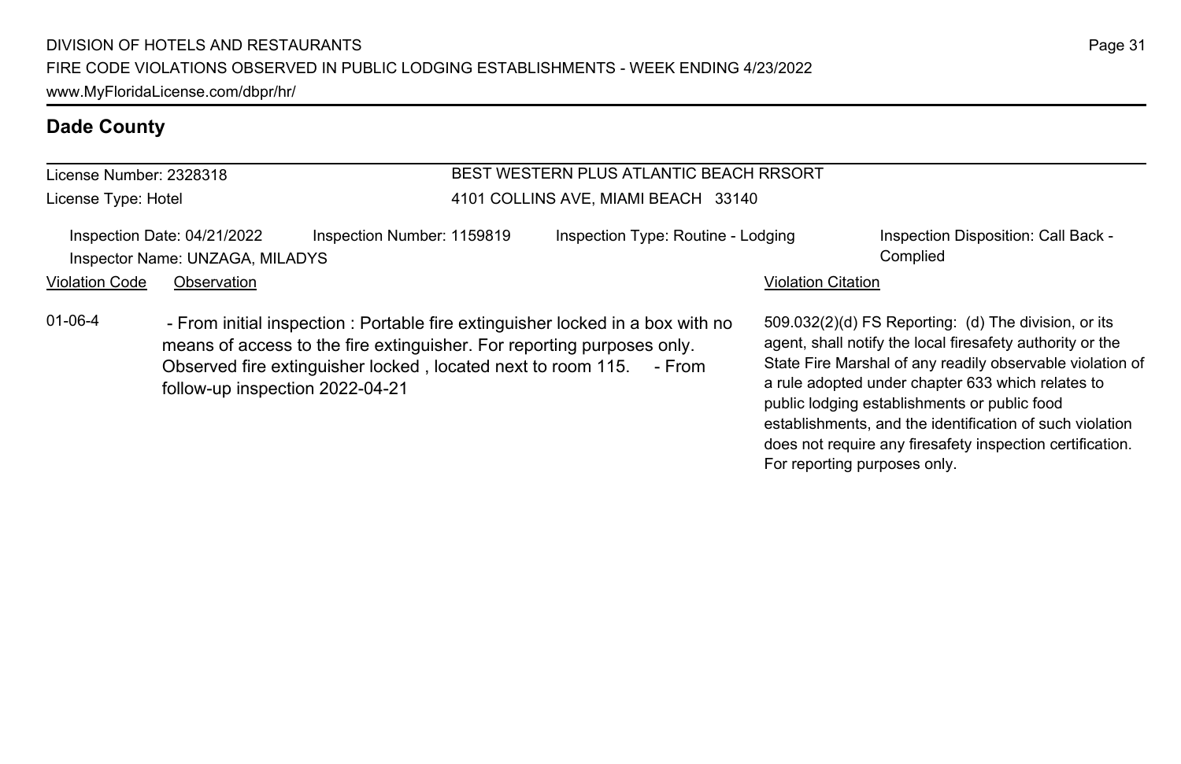## Dade County

**License Number:** 2328318
**License Type:** Hotel

**BEST WESTERN PLUS ATLANTIC BEACH RRSORT**
4101 COLLINS AVE, MIAMI BEACH 33140

Inspection Date: 04/21/2022
Inspector Name: UNZAGA, MILADYS
Inspection Number: 1159819
Inspection Type: Routine - Lodging
Inspection Disposition: Call Back - Complied

| Violation Code | Observation | Violation Citation |
| --- | --- | --- |
| 01-06-4 | - From initial inspection : Portable fire extinguisher locked in a box with no means of access to the fire extinguisher. For reporting purposes only. Observed fire extinguisher locked , located next to room 115. - From follow-up inspection 2022-04-21 | 509.032(2)(d) FS Reporting: (d) The division, or its agent, shall notify the local firesafety authority or the State Fire Marshal of any readily observable violation of a rule adopted under chapter 633 which relates to public lodging establishments or public food establishments, and the identification of such violation does not require any firesafety inspection certification. For reporting purposes only. |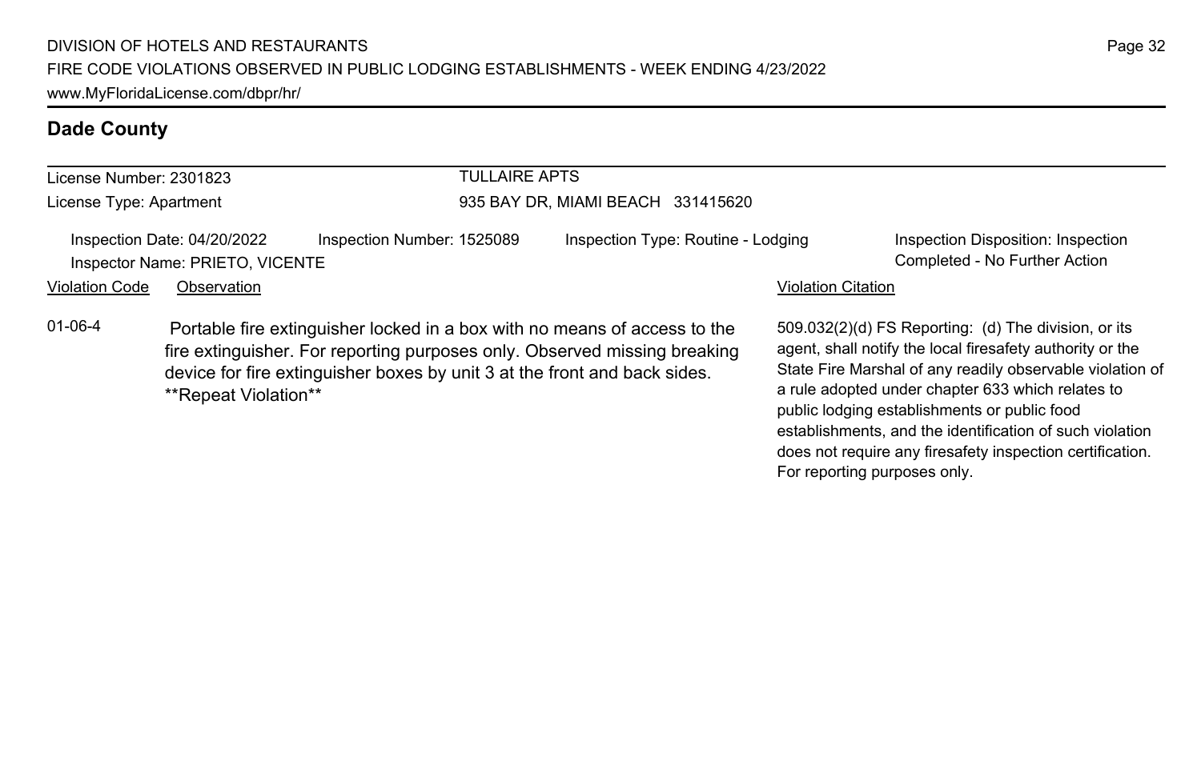## Dade County

License Number: 2301823
License Type: Apartment

TULLAIRE APTS
935 BAY DR, MIAMI BEACH 331415620

Inspection Date: 04/20/2022
Inspector Name: PRIETO, VICENTE
Inspection Number: 1525089
Inspection Type: Routine - Lodging
Inspection Disposition: Inspection Completed - No Further Action

| Violation Code | Observation | Violation Citation |
| --- | --- | --- |
| 01-06-4 | Portable fire extinguisher locked in a box with no means of access to the fire extinguisher. For reporting purposes only. Observed missing breaking device for fire extinguisher boxes by unit 3 at the front and back sides. **Repeat Violation** | 509.032(2)(d) FS Reporting: (d) The division, or its agent, shall notify the local firesafety authority or the State Fire Marshal of any readily observable violation of a rule adopted under chapter 633 which relates to public lodging establishments or public food establishments, and the identification of such violation does not require any firesafety inspection certification. For reporting purposes only. |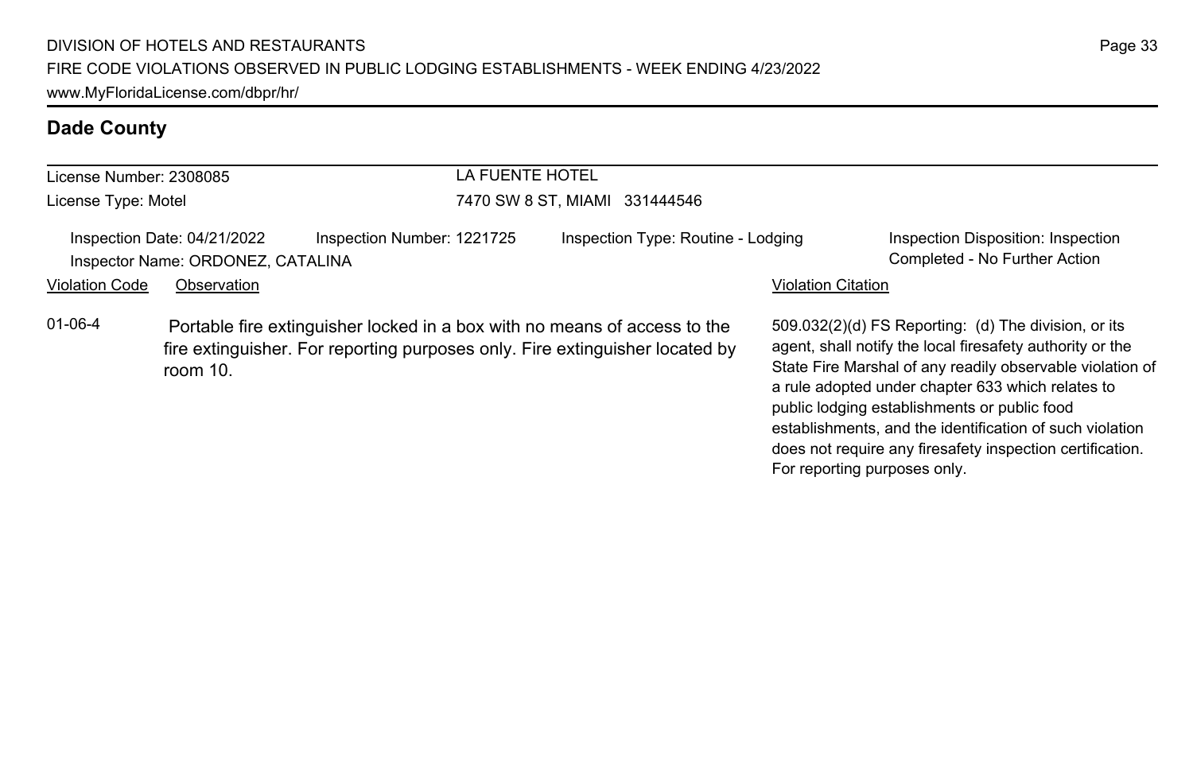## Dade County

License Number: 2308085

License Type: Motel

LA FUENTE HOTEL

7470 SW 8 ST, MIAMI 331444546

Inspection Date: 04/21/2022 Inspection Number: 1221725 Inspection Type: Routine - Lodging Inspection Disposition: Inspection Completed - No Further Action

Inspector Name: ORDONEZ, CATALINA

| Violation Code | Observation | Violation Citation |
|---|---|---|
| 01-06-4 | Portable fire extinguisher locked in a box with no means of access to the fire extinguisher. For reporting purposes only. Fire extinguisher located by room 10. | 509.032(2)(d) FS Reporting: (d) The division, or its agent, shall notify the local firesafety authority or the State Fire Marshal of any readily observable violation of a rule adopted under chapter 633 which relates to public lodging establishments or public food establishments, and the identification of such violation does not require any firesafety inspection certification. For reporting purposes only. |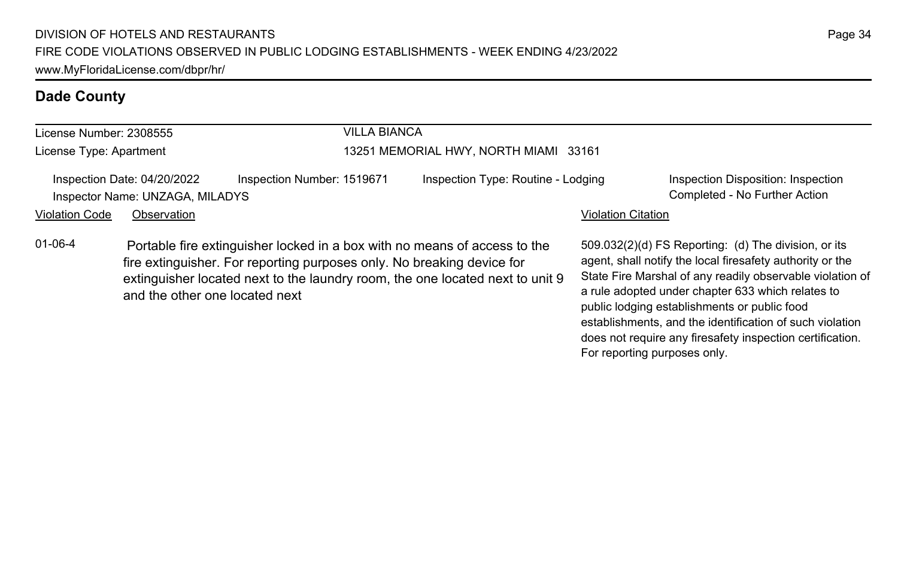## Dade County

License Number: 2308555

License Type: Apartment

VILLA BIANCA

13251 MEMORIAL HWY, NORTH MIAMI 33161

Inspection Date: 04/20/2022

Inspector Name: UNZAGA, MILADYS

Inspection Number: 1519671

Inspection Type: Routine - Lodging

Inspection Disposition: Inspection Completed - No Further Action

| Violation Code | Observation | Violation Citation |
|---|---|---|
| 01-06-4 | Portable fire extinguisher locked in a box with no means of access to the fire extinguisher. For reporting purposes only. No breaking device for extinguisher located next to the laundry room, the one located next to unit 9 and the other one located next | 509.032(2)(d) FS Reporting: (d) The division, or its agent, shall notify the local firesafety authority or the State Fire Marshal of any readily observable violation of a rule adopted under chapter 633 which relates to public lodging establishments or public food establishments, and the identification of such violation does not require any firesafety inspection certification. For reporting purposes only. |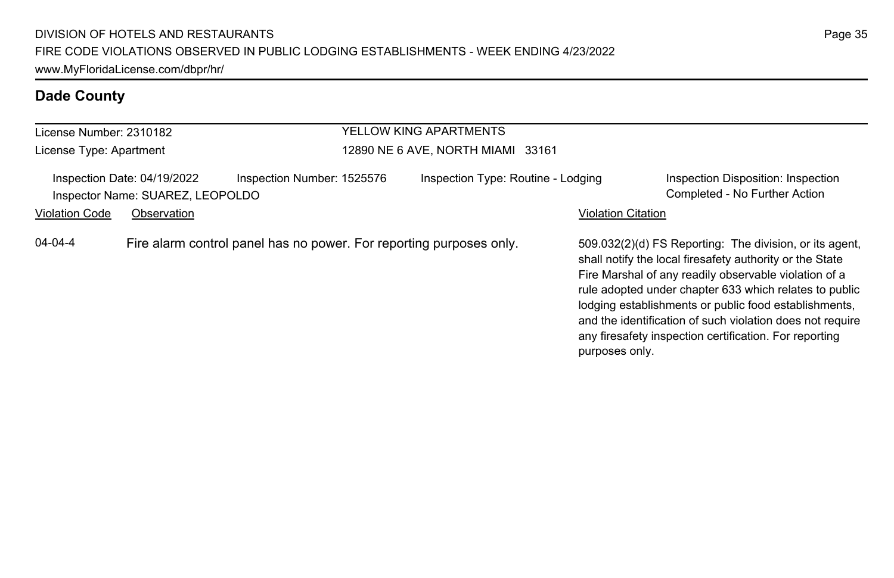## Dade County

License Number: 2310182
License Type: Apartment

YELLOW KING APARTMENTS
12890 NE 6 AVE, NORTH MIAMI 33161

Inspection Date: 04/19/2022
Inspector Name: SUAREZ, LEOPOLDO
Inspection Number: 1525576
Inspection Type: Routine - Lodging
Inspection Disposition: Inspection Completed - No Further Action

| Violation Code | Observation | Violation Citation |
| --- | --- | --- |
| 04-04-4 | Fire alarm control panel has no power. For reporting purposes only. | 509.032(2)(d) FS Reporting: The division, or its agent, shall notify the local firesafety authority or the State Fire Marshal of any readily observable violation of a rule adopted under chapter 633 which relates to public lodging establishments or public food establishments, and the identification of such violation does not require any firesafety inspection certification. For reporting purposes only. |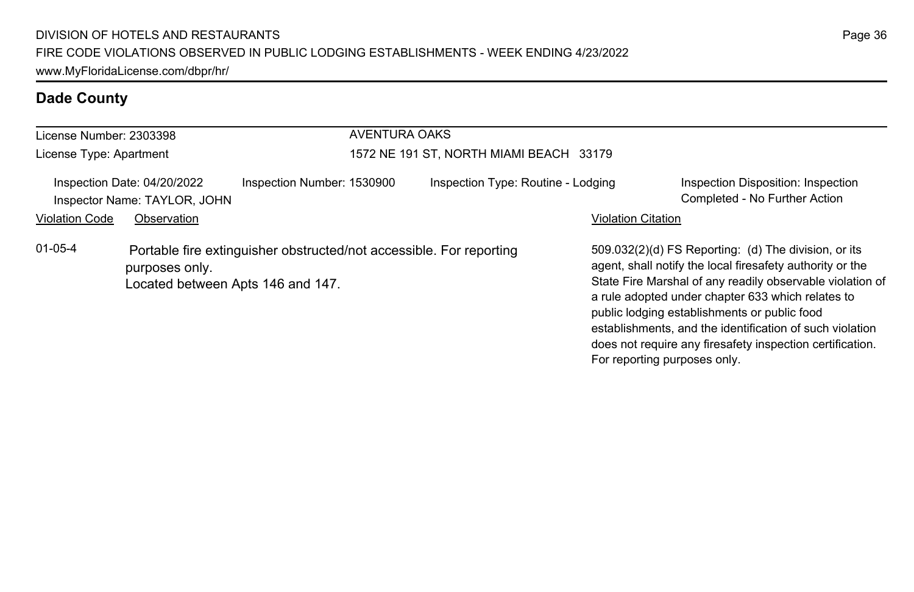## Dade County

License Number: 2303398
License Type: Apartment

AVENTURA OAKS
1572 NE 191 ST, NORTH MIAMI BEACH 33179

Inspection Date: 04/20/2022
Inspector Name: TAYLOR, JOHN
Inspection Number: 1530900
Inspection Type: Routine - Lodging
Inspection Disposition: Inspection Completed - No Further Action

| Violation Code | Observation | Violation Citation |
| --- | --- | --- |
| 01-05-4 | Portable fire extinguisher obstructed/not accessible. For reporting purposes only. Located between Apts 146 and 147. | 509.032(2)(d) FS Reporting: (d) The division, or its agent, shall notify the local firesafety authority or the State Fire Marshal of any readily observable violation of a rule adopted under chapter 633 which relates to public lodging establishments or public food establishments, and the identification of such violation does not require any firesafety inspection certification. For reporting purposes only. |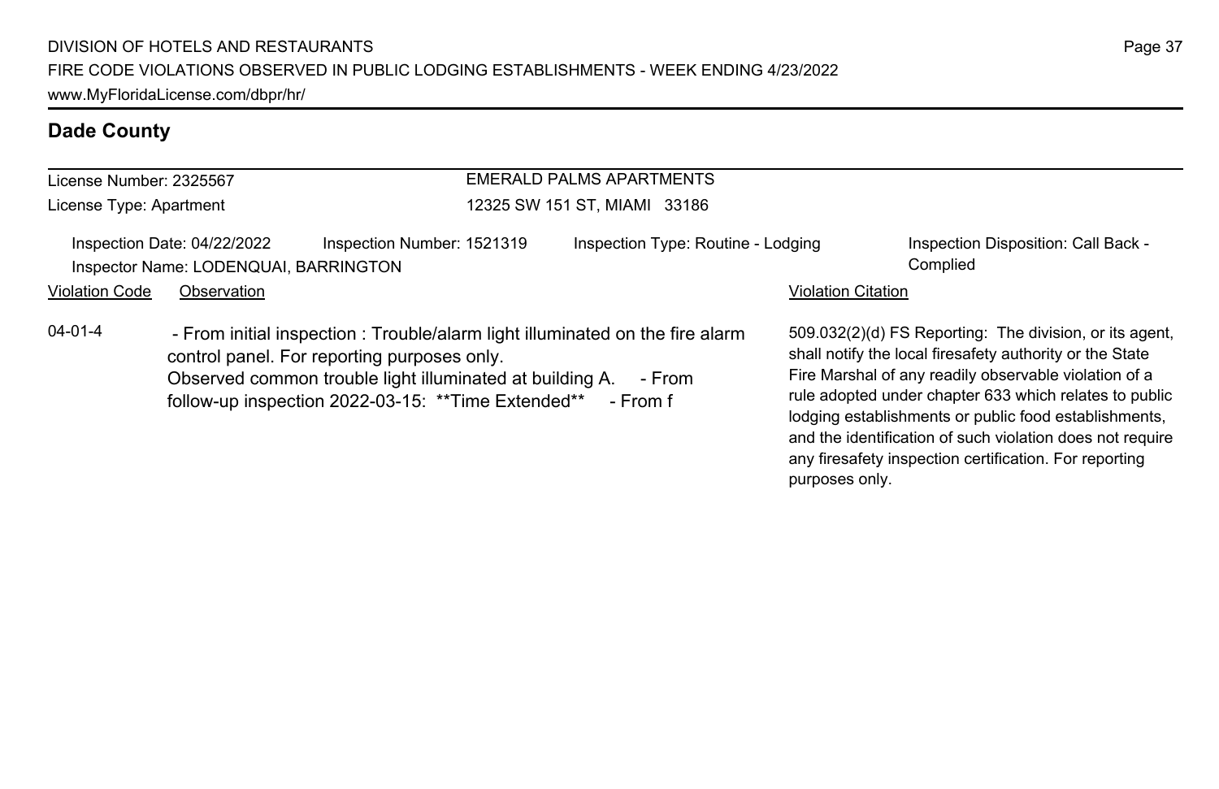## Dade County

**License Number:** 2325567
**License Type:** Apartment

**EMERALD PALMS APARTMENTS**
12325 SW 151 ST, MIAMI 33186

Inspection Date: 04/22/2022 | Inspection Number: 1521319 | Inspection Type: Routine - Lodging | Inspection Disposition: Call Back - Complied

Inspector Name: LODENQUAI, BARRINGTON

| Violation Code | Observation | Violation Citation |
|---|---|---|
| 04-01-4 | - From initial inspection : Trouble/alarm light illuminated on the fire alarm control panel. For reporting purposes only. Observed common trouble light illuminated at building A. - From follow-up inspection 2022-03-15: **Time Extended** - From f | 509.032(2)(d) FS Reporting: The division, or its agent, shall notify the local firesafety authority or the State Fire Marshal of any readily observable violation of a rule adopted under chapter 633 which relates to public lodging establishments or public food establishments, and the identification of such violation does not require any firesafety inspection certification. For reporting purposes only. |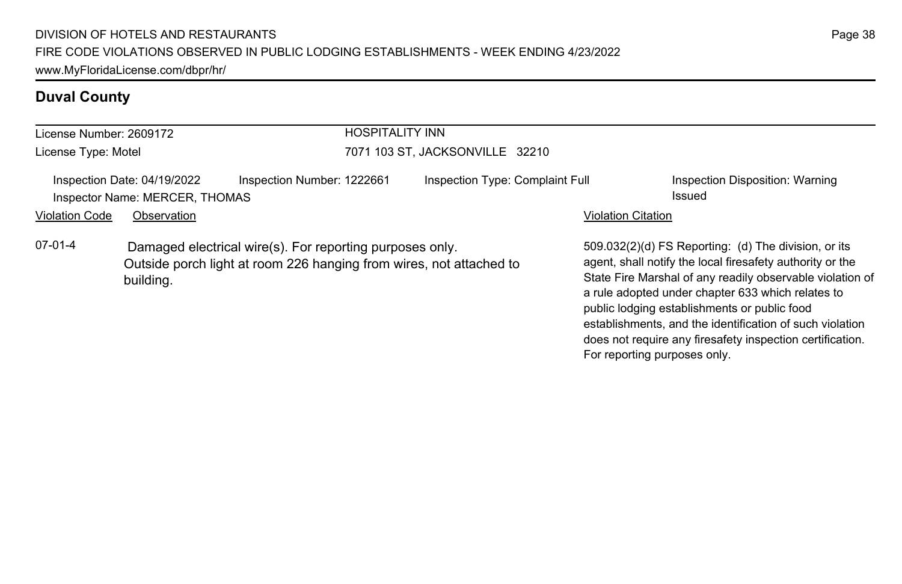## Duval County

License Number: 2609172
License Type: Motel

HOSPITALITY INN
7071 103 ST, JACKSONVILLE 32210

Inspection Date: 04/19/2022 | Inspection Number: 1222661 | Inspection Type: Complaint Full | Inspection Disposition: Warning Issued
Inspector Name: MERCER, THOMAS

| Violation Code | Observation | Violation Citation |
|---|---|---|
| 07-01-4 | Damaged electrical wire(s). For reporting purposes only. Outside porch light at room 226 hanging from wires, not attached to building. | 509.032(2)(d) FS Reporting: (d) The division, or its agent, shall notify the local firesafety authority or the State Fire Marshal of any readily observable violation of a rule adopted under chapter 633 which relates to public lodging establishments or public food establishments, and the identification of such violation does not require any firesafety inspection certification. For reporting purposes only. |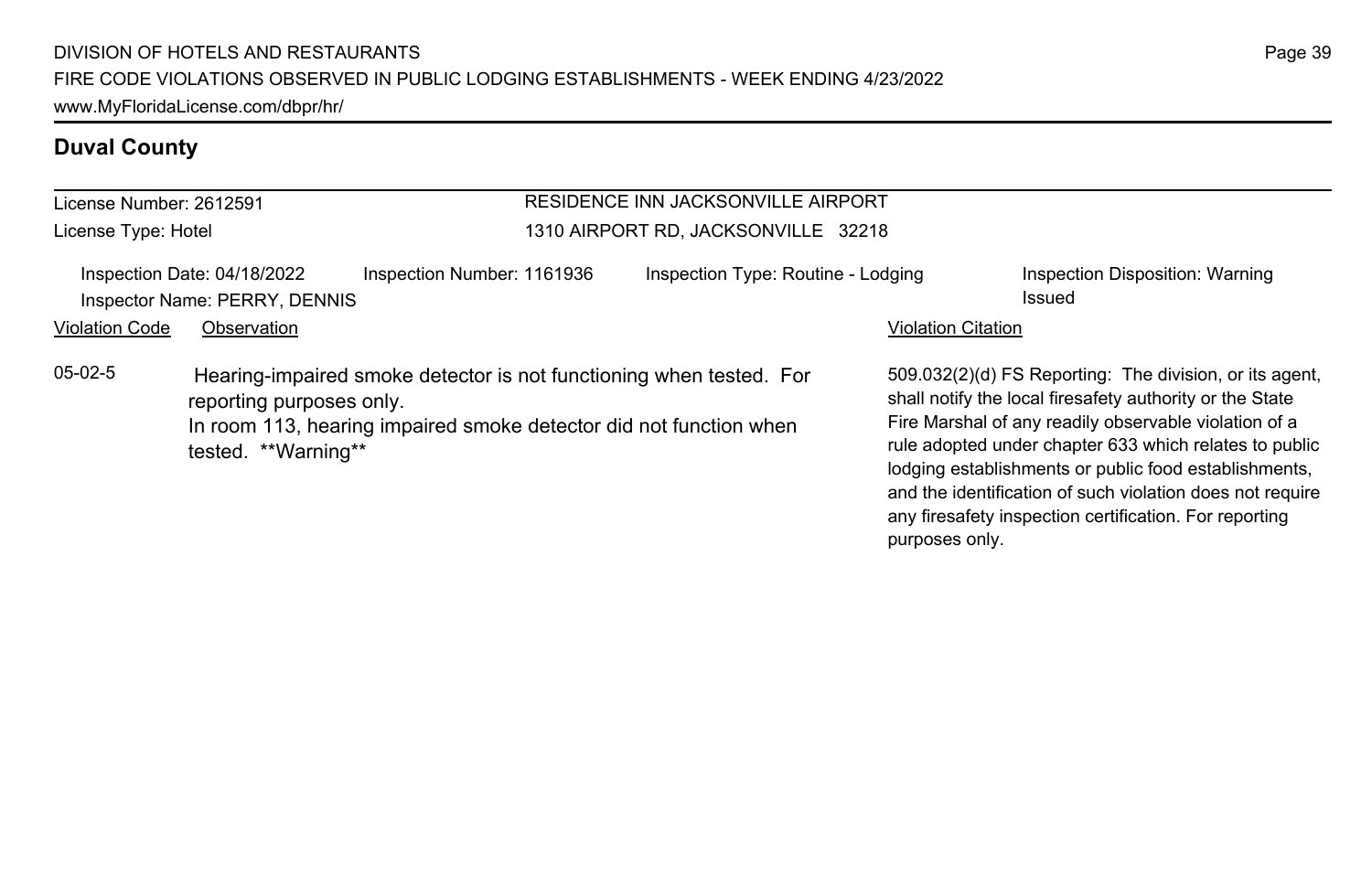## Duval County

License Number: 2612591

License Type: Hotel

RESIDENCE INN JACKSONVILLE AIRPORT

1310 AIRPORT RD, JACKSONVILLE 32218

Inspection Date: 04/18/2022 | Inspection Number: 1161936 | Inspection Type: Routine - Lodging | Inspection Disposition: Warning Issued

Inspector Name: PERRY, DENNIS

| Violation Code | Observation | Violation Citation |
|---|---|---|
| 05-02-5 | Hearing-impaired smoke detector is not functioning when tested. For reporting purposes only.<br>In room 113, hearing impaired smoke detector did not function when tested. **Warning** | 509.032(2)(d) FS Reporting: The division, or its agent, shall notify the local firesafety authority or the State Fire Marshal of any readily observable violation of a rule adopted under chapter 633 which relates to public lodging establishments or public food establishments, and the identification of such violation does not require any firesafety inspection certification. For reporting purposes only. |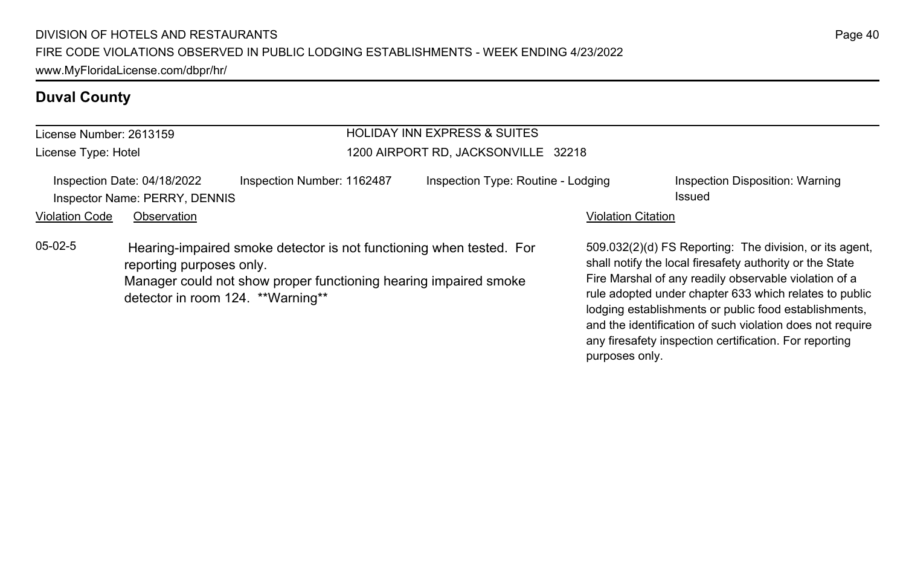## Duval County

License Number: 2613159

License Type: Hotel

HOLIDAY INN EXPRESS & SUITES

1200 AIRPORT RD, JACKSONVILLE 32218

Inspection Date: 04/18/2022 | Inspection Number: 1162487 | Inspection Type: Routine - Lodging | Inspection Disposition: Warning Issued

Inspector Name: PERRY, DENNIS

| Violation Code | Observation | Violation Citation |
| --- | --- | --- |
| 05-02-5 | Hearing-impaired smoke detector is not functioning when tested. For reporting purposes only. Manager could not show proper functioning hearing impaired smoke detector in room 124. **Warning** | 509.032(2)(d) FS Reporting: The division, or its agent, shall notify the local firesafety authority or the State Fire Marshal of any readily observable violation of a rule adopted under chapter 633 which relates to public lodging establishments or public food establishments, and the identification of such violation does not require any firesafety inspection certification. For reporting purposes only. |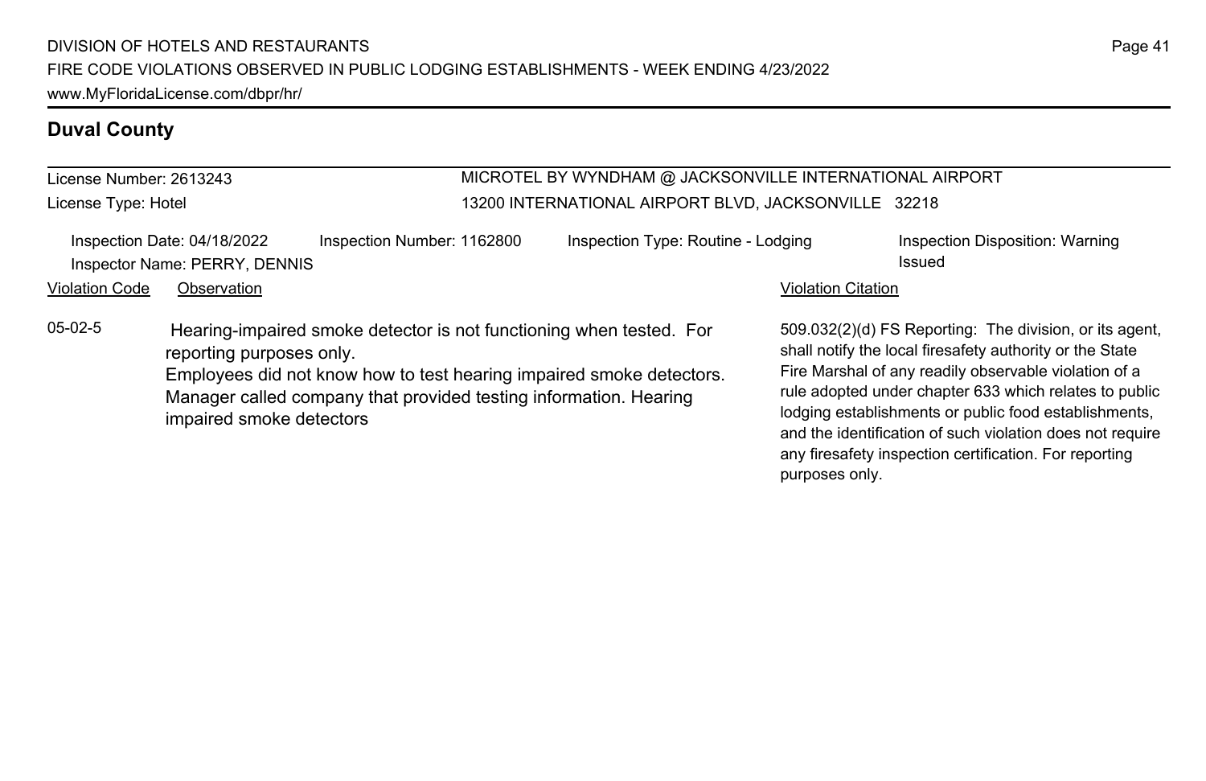## Duval County

License Number: 2613243
License Type: Hotel

MICROTEL BY WYNDHAM @ JACKSONVILLE INTERNATIONAL AIRPORT
13200 INTERNATIONAL AIRPORT BLVD, JACKSONVILLE 32218

Inspection Date: 04/18/2022 | Inspection Number: 1162800 | Inspection Type: Routine - Lodging | Inspection Disposition: Warning Issued
Inspector Name: PERRY, DENNIS

| Violation Code | Observation | Violation Citation |
| --- | --- | --- |
| 05-02-5 | Hearing-impaired smoke detector is not functioning when tested. For reporting purposes only. Employees did not know how to test hearing impaired smoke detectors. Manager called company that provided testing information. Hearing impaired smoke detectors | 509.032(2)(d) FS Reporting: The division, or its agent, shall notify the local firesafety authority or the State Fire Marshal of any readily observable violation of a rule adopted under chapter 633 which relates to public lodging establishments or public food establishments, and the identification of such violation does not require any firesafety inspection certification. For reporting purposes only. |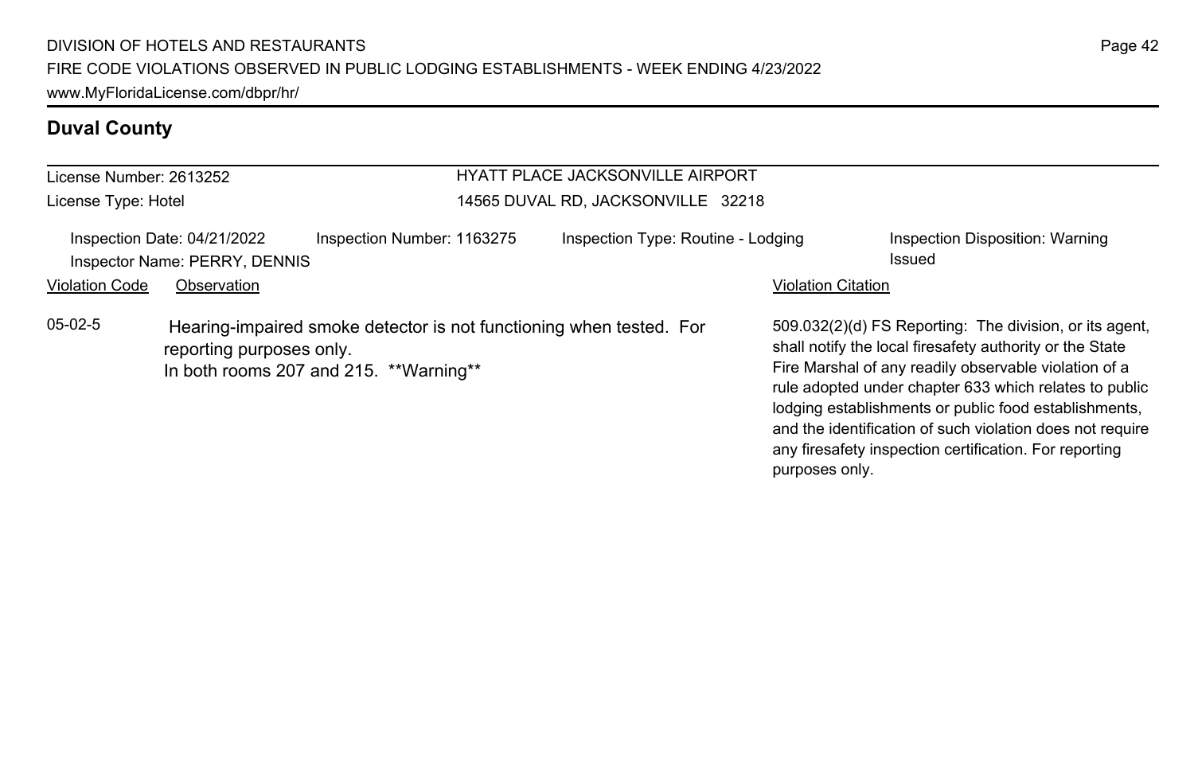## Duval County

License Number: 2613252

License Type: Hotel

HYATT PLACE JACKSONVILLE AIRPORT

14565 DUVAL RD, JACKSONVILLE 32218

Inspection Date: 04/21/2022 | Inspection Number: 1163275 | Inspection Type: Routine - Lodging | Inspection Disposition: Warning Issued

Inspector Name: PERRY, DENNIS

| Violation Code | Observation | Violation Citation |
|---|---|---|
| 05-02-5 | Hearing-impaired smoke detector is not functioning when tested. For reporting purposes only. In both rooms 207 and 215. **Warning** | 509.032(2)(d) FS Reporting: The division, or its agent, shall notify the local firesafety authority or the State Fire Marshal of any readily observable violation of a rule adopted under chapter 633 which relates to public lodging establishments or public food establishments, and the identification of such violation does not require any firesafety inspection certification. For reporting purposes only. |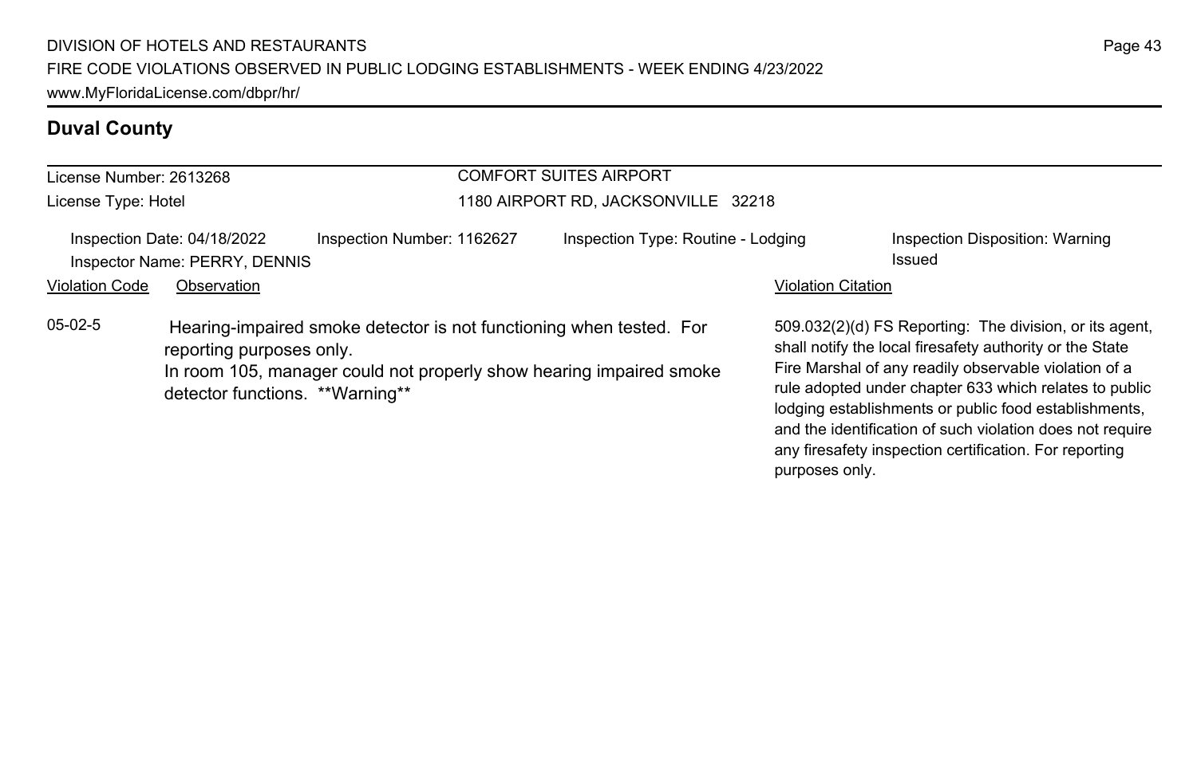## Duval County

License Number: 2613268
License Type: Hotel

COMFORT SUITES AIRPORT
1180 AIRPORT RD, JACKSONVILLE 32218

Inspection Date: 04/18/2022
Inspector Name: PERRY, DENNIS
Inspection Number: 1162627
Inspection Type: Routine - Lodging
Inspection Disposition: Warning Issued

| Violation Code | Observation | Violation Citation |
| --- | --- | --- |
| 05-02-5 | Hearing-impaired smoke detector is not functioning when tested. For reporting purposes only. In room 105, manager could not properly show hearing impaired smoke detector functions. **Warning** | 509.032(2)(d) FS Reporting: The division, or its agent, shall notify the local firesafety authority or the State Fire Marshal of any readily observable violation of a rule adopted under chapter 633 which relates to public lodging establishments or public food establishments, and the identification of such violation does not require any firesafety inspection certification. For reporting purposes only. |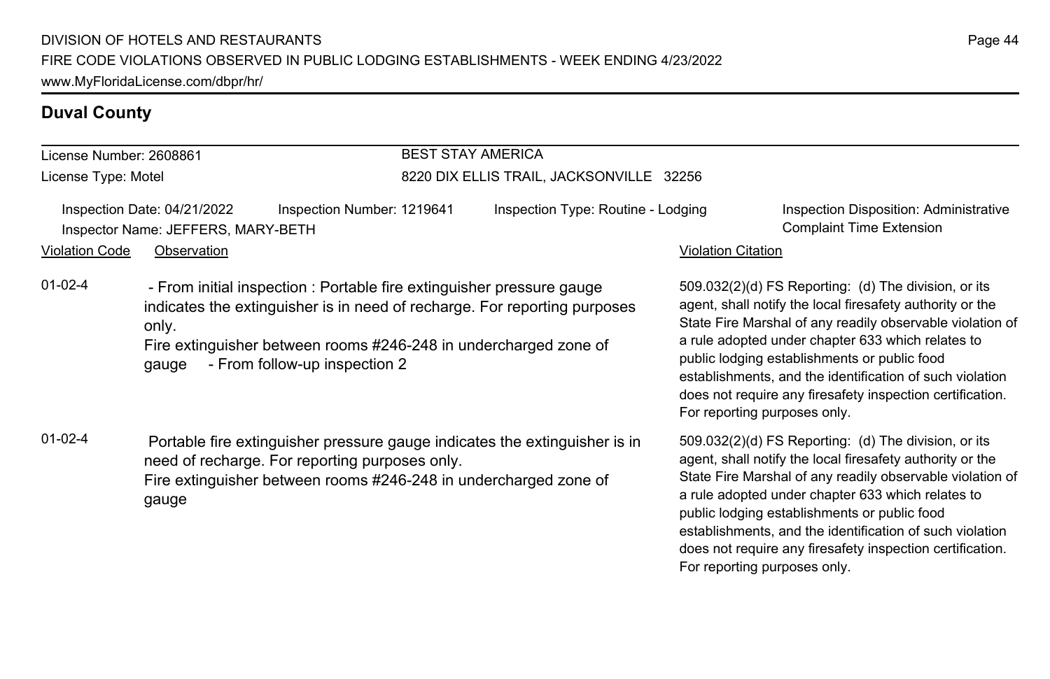## Duval County

| License Number: 2608861 | BEST STAY AMERICA |
| --- | --- |
| License Type: Motel | 8220 DIX ELLIS TRAIL, JACKSONVILLE 32256 |

Inspection Date: 04/21/2022 | Inspection Number: 1219641 | Inspection Type: Routine - Lodging | Inspection Disposition: Administrative Complaint Time Extension

Inspector Name: JEFFERS, MARY-BETH

| Violation Code | Observation | Violation Citation |
| --- | --- | --- |
| 01-02-4 | - From initial inspection : Portable fire extinguisher pressure gauge indicates the extinguisher is in need of recharge. For reporting purposes only. Fire extinguisher between rooms #246-248 in undercharged zone of gauge - From follow-up inspection 2 | 509.032(2)(d) FS Reporting: (d) The division, or its agent, shall notify the local firesafety authority or the State Fire Marshal of any readily observable violation of a rule adopted under chapter 633 which relates to public lodging establishments or public food establishments, and the identification of such violation does not require any firesafety inspection certification. For reporting purposes only. |
| 01-02-4 | Portable fire extinguisher pressure gauge indicates the extinguisher is in need of recharge. For reporting purposes only. Fire extinguisher between rooms #246-248 in undercharged zone of gauge | 509.032(2)(d) FS Reporting: (d) The division, or its agent, shall notify the local firesafety authority or the State Fire Marshal of any readily observable violation of a rule adopted under chapter 633 which relates to public lodging establishments or public food establishments, and the identification of such violation does not require any firesafety inspection certification. For reporting purposes only. |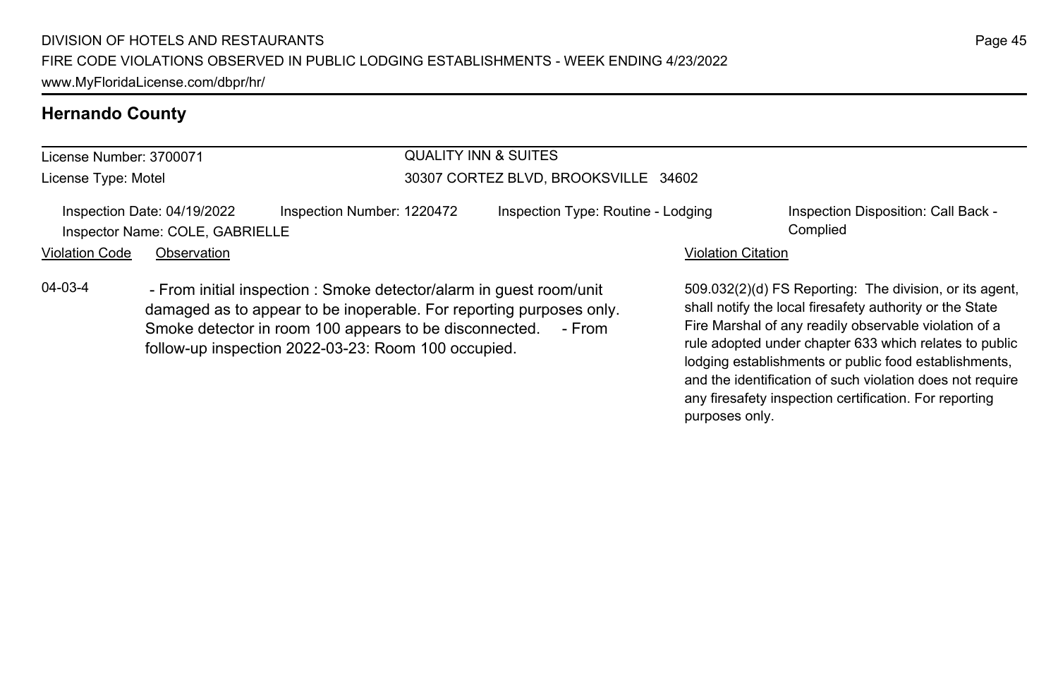## Hernando County

License Number: 3700071
License Type: Motel

QUALITY INN & SUITES
30307 CORTEZ BLVD, BROOKSVILLE 34602

Inspection Date: 04/19/2022
Inspector Name: COLE, GABRIELLE
Inspection Number: 1220472
Inspection Type: Routine - Lodging
Inspection Disposition: Call Back - Complied

| Violation Code | Observation | Violation Citation |
|---|---|---|
| 04-03-4 | - From initial inspection : Smoke detector/alarm in guest room/unit damaged as to appear to be inoperable. For reporting purposes only. Smoke detector in room 100 appears to be disconnected. - From follow-up inspection 2022-03-23: Room 100 occupied. | 509.032(2)(d) FS Reporting: The division, or its agent, shall notify the local firesafety authority or the State Fire Marshal of any readily observable violation of a rule adopted under chapter 633 which relates to public lodging establishments or public food establishments, and the identification of such violation does not require any firesafety inspection certification. For reporting purposes only. |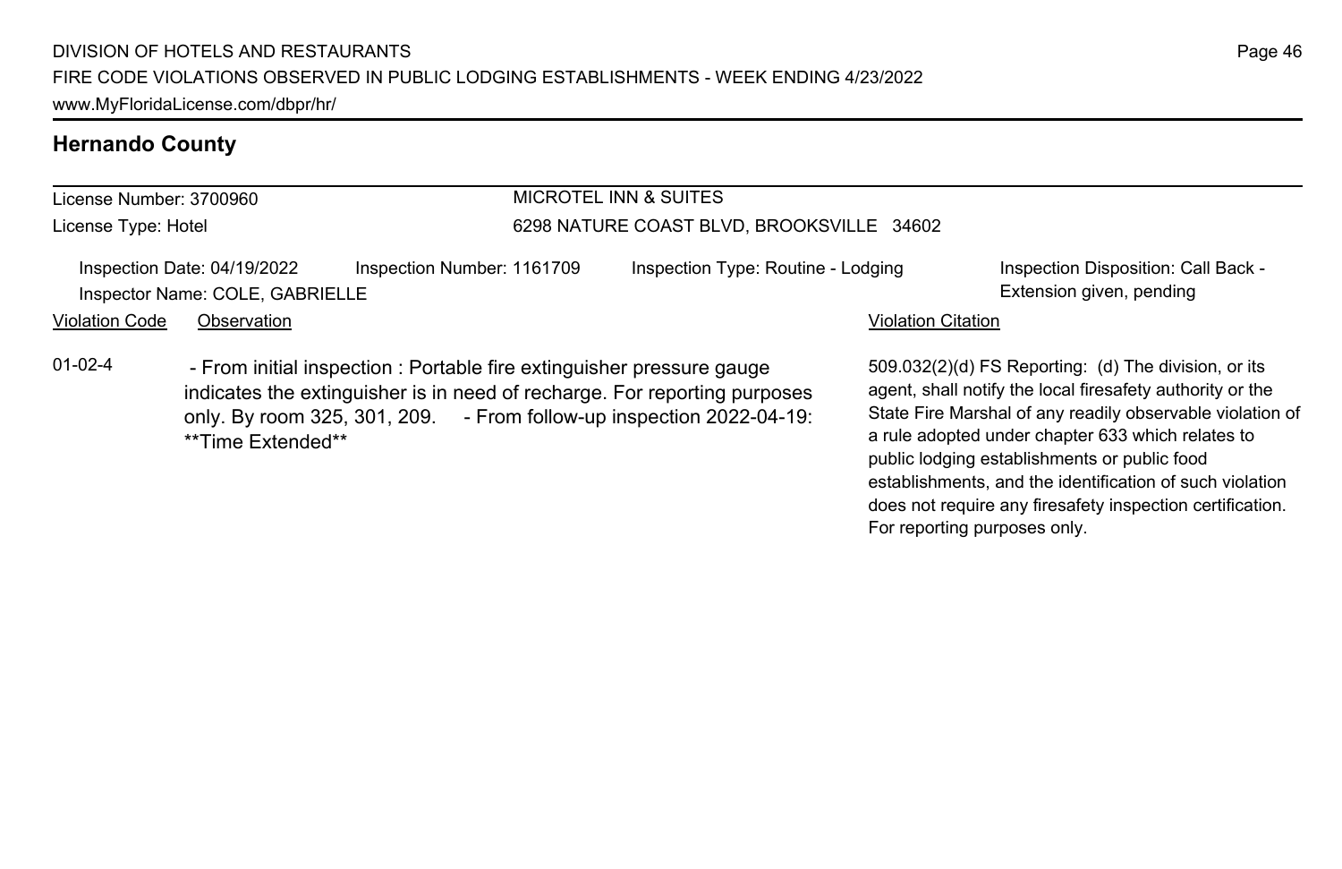## Hernando County

License Number: 3700960
License Type: Hotel

MICROTEL INN & SUITES
6298 NATURE COAST BLVD, BROOKSVILLE 34602

Inspection Date: 04/19/2022
Inspector Name: COLE, GABRIELLE
Inspection Number: 1161709
Inspection Type: Routine - Lodging
Inspection Disposition: Call Back - Extension given, pending

| Violation Code | Observation | Violation Citation |
| --- | --- | --- |
| 01-02-4 | - From initial inspection : Portable fire extinguisher pressure gauge indicates the extinguisher is in need of recharge. For reporting purposes only. By room 325, 301, 209. - From follow-up inspection 2022-04-19: **Time Extended** | 509.032(2)(d) FS Reporting: (d) The division, or its agent, shall notify the local firesafety authority or the State Fire Marshal of any readily observable violation of a rule adopted under chapter 633 which relates to public lodging establishments or public food establishments, and the identification of such violation does not require any firesafety inspection certification. For reporting purposes only. |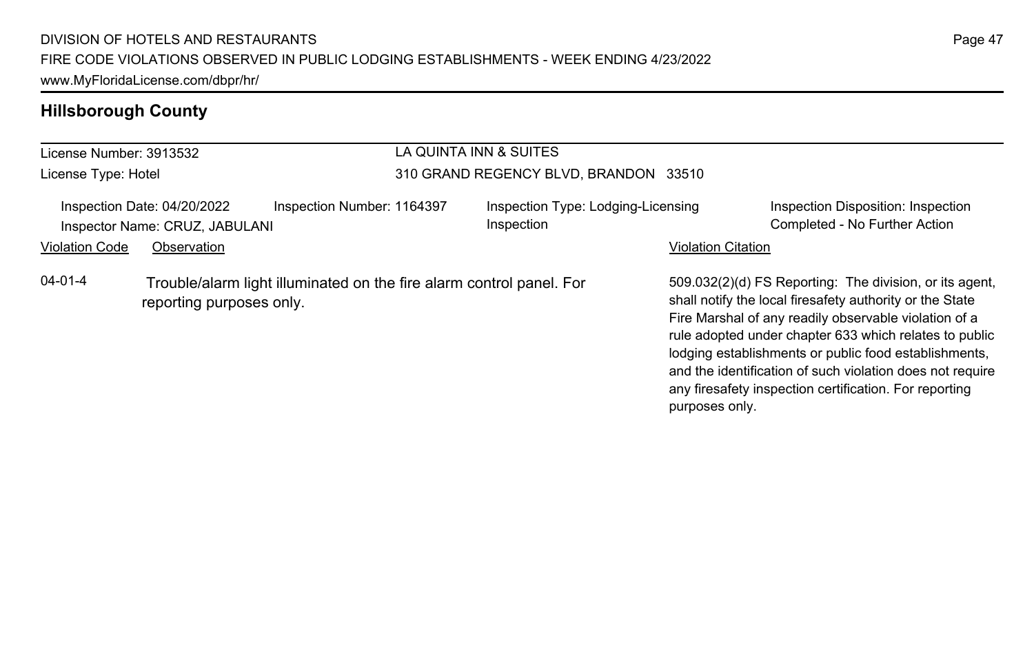## Hillsborough County

License Number: 3913532
License Type: Hotel

LA QUINTA INN & SUITES
310 GRAND REGENCY BLVD, BRANDON 33510

Inspection Date: 04/20/2022
Inspector Name: CRUZ, JABULANI
Inspection Number: 1164397
Inspection Type: Lodging-Licensing Inspection
Inspection Disposition: Inspection Completed - No Further Action

| Violation Code | Observation | Violation Citation |
| --- | --- | --- |
| 04-01-4 | Trouble/alarm light illuminated on the fire alarm control panel. For reporting purposes only. | 509.032(2)(d) FS Reporting: The division, or its agent, shall notify the local firesafety authority or the State Fire Marshal of any readily observable violation of a rule adopted under chapter 633 which relates to public lodging establishments or public food establishments, and the identification of such violation does not require any firesafety inspection certification. For reporting purposes only. |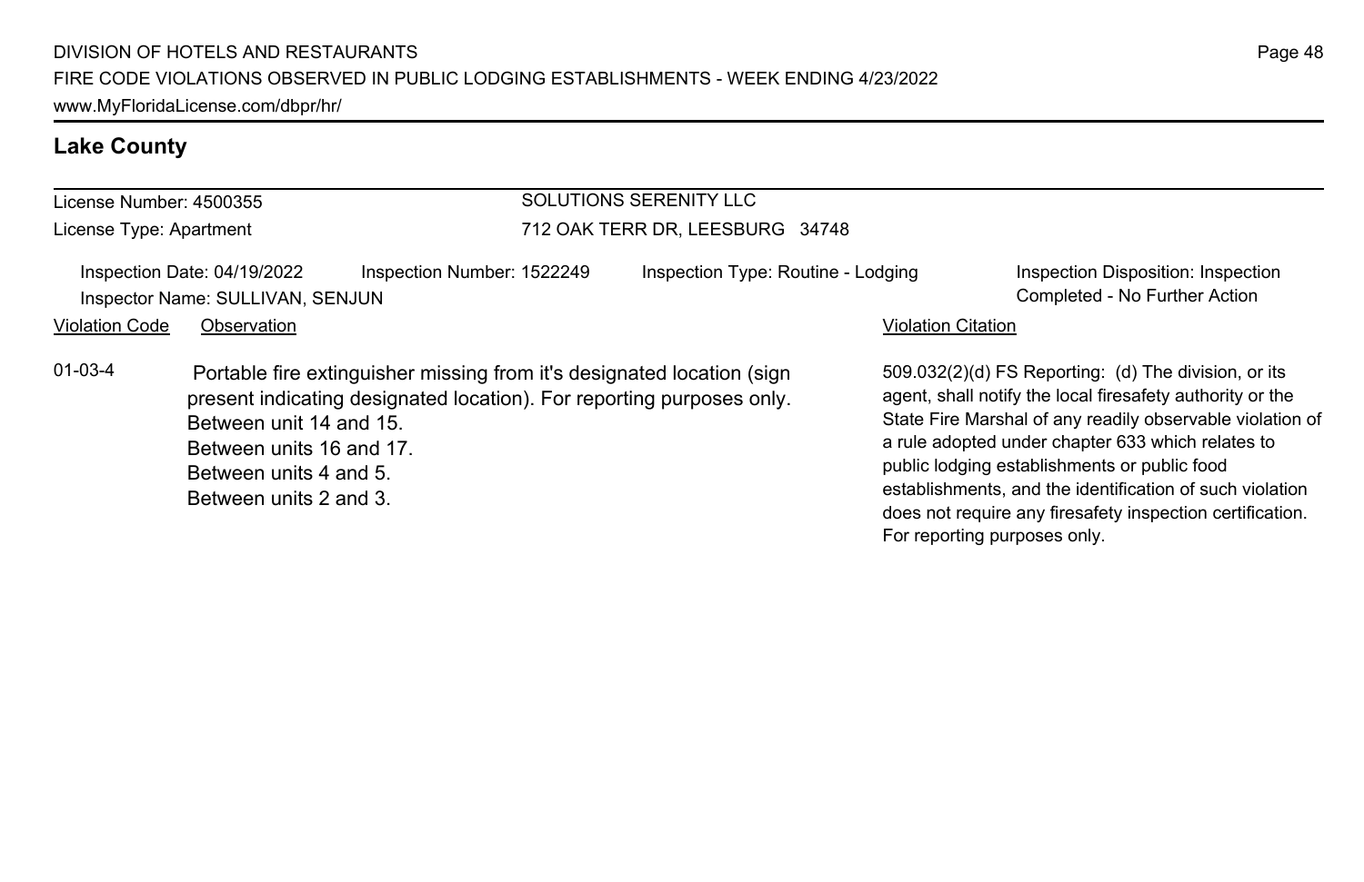## Lake County

License Number: 4500355

License Type: Apartment

SOLUTIONS SERENITY LLC

712 OAK TERR DR, LEESBURG 34748

Inspection Date: 04/19/2022 | Inspection Number: 1522249 | Inspection Type: Routine - Lodging | Inspection Disposition: Inspection Completed - No Further Action

Inspector Name: SULLIVAN, SENJUN

| Violation Code | Observation | Violation Citation |
|---|---|---|
| 01-03-4 | Portable fire extinguisher missing from it's designated location (sign present indicating designated location). For reporting purposes only.<br>Between unit 14 and 15.<br>Between units 16 and 17.<br>Between units 4 and 5.<br>Between units 2 and 3. | 509.032(2)(d) FS Reporting: (d) The division, or its agent, shall notify the local firesafety authority or the State Fire Marshal of any readily observable violation of a rule adopted under chapter 633 which relates to public lodging establishments or public food establishments, and the identification of such violation does not require any firesafety inspection certification. For reporting purposes only. |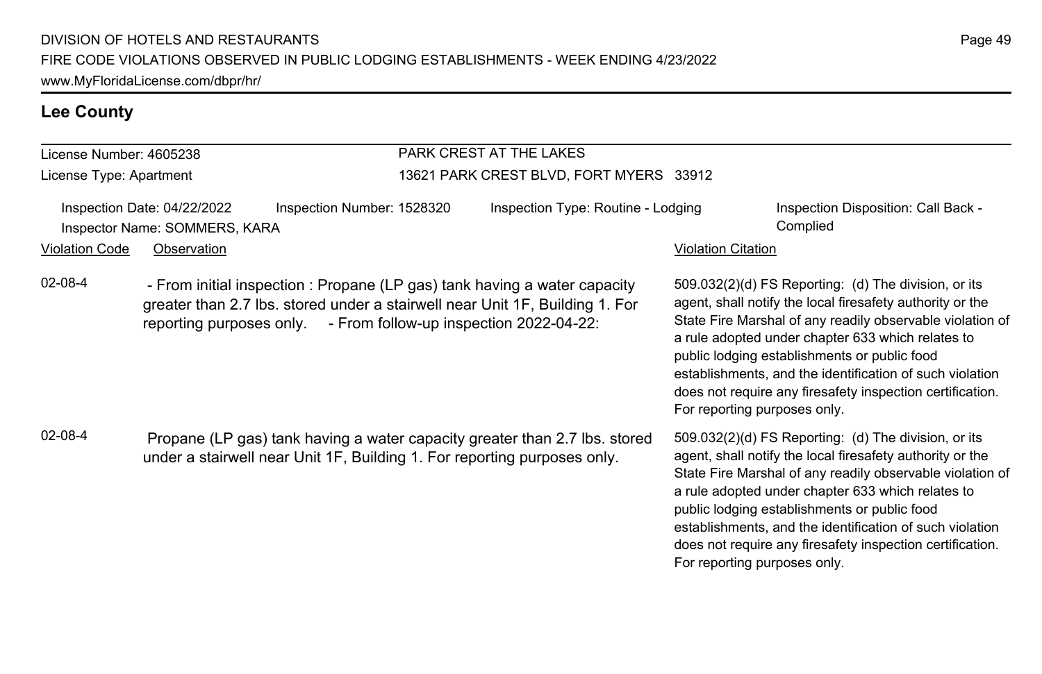## Lee County

License Number: 4605238
License Type: Apartment

PARK CREST AT THE LAKES
13621 PARK CREST BLVD, FORT MYERS 33912

Inspection Date: 04/22/2022
Inspector Name: SOMMERS, KARA
Inspection Number: 1528320
Inspection Type: Routine - Lodging
Inspection Disposition: Call Back - Complied

| Violation Code | Observation | Violation Citation |
| --- | --- | --- |
| 02-08-4 | - From initial inspection : Propane (LP gas) tank having a water capacity greater than 2.7 lbs. stored under a stairwell near Unit 1F, Building 1. For reporting purposes only. - From follow-up inspection 2022-04-22: | 509.032(2)(d) FS Reporting: (d) The division, or its agent, shall notify the local firesafety authority or the State Fire Marshal of any readily observable violation of a rule adopted under chapter 633 which relates to public lodging establishments or public food establishments, and the identification of such violation does not require any firesafety inspection certification. For reporting purposes only. |
| 02-08-4 | Propane (LP gas) tank having a water capacity greater than 2.7 lbs. stored under a stairwell near Unit 1F, Building 1. For reporting purposes only. | 509.032(2)(d) FS Reporting: (d) The division, or its agent, shall notify the local firesafety authority or the State Fire Marshal of any readily observable violation of a rule adopted under chapter 633 which relates to public lodging establishments or public food establishments, and the identification of such violation does not require any firesafety inspection certification. For reporting purposes only. |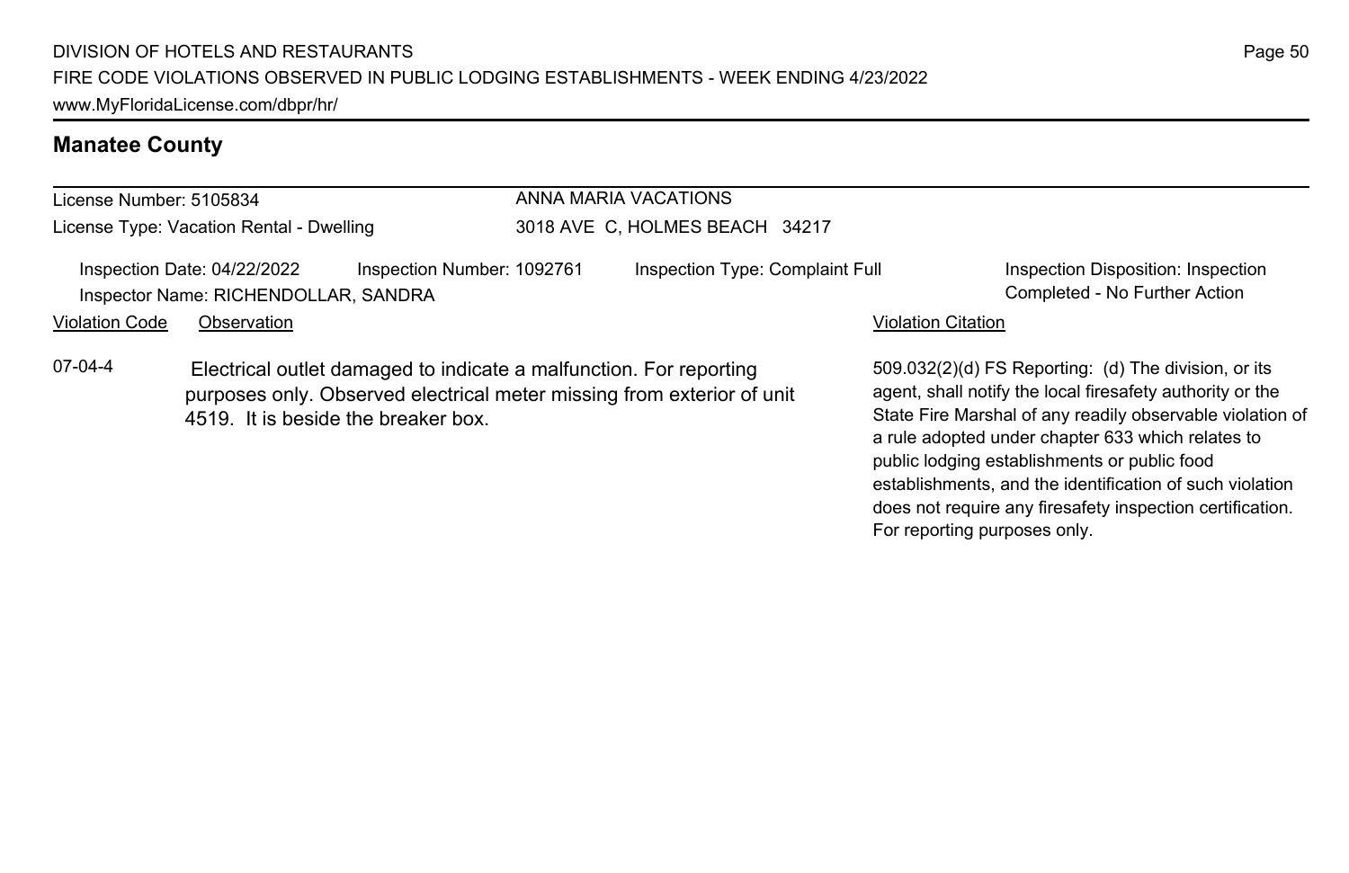## Manatee County

License Number: 5105834
License Type: Vacation Rental - Dwelling

ANNA MARIA VACATIONS
3018 AVE C, HOLMES BEACH 34217

Inspection Date: 04/22/2022 Inspection Number: 1092761 Inspection Type: Complaint Full
Inspector Name: RICHENDOLLAR, SANDRA

Inspection Disposition: Inspection Completed - No Further Action

| Violation Code | Observation | Violation Citation |
| --- | --- | --- |
| 07-04-4 | Electrical outlet damaged to indicate a malfunction. For reporting purposes only. Observed electrical meter missing from exterior of unit 4519. It is beside the breaker box. | 509.032(2)(d) FS Reporting: (d) The division, or its agent, shall notify the local firesafety authority or the State Fire Marshal of any readily observable violation of a rule adopted under chapter 633 which relates to public lodging establishments or public food establishments, and the identification of such violation does not require any firesafety inspection certification. For reporting purposes only. |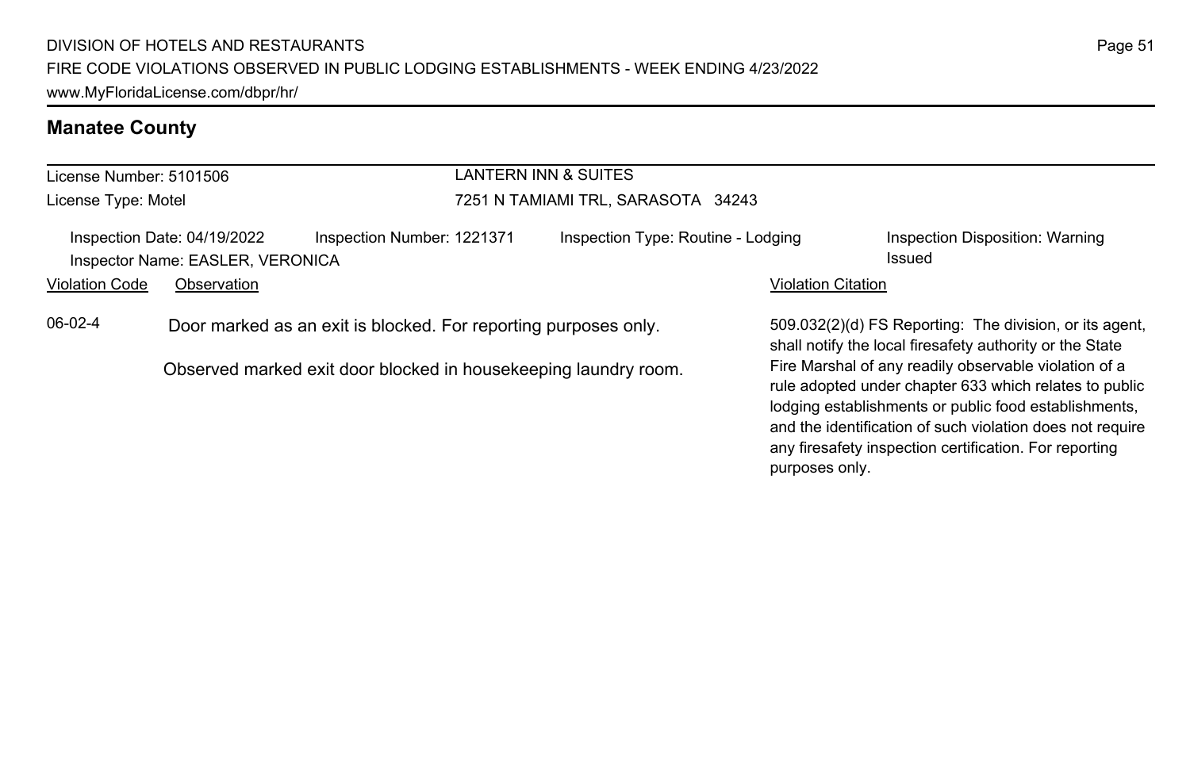## Manatee County

License Number: 5101506

License Type: Motel

LANTERN INN & SUITES

7251 N TAMIAMI TRL, SARASOTA 34243

Inspection Date: 04/19/2022    Inspection Number: 1221371    Inspection Type: Routine - Lodging    Inspection Disposition: Warning Issued

Inspector Name: EASLER, VERONICA

| Violation Code | Observation | Violation Citation |
| --- | --- | --- |
| 06-02-4 | Door marked as an exit is blocked. For reporting purposes only.<br><br>Observed marked exit door blocked in housekeeping laundry room. | 509.032(2)(d) FS Reporting: The division, or its agent, shall notify the local firesafety authority or the State Fire Marshal of any readily observable violation of a rule adopted under chapter 633 which relates to public lodging establishments or public food establishments, and the identification of such violation does not require any firesafety inspection certification. For reporting purposes only. |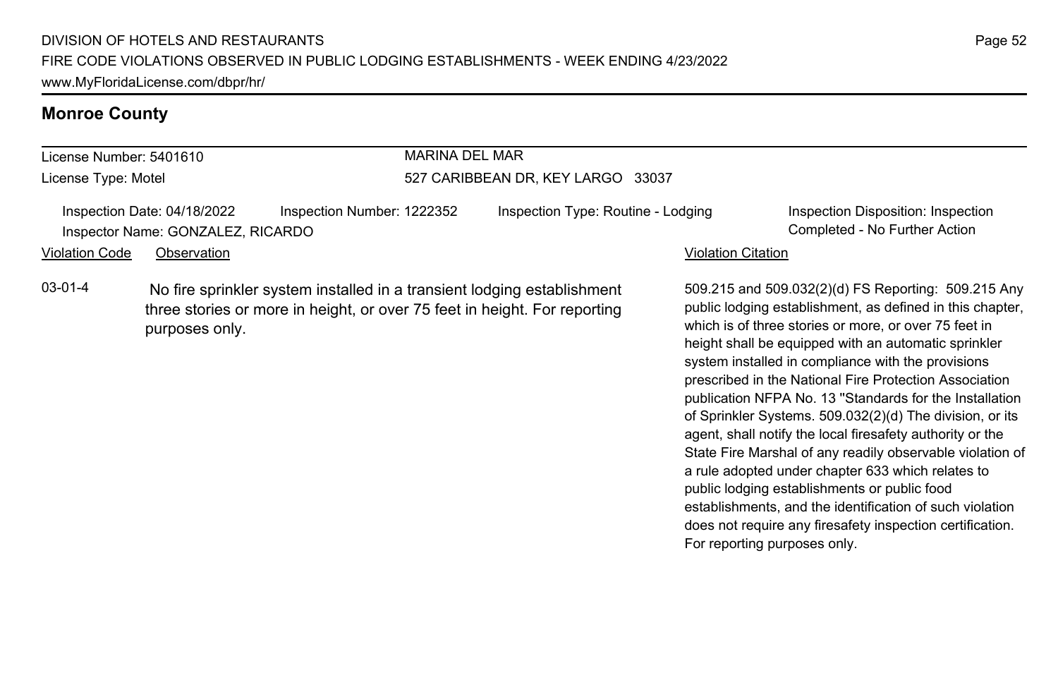## Monroe County

License Number: 5401610
License Type: Motel

MARINA DEL MAR
527 CARIBBEAN DR, KEY LARGO 33037

Inspection Date: 04/18/2022 Inspection Number: 1222352 Inspection Type: Routine - Lodging Inspection Disposition: Inspection Completed - No Further Action
Inspector Name: GONZALEZ, RICARDO

| Violation Code | Observation | Violation Citation |
| --- | --- | --- |
| 03-01-4 | No fire sprinkler system installed in a transient lodging establishment three stories or more in height, or over 75 feet in height. For reporting purposes only. | 509.215 and 509.032(2)(d) FS Reporting: 509.215 Any public lodging establishment, as defined in this chapter, which is of three stories or more, or over 75 feet in height shall be equipped with an automatic sprinkler system installed in compliance with the provisions prescribed in the National Fire Protection Association publication NFPA No. 13 "Standards for the Installation of Sprinkler Systems. 509.032(2)(d) The division, or its agent, shall notify the local firesafety authority or the State Fire Marshal of any readily observable violation of a rule adopted under chapter 633 which relates to public lodging establishments or public food establishments, and the identification of such violation does not require any firesafety inspection certification. For reporting purposes only. |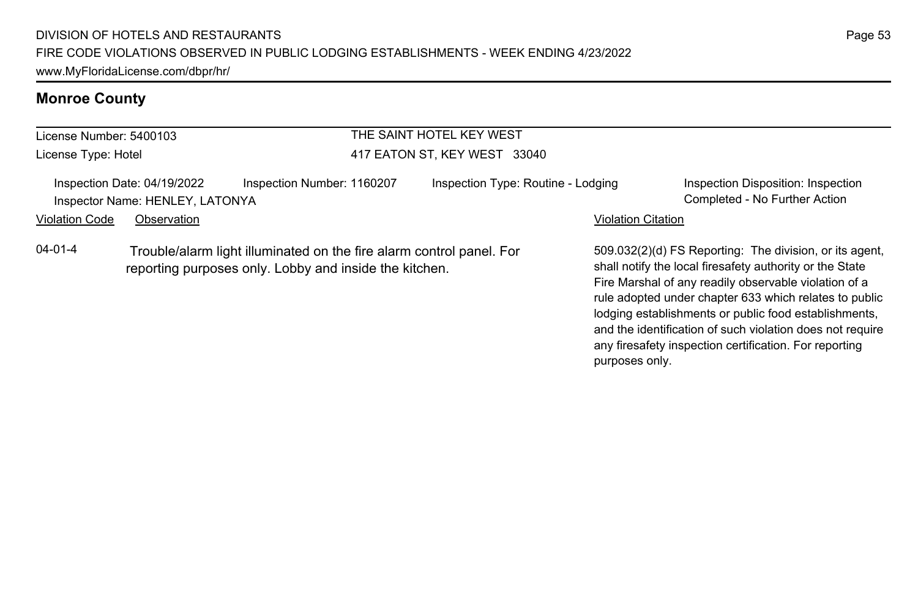## Monroe County

License Number: 5400103
License Type: Hotel

THE SAINT HOTEL KEY WEST
417 EATON ST, KEY WEST 33040

Inspection Date: 04/19/2022
Inspector Name: HENLEY, LATONYA
Inspection Number: 1160207
Inspection Type: Routine - Lodging
Inspection Disposition: Inspection Completed - No Further Action

| Violation Code | Observation | Violation Citation |
| --- | --- | --- |
| 04-01-4 | Trouble/alarm light illuminated on the fire alarm control panel. For reporting purposes only. Lobby and inside the kitchen. | 509.032(2)(d) FS Reporting: The division, or its agent, shall notify the local firesafety authority or the State Fire Marshal of any readily observable violation of a rule adopted under chapter 633 which relates to public lodging establishments or public food establishments, and the identification of such violation does not require any firesafety inspection certification. For reporting purposes only. |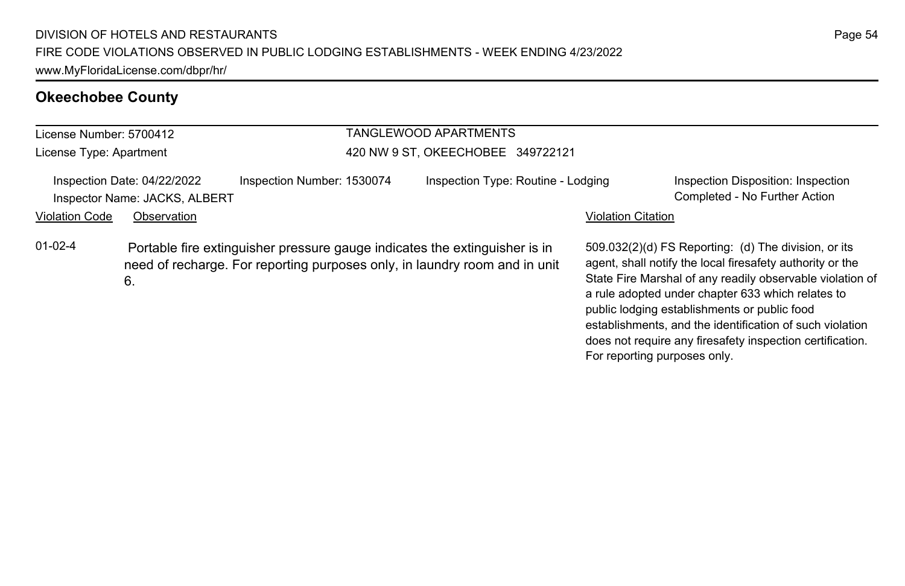## Okeechobee County

License Number: 5700412
License Type: Apartment

TANGLEWOOD APARTMENTS
420 NW 9 ST, OKEECHOBEE 349722121

Inspection Date: 04/22/2022
Inspector Name: JACKS, ALBERT
Inspection Number: 1530074
Inspection Type: Routine - Lodging
Inspection Disposition: Inspection Completed - No Further Action

| Violation Code | Observation | Violation Citation |
|---|---|---|
| 01-02-4 | Portable fire extinguisher pressure gauge indicates the extinguisher is in need of recharge. For reporting purposes only, in laundry room and in unit 6. | 509.032(2)(d) FS Reporting: (d) The division, or its agent, shall notify the local firesafety authority or the State Fire Marshal of any readily observable violation of a rule adopted under chapter 633 which relates to public lodging establishments or public food establishments, and the identification of such violation does not require any firesafety inspection certification. For reporting purposes only. |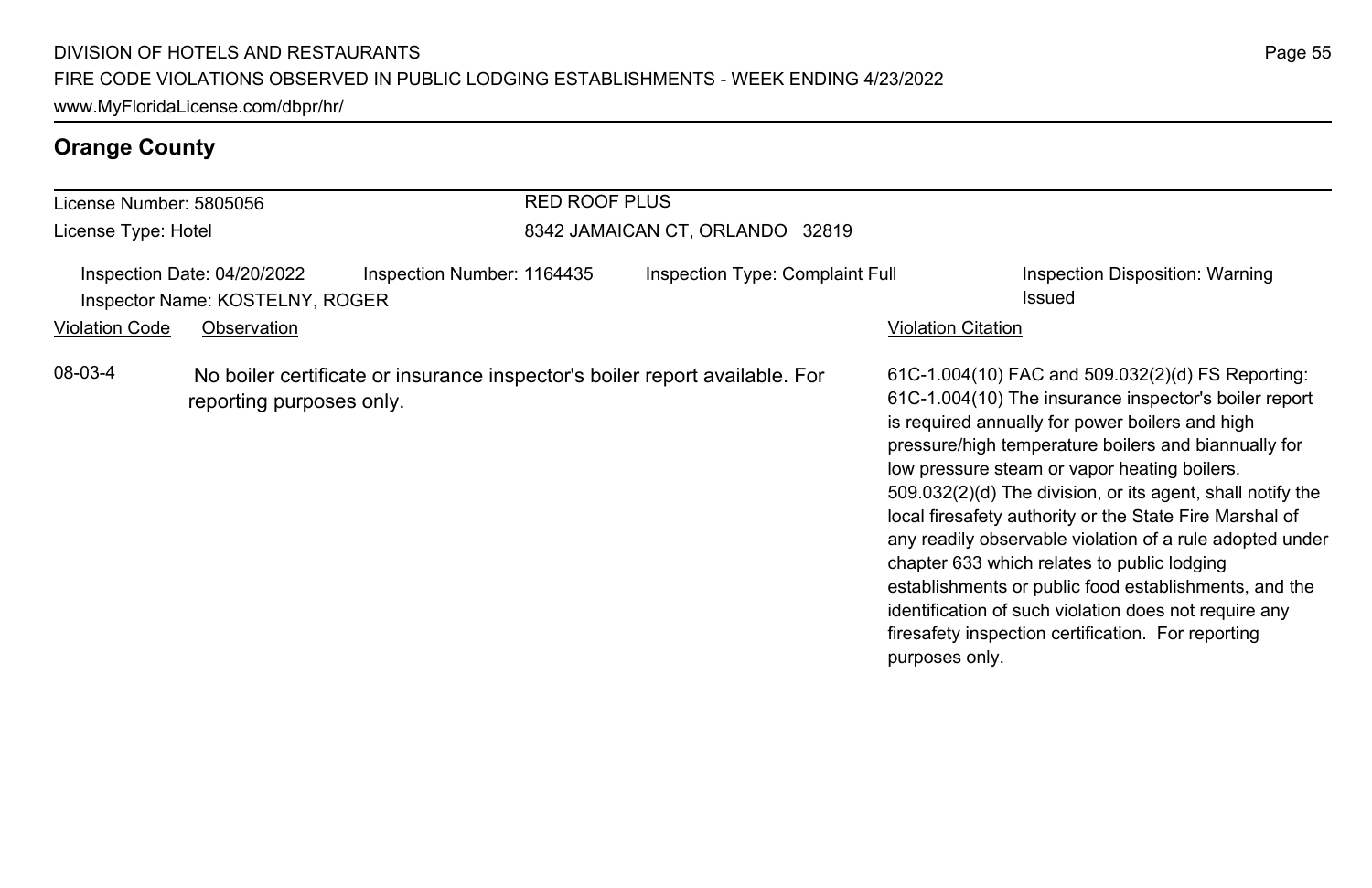## Orange County

License Number: 5805056

License Type: Hotel

RED ROOF PLUS

8342 JAMAICAN CT, ORLANDO 32819

Inspection Date: 04/20/2022 | Inspection Number: 1164435 | Inspection Type: Complaint Full | Inspection Disposition: Warning Issued

Inspector Name: KOSTELNY, ROGER

| Violation Code | Observation | Violation Citation |
| --- | --- | --- |
| 08-03-4 | No boiler certificate or insurance inspector's boiler report available. For reporting purposes only. | 61C-1.004(10) FAC and 509.032(2)(d) FS Reporting: 61C-1.004(10) The insurance inspector's boiler report is required annually for power boilers and high pressure/high temperature boilers and biannually for low pressure steam or vapor heating boilers. 509.032(2)(d) The division, or its agent, shall notify the local firesafety authority or the State Fire Marshal of any readily observable violation of a rule adopted under chapter 633 which relates to public lodging establishments or public food establishments, and the identification of such violation does not require any firesafety inspection certification. For reporting purposes only. |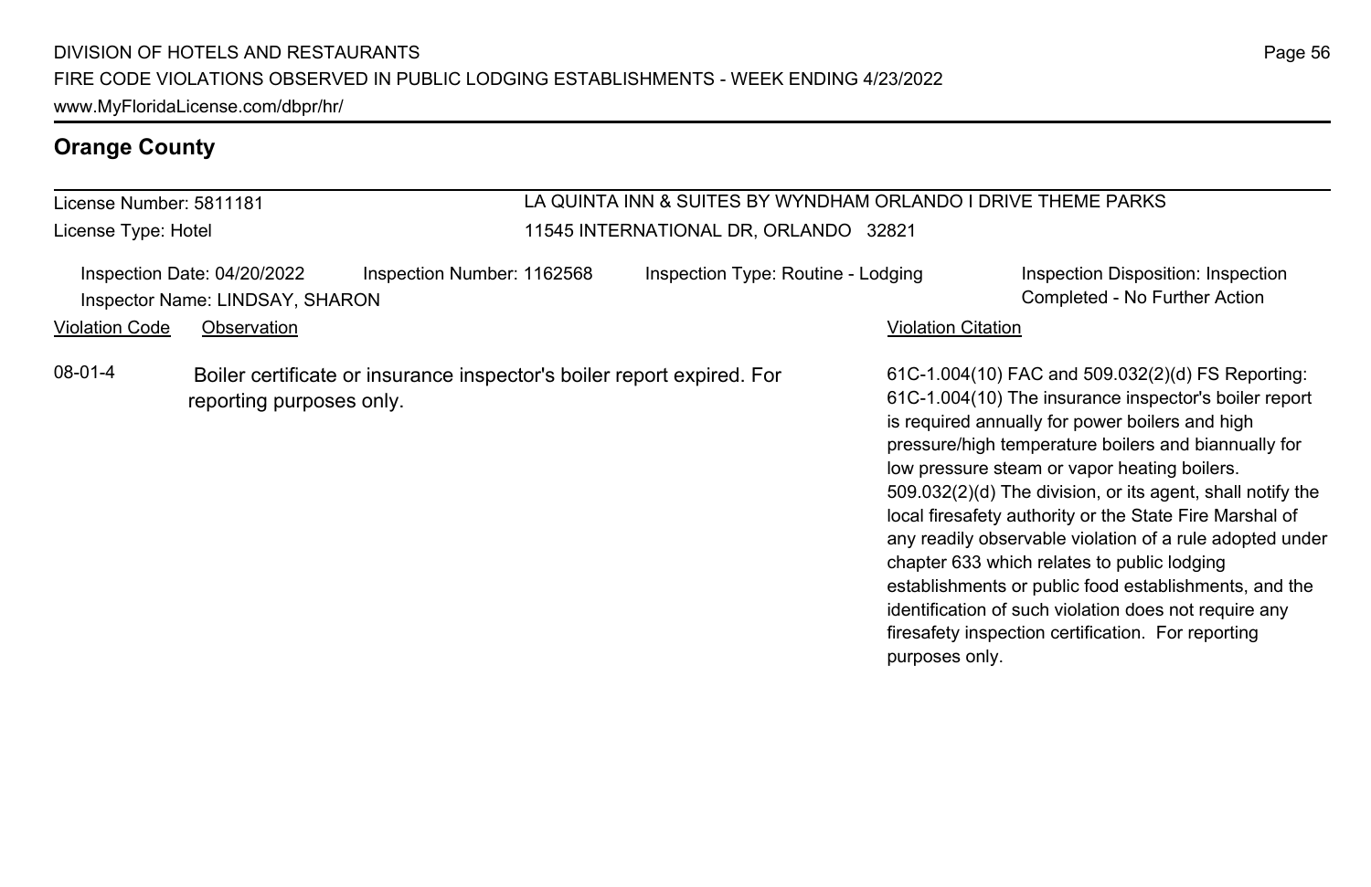## Orange County

License Number: 5811181

License Type: Hotel

LA QUINTA INN & SUITES BY WYNDHAM ORLANDO I DRIVE THEME PARKS

11545 INTERNATIONAL DR, ORLANDO 32821

Inspection Date: 04/20/2022 | Inspection Number: 1162568 | Inspection Type: Routine - Lodging | Inspection Disposition: Inspection Completed - No Further Action

Inspector Name: LINDSAY, SHARON

| Violation Code | Observation | Violation Citation |
|---|---|---|
| 08-01-4 | Boiler certificate or insurance inspector's boiler report expired. For reporting purposes only. | 61C-1.004(10) FAC and 509.032(2)(d) FS Reporting: 61C-1.004(10) The insurance inspector's boiler report is required annually for power boilers and high pressure/high temperature boilers and biannually for low pressure steam or vapor heating boilers. 509.032(2)(d) The division, or its agent, shall notify the local firesafety authority or the State Fire Marshal of any readily observable violation of a rule adopted under chapter 633 which relates to public lodging establishments or public food establishments, and the identification of such violation does not require any firesafety inspection certification. For reporting purposes only. |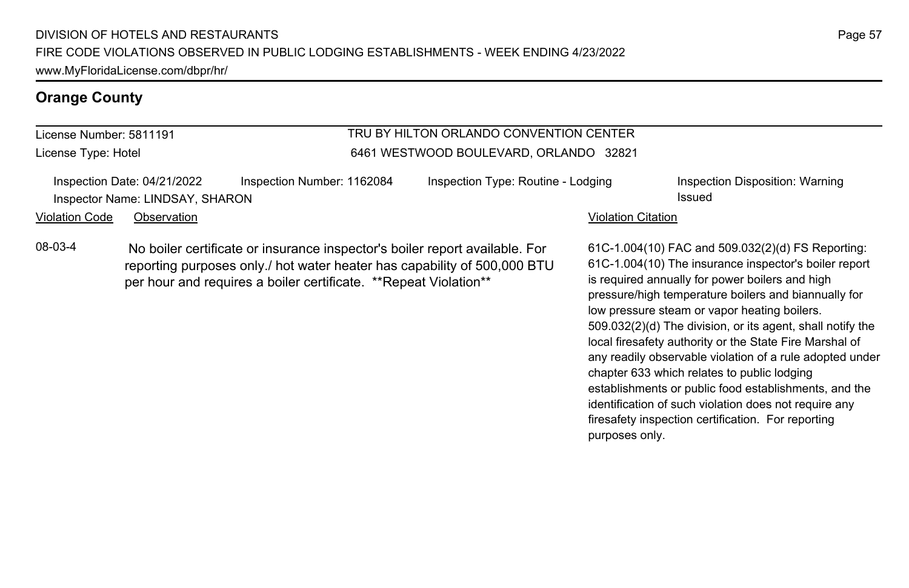## Orange County

License Number: 5811191

License Type: Hotel

TRU BY HILTON ORLANDO CONVENTION CENTER
6461 WESTWOOD BOULEVARD, ORLANDO 32821

Inspection Date: 04/21/2022 | Inspection Number: 1162084 | Inspection Type: Routine - Lodging | Inspection Disposition: Warning Issued

Inspector Name: LINDSAY, SHARON

| Violation Code | Observation | Violation Citation |
| --- | --- | --- |
| 08-03-4 | No boiler certificate or insurance inspector's boiler report available. For reporting purposes only./ hot water heater has capability of 500,000 BTU per hour and requires a boiler certificate. **Repeat Violation** | 61C-1.004(10) FAC and 509.032(2)(d) FS Reporting: 61C-1.004(10) The insurance inspector's boiler report is required annually for power boilers and high pressure/high temperature boilers and biannually for low pressure steam or vapor heating boilers. 509.032(2)(d) The division, or its agent, shall notify the local firesafety authority or the State Fire Marshal of any readily observable violation of a rule adopted under chapter 633 which relates to public lodging establishments or public food establishments, and the identification of such violation does not require any firesafety inspection certification. For reporting purposes only. |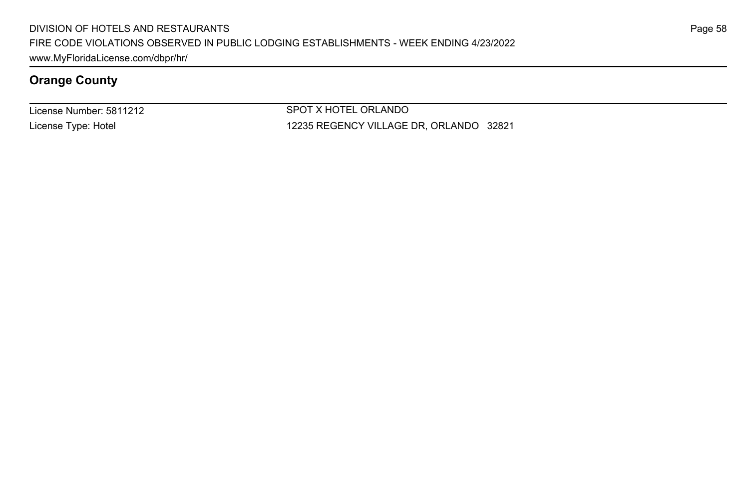## Orange County

| License Number: 5811212 | SPOT X HOTEL ORLANDO |
|---|---|
| License Type: Hotel | 12235 REGENCY VILLAGE DR, ORLANDO 32821 |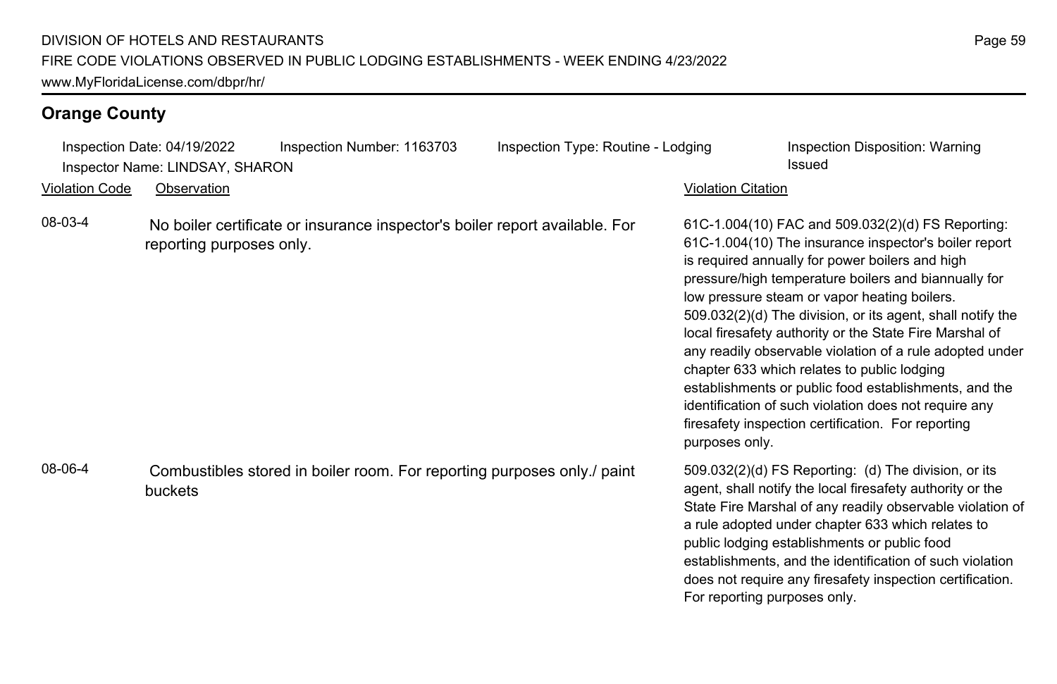## Orange County

Inspection Date: 04/19/2022 Inspection Number: 1163703 Inspection Type: Routine - Lodging Inspection Disposition: Warning Issued
Inspector Name: LINDSAY, SHARON

| Violation Code | Observation | Violation Citation |
| --- | --- | --- |
| 08-03-4 | No boiler certificate or insurance inspector's boiler report available. For reporting purposes only. | 61C-1.004(10) FAC and 509.032(2)(d) FS Reporting: 61C-1.004(10) The insurance inspector's boiler report is required annually for power boilers and high pressure/high temperature boilers and biannually for low pressure steam or vapor heating boilers. 509.032(2)(d) The division, or its agent, shall notify the local firesafety authority or the State Fire Marshal of any readily observable violation of a rule adopted under chapter 633 which relates to public lodging establishments or public food establishments, and the identification of such violation does not require any firesafety inspection certification. For reporting purposes only. |
| 08-06-4 | Combustibles stored in boiler room. For reporting purposes only./ paint buckets | 509.032(2)(d) FS Reporting: (d) The division, or its agent, shall notify the local firesafety authority or the State Fire Marshal of any readily observable violation of a rule adopted under chapter 633 which relates to public lodging establishments or public food establishments, and the identification of such violation does not require any firesafety inspection certification. For reporting purposes only. |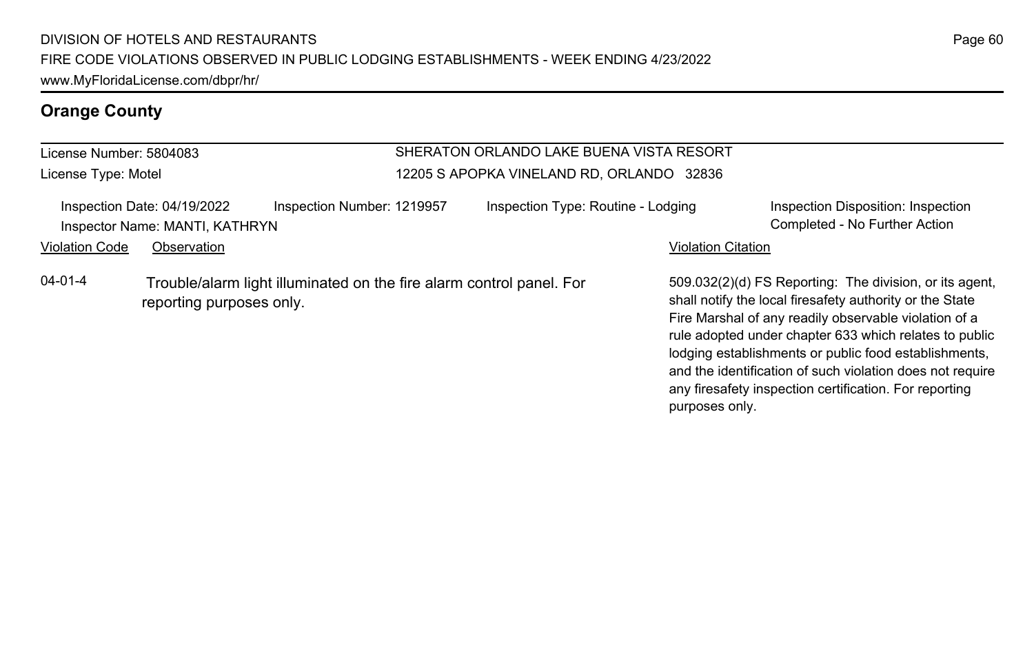## Orange County

| License Number: 5804083 | SHERATON ORLANDO LAKE BUENA VISTA RESORT |
|---|---|
| License Type: Motel | 12205 S APOPKA VINELAND RD, ORLANDO 32836 |

Inspection Date: 04/19/2022 | Inspection Number: 1219957 | Inspection Type: Routine - Lodging | Inspection Disposition: Inspection Completed - No Further Action

Inspector Name: MANTI, KATHRYN

| Violation Code | Observation | Violation Citation |
|---|---|---|
| 04-01-4 | Trouble/alarm light illuminated on the fire alarm control panel. For reporting purposes only. | 509.032(2)(d) FS Reporting: The division, or its agent, shall notify the local firesafety authority or the State Fire Marshal of any readily observable violation of a rule adopted under chapter 633 which relates to public lodging establishments or public food establishments, and the identification of such violation does not require any firesafety inspection certification. For reporting purposes only. |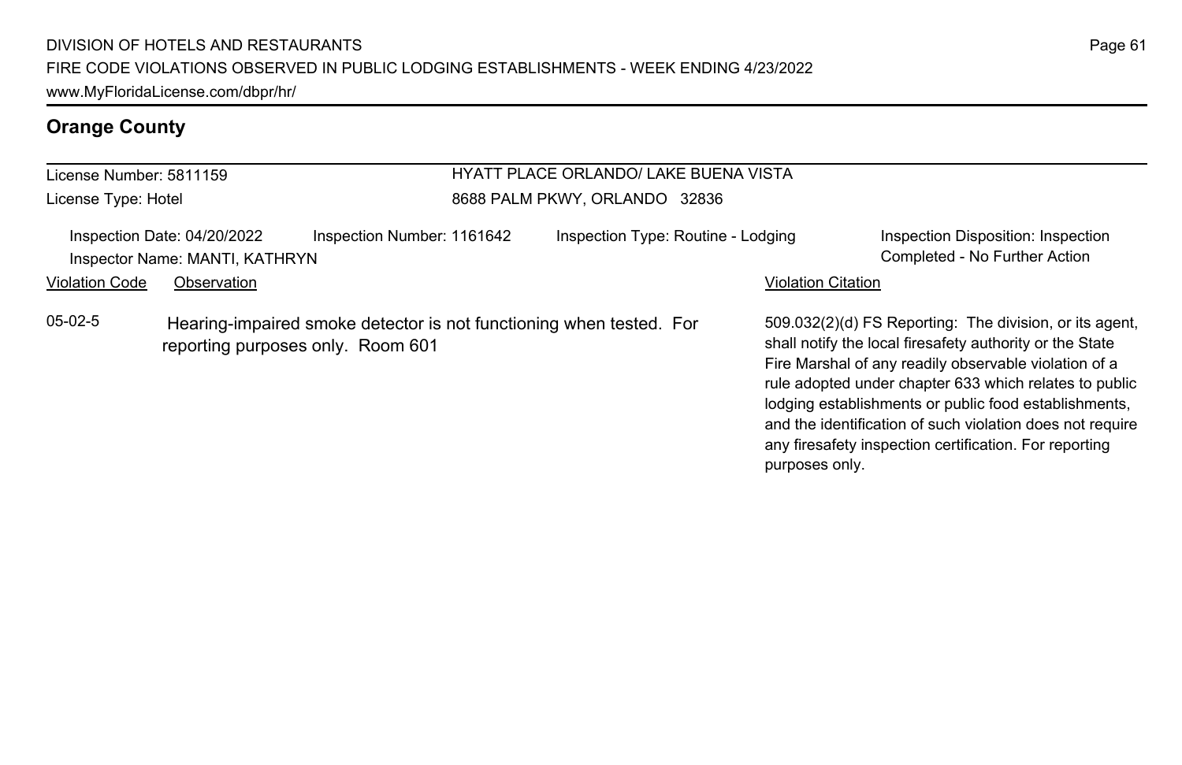## Orange County

| License Number: 5811159 | HYATT PLACE ORLANDO/ LAKE BUENA VISTA |
| --- | --- |
| License Type: Hotel | 8688 PALM PKWY, ORLANDO 32836 |

| Inspection Date: 04/20/2022 | Inspection Number: 1161642 | Inspection Type: Routine - Lodging | Inspection Disposition: Inspection Completed - No Further Action |
| --- | --- | --- | --- |
| Inspector Name: MANTI, KATHRYN | | | |

| Violation Code | Observation | Violation Citation |
| --- | --- | --- |
| 05-02-5 | Hearing-impaired smoke detector is not functioning when tested. For reporting purposes only. Room 601 | 509.032(2)(d) FS Reporting: The division, or its agent, shall notify the local firesafety authority or the State Fire Marshal of any readily observable violation of a rule adopted under chapter 633 which relates to public lodging establishments or public food establishments, and the identification of such violation does not require any firesafety inspection certification. For reporting purposes only. |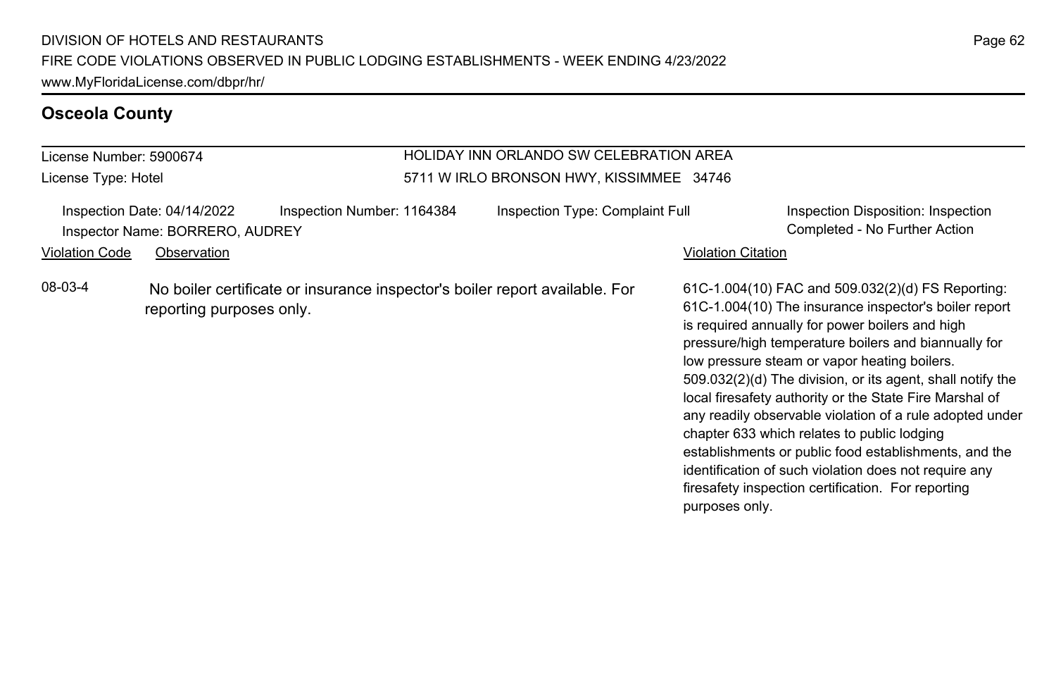## Osceola County

License Number: 5900674
License Type: Hotel

HOLIDAY INN ORLANDO SW CELEBRATION AREA
5711 W IRLO BRONSON HWY, KISSIMMEE 34746

Inspection Date: 04/14/2022
Inspector Name: BORRERO, AUDREY
Inspection Number: 1164384
Inspection Type: Complaint Full
Inspection Disposition: Inspection Completed - No Further Action

| Violation Code | Observation | Violation Citation |
| --- | --- | --- |
| 08-03-4 | No boiler certificate or insurance inspector's boiler report available. For reporting purposes only. | 61C-1.004(10) FAC and 509.032(2)(d) FS Reporting: 61C-1.004(10) The insurance inspector's boiler report is required annually for power boilers and high pressure/high temperature boilers and biannually for low pressure steam or vapor heating boilers. 509.032(2)(d) The division, or its agent, shall notify the local firesafety authority or the State Fire Marshal of any readily observable violation of a rule adopted under chapter 633 which relates to public lodging establishments or public food establishments, and the identification of such violation does not require any firesafety inspection certification. For reporting purposes only. |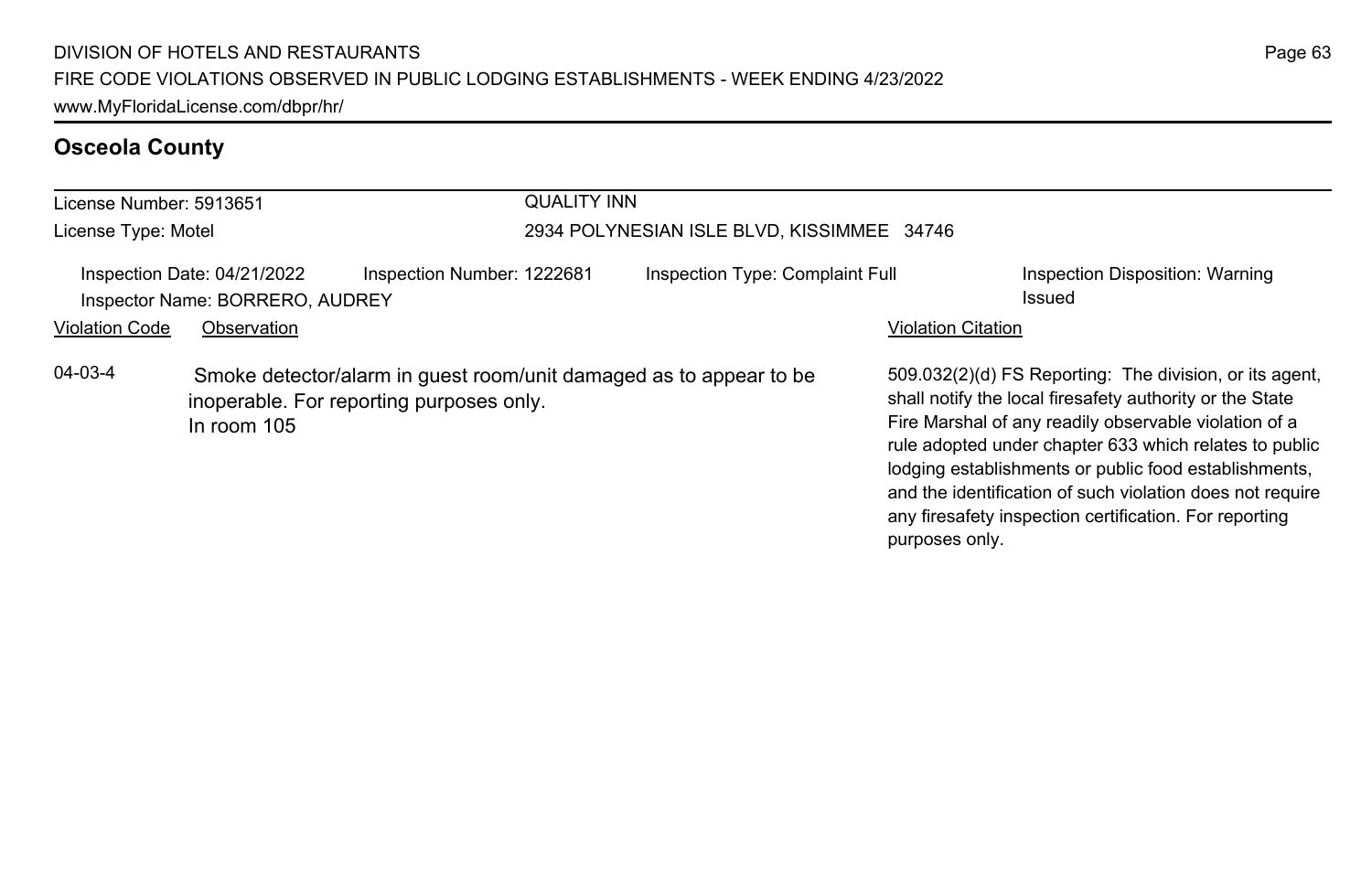## Osceola County

| License Number: 5913651 | QUALITY INN |
|---|---|
| License Type: Motel | 2934 POLYNESIAN ISLE BLVD, KISSIMMEE 34746 |

Inspection Date: 04/21/2022 | Inspection Number: 1222681 | Inspection Type: Complaint Full | Inspection Disposition: Warning Issued

Inspector Name: BORRERO, AUDREY

| Violation Code | Observation | Violation Citation |
|---|---|---|
| 04-03-4 | Smoke detector/alarm in guest room/unit damaged as to appear to be inoperable. For reporting purposes only. In room 105 | 509.032(2)(d) FS Reporting: The division, or its agent, shall notify the local firesafety authority or the State Fire Marshal of any readily observable violation of a rule adopted under chapter 633 which relates to public lodging establishments or public food establishments, and the identification of such violation does not require any firesafety inspection certification. For reporting purposes only. |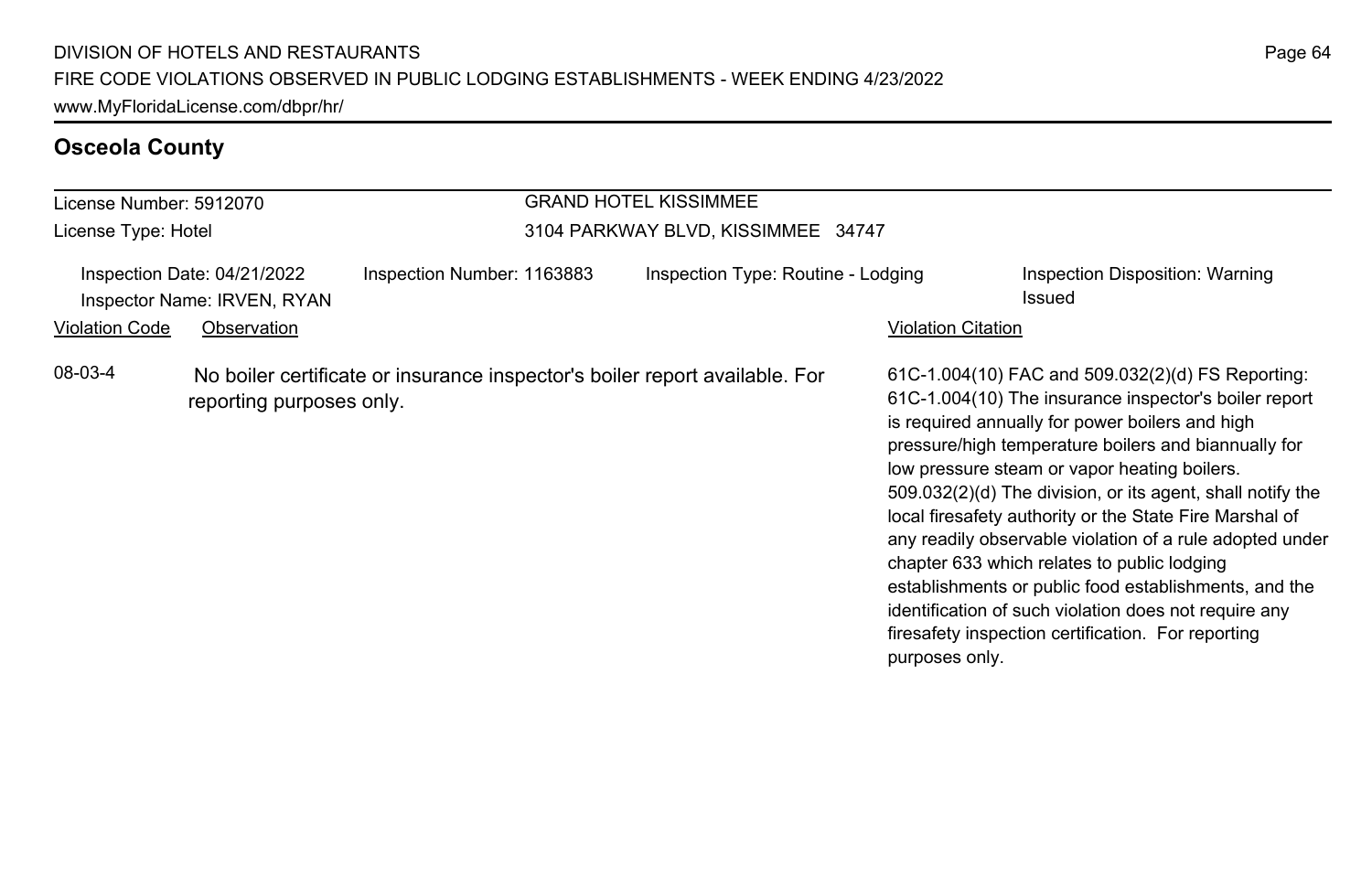## Osceola County

License Number: 5912070

License Type: Hotel

GRAND HOTEL KISSIMMEE

3104 PARKWAY BLVD, KISSIMMEE 34747

Inspection Date: 04/21/2022

Inspector Name: IRVEN, RYAN

Inspection Number: 1163883

Inspection Type: Routine - Lodging

Inspection Disposition: Warning Issued

| Violation Code | Observation | Violation Citation |
|---|---|---|
| 08-03-4 | No boiler certificate or insurance inspector's boiler report available. For reporting purposes only. | 61C-1.004(10) FAC and 509.032(2)(d) FS Reporting: 61C-1.004(10) The insurance inspector's boiler report is required annually for power boilers and high pressure/high temperature boilers and biannually for low pressure steam or vapor heating boilers. 509.032(2)(d) The division, or its agent, shall notify the local firesafety authority or the State Fire Marshal of any readily observable violation of a rule adopted under chapter 633 which relates to public lodging establishments or public food establishments, and the identification of such violation does not require any firesafety inspection certification. For reporting purposes only. |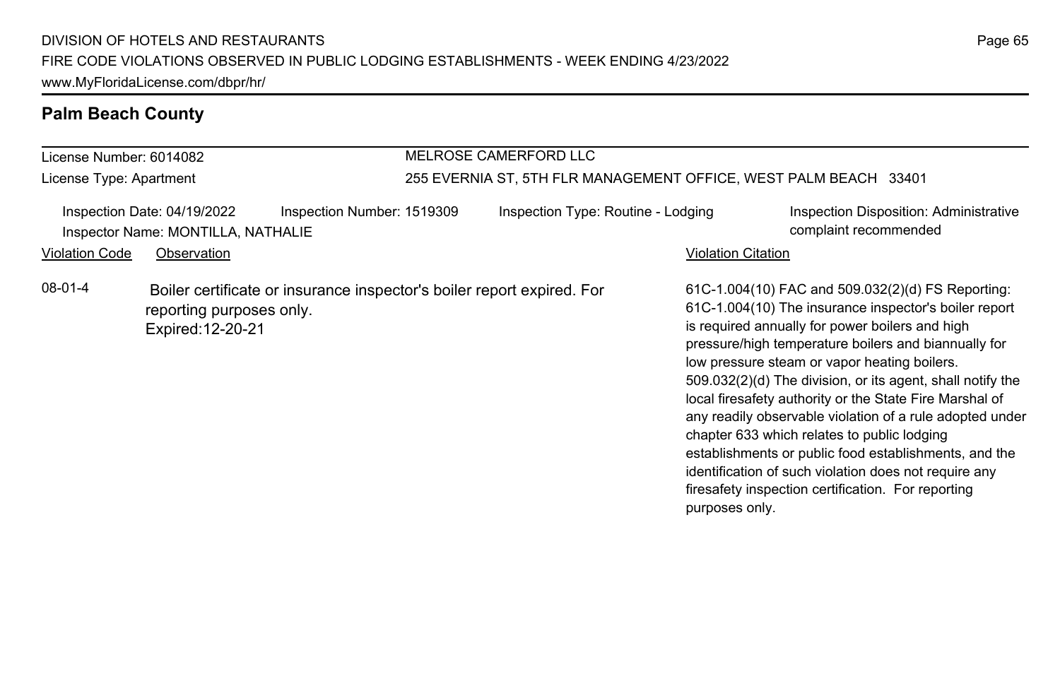## Palm Beach County

License Number: 6014082

License Type: Apartment

MELROSE CAMERFORD LLC

255 EVERNIA ST, 5TH FLR MANAGEMENT OFFICE, WEST PALM BEACH 33401

Inspection Date: 04/19/2022 | Inspection Number: 1519309 | Inspection Type: Routine - Lodging | Inspection Disposition: Administrative complaint recommended

Inspector Name: MONTILLA, NATHALIE

| Violation Code | Observation | Violation Citation |
| --- | --- | --- |
| 08-01-4 | Boiler certificate or insurance inspector's boiler report expired. For reporting purposes only. Expired:12-20-21 | 61C-1.004(10) FAC and 509.032(2)(d) FS Reporting: 61C-1.004(10) The insurance inspector's boiler report is required annually for power boilers and high pressure/high temperature boilers and biannually for low pressure steam or vapor heating boilers. 509.032(2)(d) The division, or its agent, shall notify the local firesafety authority or the State Fire Marshal of any readily observable violation of a rule adopted under chapter 633 which relates to public lodging establishments or public food establishments, and the identification of such violation does not require any firesafety inspection certification. For reporting purposes only. |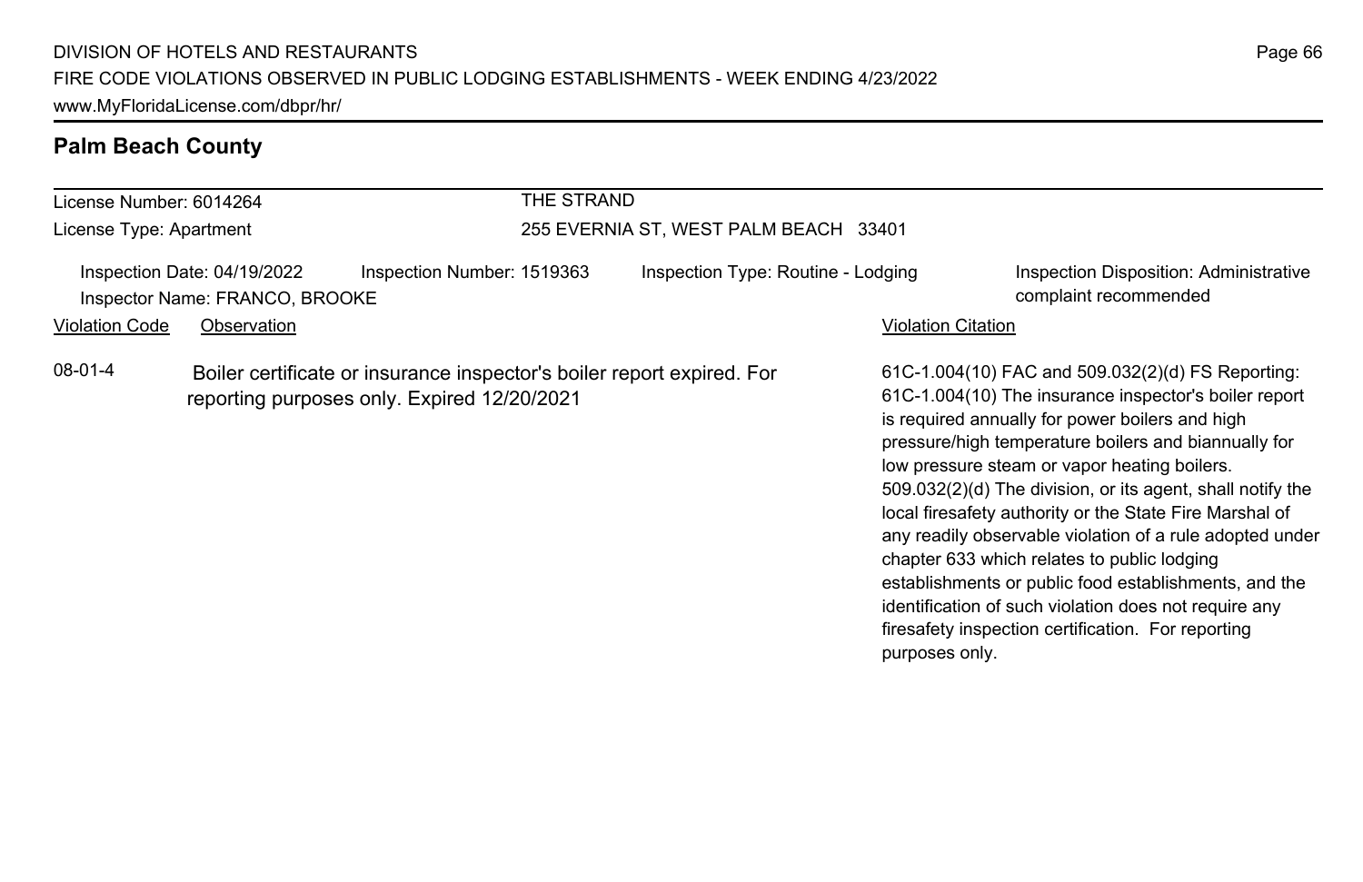## Palm Beach County

License Number: 6014264
License Type: Apartment

THE STRAND
255 EVERNIA ST, WEST PALM BEACH 33401

Inspection Date: 04/19/2022
Inspection Number: 1519363
Inspection Type: Routine - Lodging
Inspection Disposition: Administrative complaint recommended
Inspector Name: FRANCO, BROOKE

| Violation Code | Observation | Violation Citation |
| --- | --- | --- |
| 08-01-4 | Boiler certificate or insurance inspector's boiler report expired. For reporting purposes only. Expired 12/20/2021 | 61C-1.004(10) FAC and 509.032(2)(d) FS Reporting: 61C-1.004(10) The insurance inspector's boiler report is required annually for power boilers and high pressure/high temperature boilers and biannually for low pressure steam or vapor heating boilers. 509.032(2)(d) The division, or its agent, shall notify the local firesafety authority or the State Fire Marshal of any readily observable violation of a rule adopted under chapter 633 which relates to public lodging establishments or public food establishments, and the identification of such violation does not require any firesafety inspection certification. For reporting purposes only. |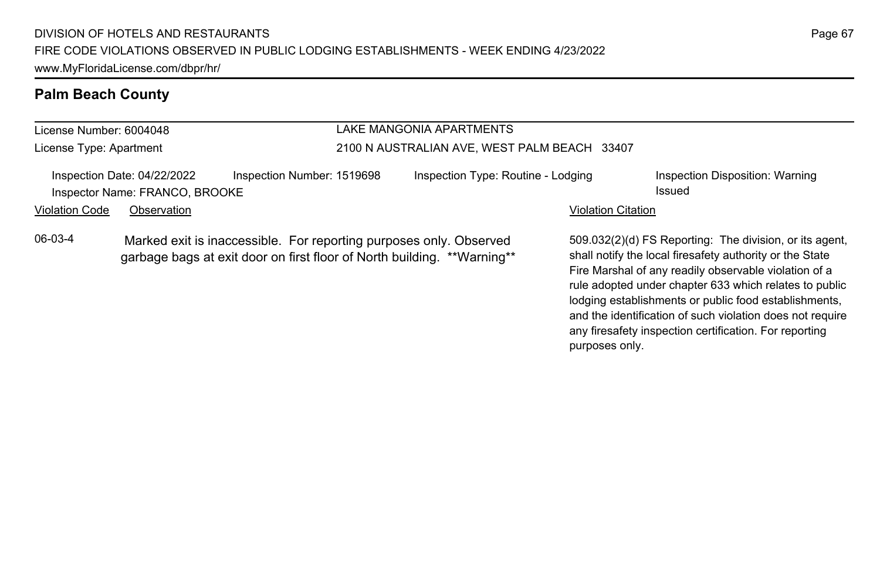## Palm Beach County

| License Number: 6004048 | LAKE MANGONIA APARTMENTS |
|---|---|
| License Type: Apartment | 2100 N AUSTRALIAN AVE, WEST PALM BEACH 33407 |

Inspection Date: 04/22/2022 | Inspection Number: 1519698 | Inspection Type: Routine - Lodging | Inspection Disposition: Warning Issued

Inspector Name: FRANCO, BROOKE

| Violation Code | Observation | Violation Citation |
|---|---|---|
| 06-03-4 | Marked exit is inaccessible. For reporting purposes only. Observed garbage bags at exit door on first floor of North building. **Warning** | 509.032(2)(d) FS Reporting: The division, or its agent, shall notify the local firesafety authority or the State Fire Marshal of any readily observable violation of a rule adopted under chapter 633 which relates to public lodging establishments or public food establishments, and the identification of such violation does not require any firesafety inspection certification. For reporting purposes only. |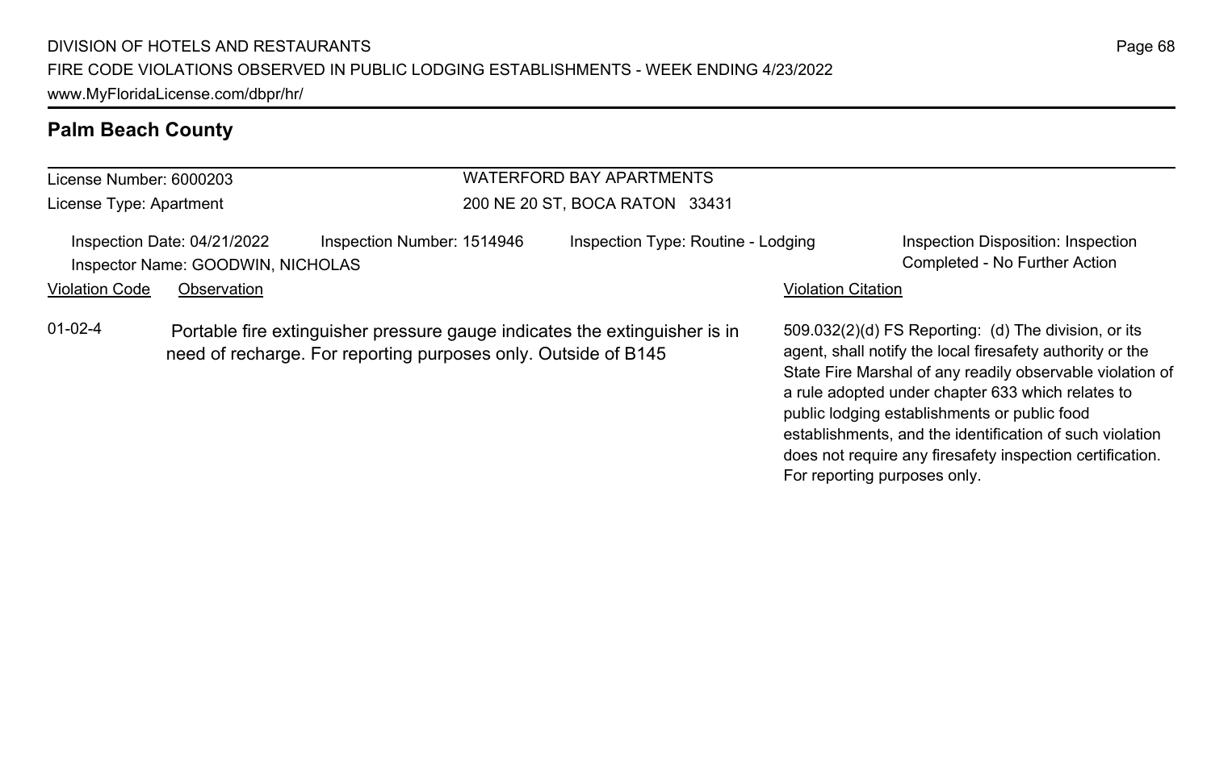## Palm Beach County

License Number: 6000203
License Type: Apartment

WATERFORD BAY APARTMENTS
200 NE 20 ST, BOCA RATON 33431

Inspection Date: 04/21/2022 | Inspection Number: 1514946 | Inspection Type: Routine - Lodging | Inspection Disposition: Inspection Completed - No Further Action
Inspector Name: GOODWIN, NICHOLAS

| Violation Code | Observation | Violation Citation |
| --- | --- | --- |
| 01-02-4 | Portable fire extinguisher pressure gauge indicates the extinguisher is in need of recharge. For reporting purposes only. Outside of B145 | 509.032(2)(d) FS Reporting: (d) The division, or its agent, shall notify the local firesafety authority or the State Fire Marshal of any readily observable violation of a rule adopted under chapter 633 which relates to public lodging establishments or public food establishments, and the identification of such violation does not require any firesafety inspection certification. For reporting purposes only. |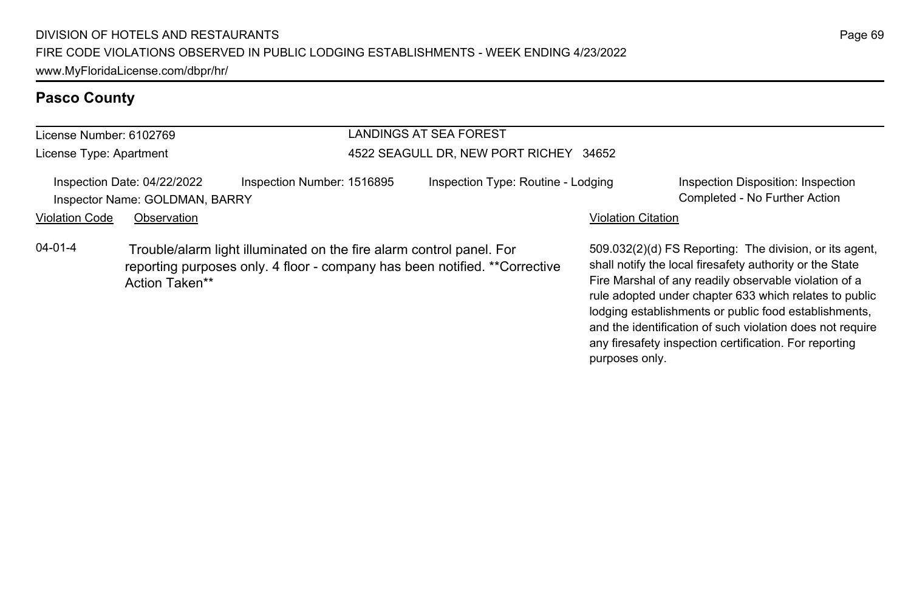## Pasco County

License Number: 6102769

License Type: Apartment

LANDINGS AT SEA FOREST

4522 SEAGULL DR, NEW PORT RICHEY 34652

Inspection Date: 04/22/2022

Inspection Number: 1516895

Inspection Type: Routine - Lodging

Inspection Disposition: Inspection Completed - No Further Action

Inspector Name: GOLDMAN, BARRY

| Violation Code | Observation | Violation Citation |
|---|---|---|
| 04-01-4 | Trouble/alarm light illuminated on the fire alarm control panel. For reporting purposes only. 4 floor - company has been notified. **Corrective Action Taken** | 509.032(2)(d) FS Reporting: The division, or its agent, shall notify the local firesafety authority or the State Fire Marshal of any readily observable violation of a rule adopted under chapter 633 which relates to public lodging establishments or public food establishments, and the identification of such violation does not require any firesafety inspection certification. For reporting purposes only. |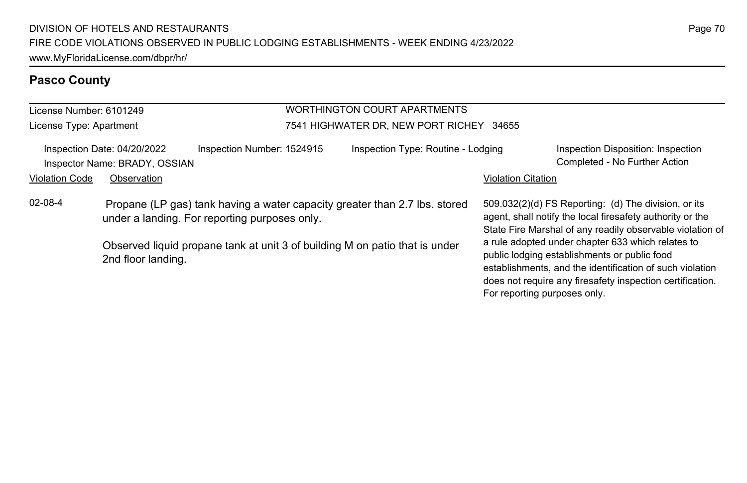## Pasco County

License Number: 6101249
License Type: Apartment

WORTHINGTON COURT APARTMENTS
7541 HIGHWATER DR, NEW PORT RICHEY 34655

Inspection Date: 04/20/2022
Inspector Name: BRADY, OSSIAN
Inspection Number: 1524915
Inspection Type: Routine - Lodging
Inspection Disposition: Inspection Completed - No Further Action

| Violation Code | Observation | Violation Citation |
| --- | --- | --- |
| 02-08-4 | Propane (LP gas) tank having a water capacity greater than 2.7 lbs. stored under a landing. For reporting purposes only.<br><br>Observed liquid propane tank at unit 3 of building M on patio that is under 2nd floor landing. | 509.032(2)(d) FS Reporting: (d) The division, or its agent, shall notify the local firesafety authority or the State Fire Marshal of any readily observable violation of a rule adopted under chapter 633 which relates to public lodging establishments or public food establishments, and the identification of such violation does not require any firesafety inspection certification. For reporting purposes only. |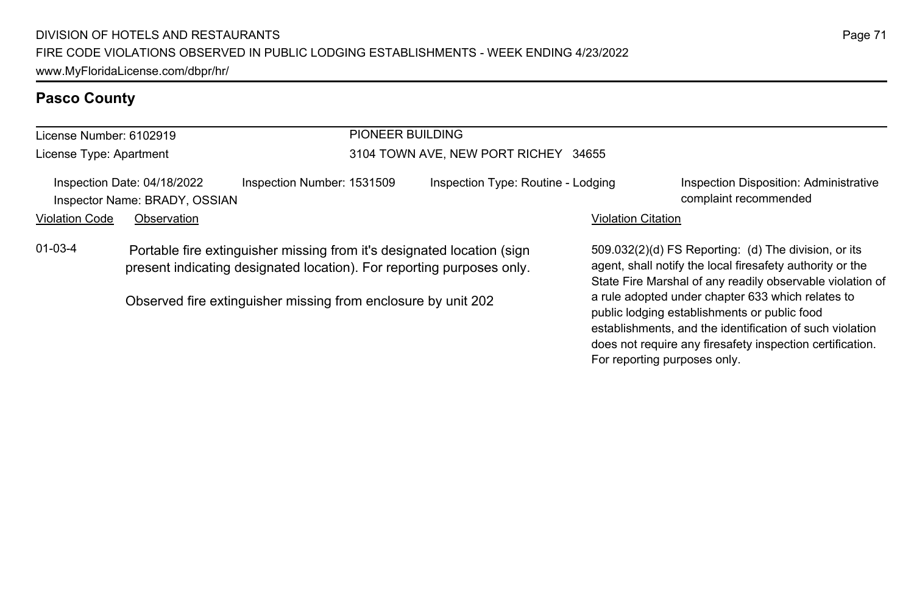## Pasco County

License Number: 6102919

License Type: Apartment

PIONEER BUILDING

3104 TOWN AVE, NEW PORT RICHEY 34655

Inspection Date: 04/18/2022

Inspector Name: BRADY, OSSIAN

Inspection Number: 1531509

Inspection Type: Routine - Lodging

Inspection Disposition: Administrative complaint recommended

| Violation Code | Observation | Violation Citation |
|---|---|---|
| 01-03-4 | Portable fire extinguisher missing from it's designated location (sign present indicating designated location). For reporting purposes only.<br><br>Observed fire extinguisher missing from enclosure by unit 202 | 509.032(2)(d) FS Reporting: (d) The division, or its agent, shall notify the local firesafety authority or the State Fire Marshal of any readily observable violation of a rule adopted under chapter 633 which relates to public lodging establishments or public food establishments, and the identification of such violation does not require any firesafety inspection certification. For reporting purposes only. |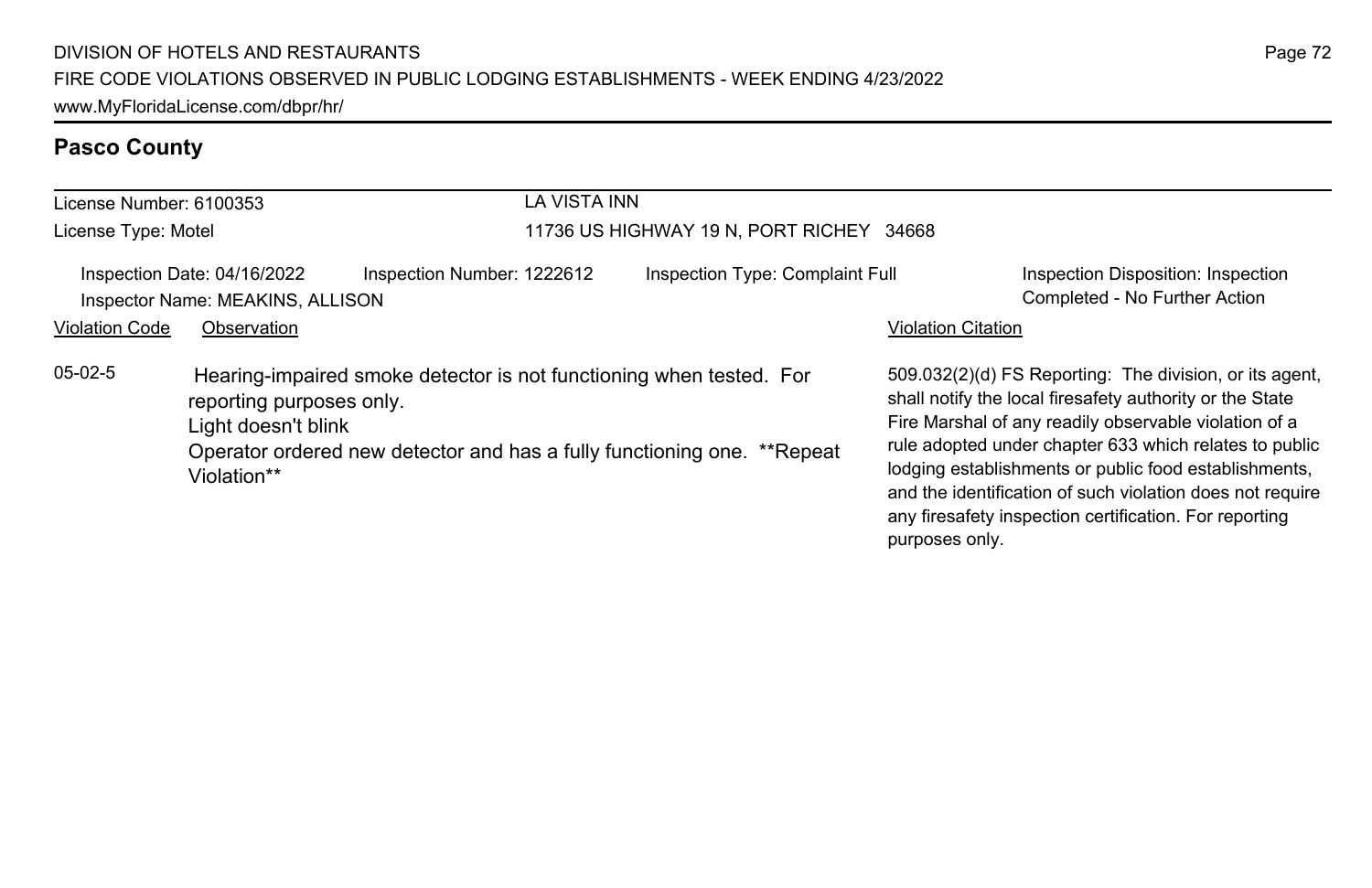## Pasco County

License Number: 6100353
License Type: Motel

LA VISTA INN
11736 US HIGHWAY 19 N, PORT RICHEY 34668

Inspection Date: 04/16/2022
Inspector Name: MEAKINS, ALLISON
Inspection Number: 1222612
Inspection Type: Complaint Full
Inspection Disposition: Inspection Completed - No Further Action

| Violation Code | Observation | Violation Citation |
| --- | --- | --- |
| 05-02-5 | Hearing-impaired smoke detector is not functioning when tested. For reporting purposes only. Light doesn't blink Operator ordered new detector and has a fully functioning one. **Repeat Violation** | 509.032(2)(d) FS Reporting: The division, or its agent, shall notify the local firesafety authority or the State Fire Marshal of any readily observable violation of a rule adopted under chapter 633 which relates to public lodging establishments or public food establishments, and the identification of such violation does not require any firesafety inspection certification. For reporting purposes only. |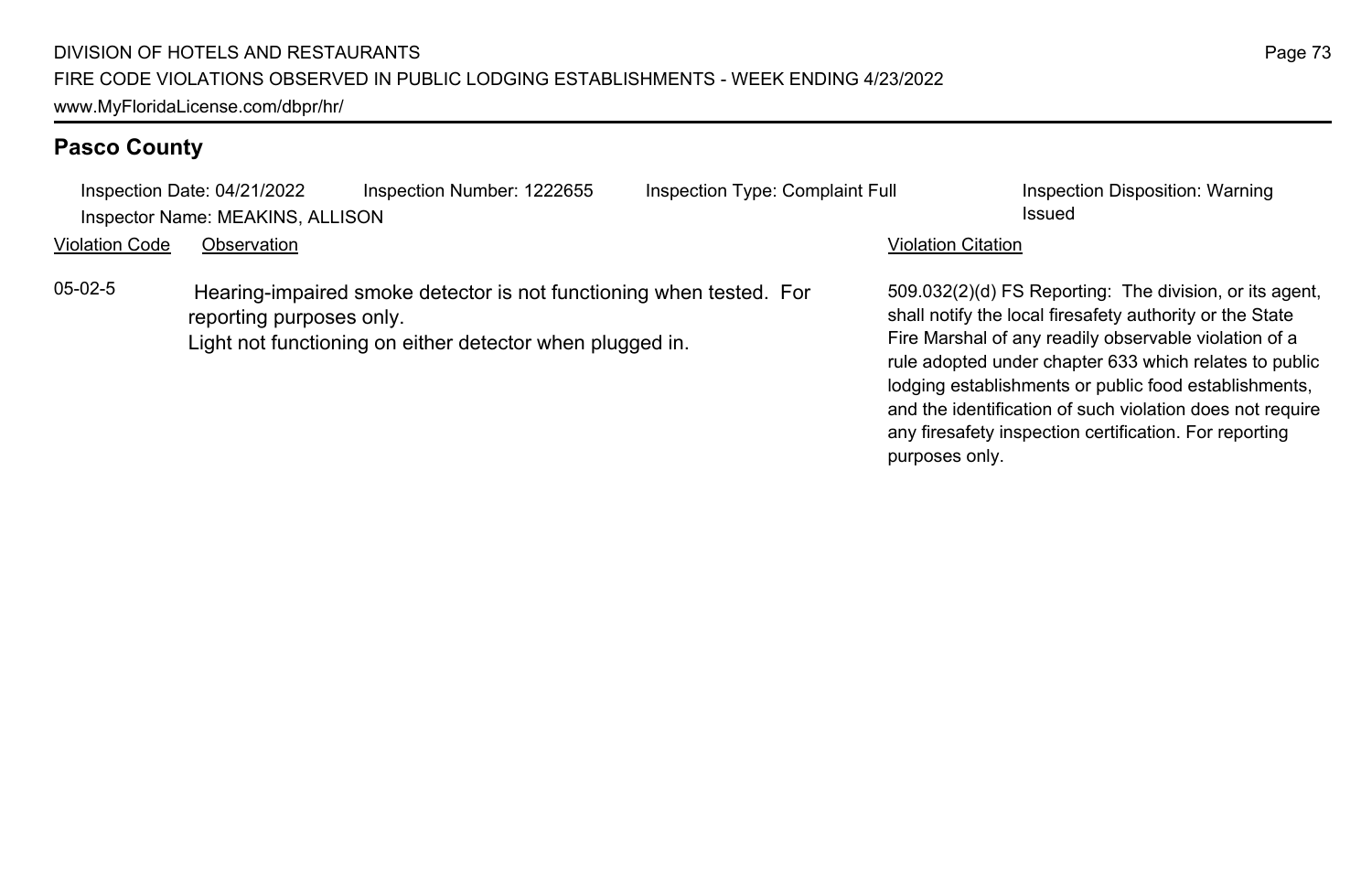## Pasco County

Inspection Date: 04/21/2022 Inspection Number: 1222655 Inspection Type: Complaint Full Inspection Disposition: Warning Issued
Inspector Name: MEAKINS, ALLISON

| Violation Code | Observation | Violation Citation |
|---|---|---|
| 05-02-5 | Hearing-impaired smoke detector is not functioning when tested. For reporting purposes only.<br>Light not functioning on either detector when plugged in. | 509.032(2)(d) FS Reporting: The division, or its agent, shall notify the local firesafety authority or the State Fire Marshal of any readily observable violation of a rule adopted under chapter 633 which relates to public lodging establishments or public food establishments, and the identification of such violation does not require any firesafety inspection certification. For reporting purposes only. |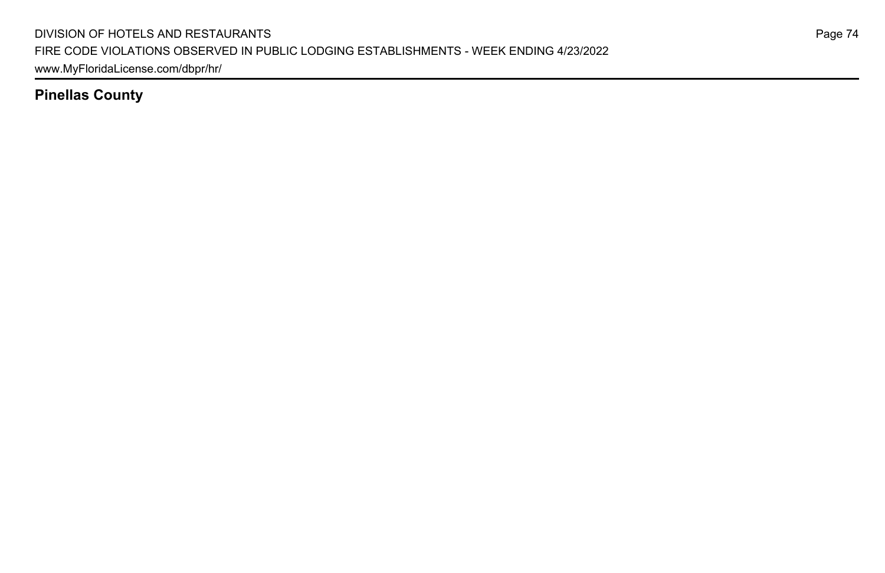## Pinellas County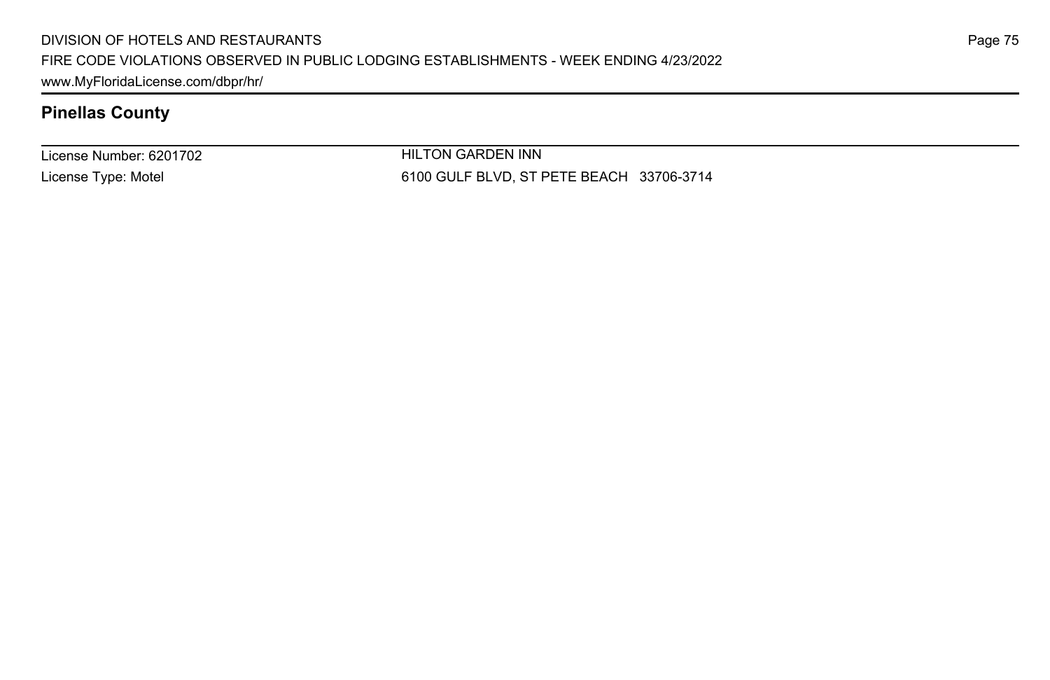## Pinellas County

License Number: 6201702

License Type: Motel

HILTON GARDEN INN

6100 GULF BLVD, ST PETE BEACH 33706-3714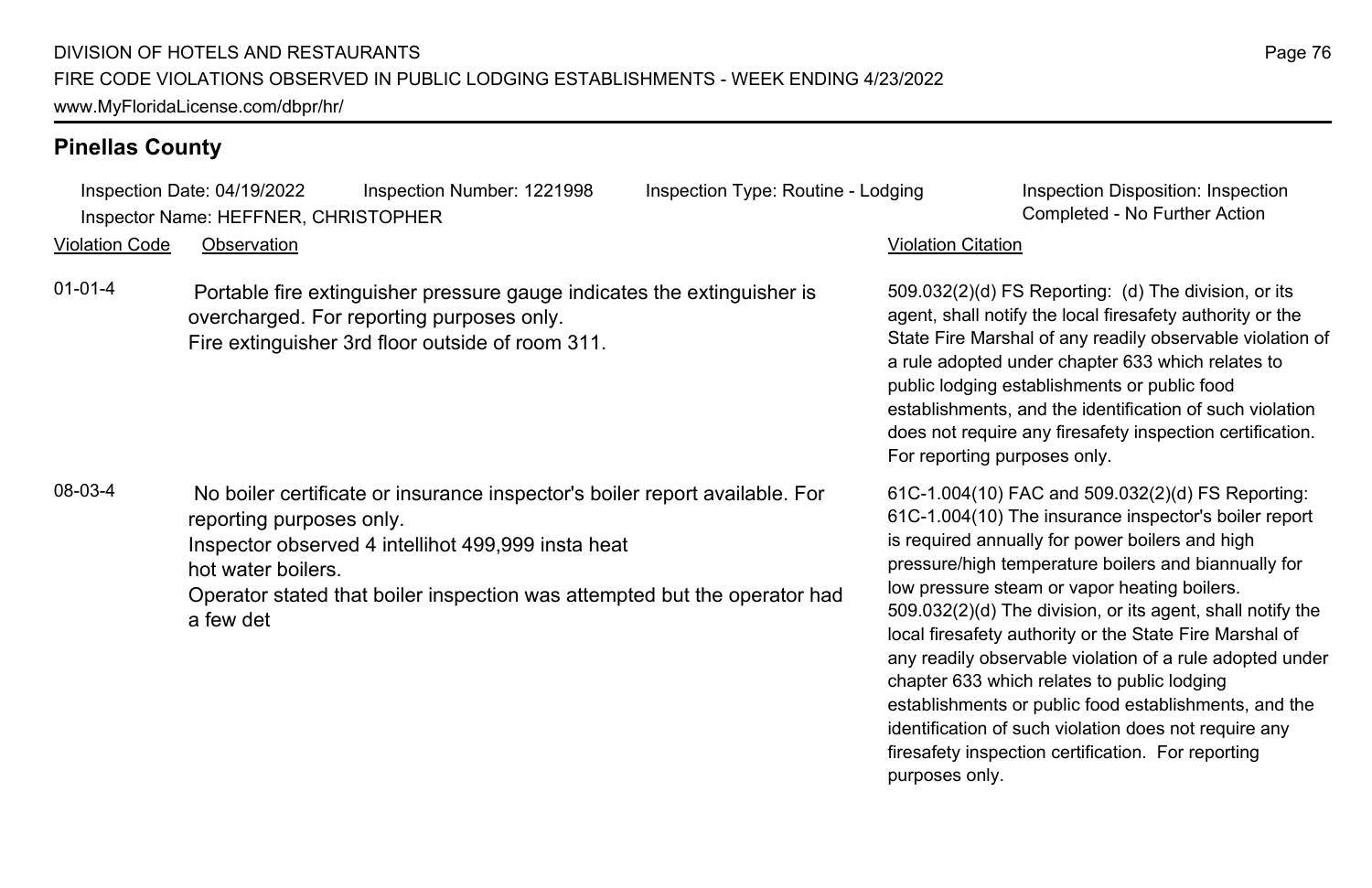## Pinellas County

Inspection Date: 04/19/2022 Inspection Number: 1221998 Inspection Type: Routine - Lodging Inspection Disposition: Inspection Completed - No Further Action

Inspector Name: HEFFNER, CHRISTOPHER

| Violation Code | Observation | Violation Citation |
|---|---|---|
| 01-01-4 | Portable fire extinguisher pressure gauge indicates the extinguisher is overcharged. For reporting purposes only.<br>Fire extinguisher 3rd floor outside of room 311. | 509.032(2)(d) FS Reporting: (d) The division, or its agent, shall notify the local firesafety authority or the State Fire Marshal of any readily observable violation of a rule adopted under chapter 633 which relates to public lodging establishments or public food establishments, and the identification of such violation does not require any firesafety inspection certification. For reporting purposes only. |
| 08-03-4 | No boiler certificate or insurance inspector's boiler report available. For reporting purposes only.<br>Inspector observed 4 intellihot 499,999 insta heat hot water boilers.<br>Operator stated that boiler inspection was attempted but the operator had a few det | 61C-1.004(10) FAC and 509.032(2)(d) FS Reporting: 61C-1.004(10) The insurance inspector's boiler report is required annually for power boilers and high pressure/high temperature boilers and biannually for low pressure steam or vapor heating boilers. 509.032(2)(d) The division, or its agent, shall notify the local firesafety authority or the State Fire Marshal of any readily observable violation of a rule adopted under chapter 633 which relates to public lodging establishments or public food establishments, and the identification of such violation does not require any firesafety inspection certification. For reporting purposes only. |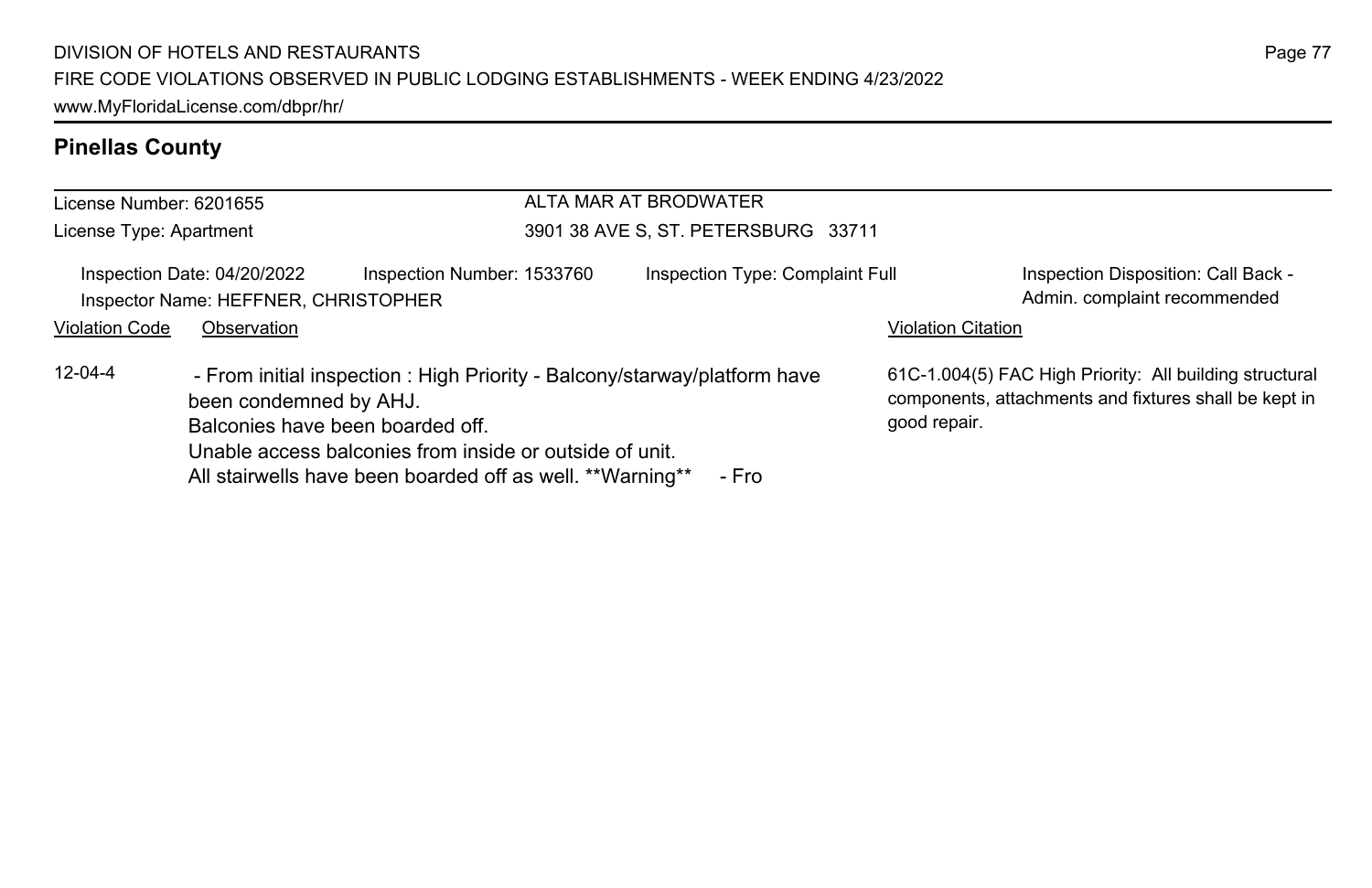## Pinellas County

License Number: 6201655
License Type: Apartment

ALTA MAR AT BRODWATER
3901 38 AVE S, ST. PETERSBURG 33711

Inspection Date: 04/20/2022
Inspection Number: 1533760
Inspection Type: Complaint Full
Inspection Disposition: Call Back - Admin. complaint recommended
Inspector Name: HEFFNER, CHRISTOPHER

| Violation Code | Observation | Violation Citation |
| --- | --- | --- |
| 12-04-4 | - From initial inspection : High Priority - Balcony/starway/platform have been condemned by AHJ.<br>Balconies have been boarded off.<br>Unable access balconies from inside or outside of unit.<br>All stairwells have been boarded off as well. **Warning** - Fro | 61C-1.004(5) FAC High Priority: All building structural components, attachments and fixtures shall be kept in good repair. |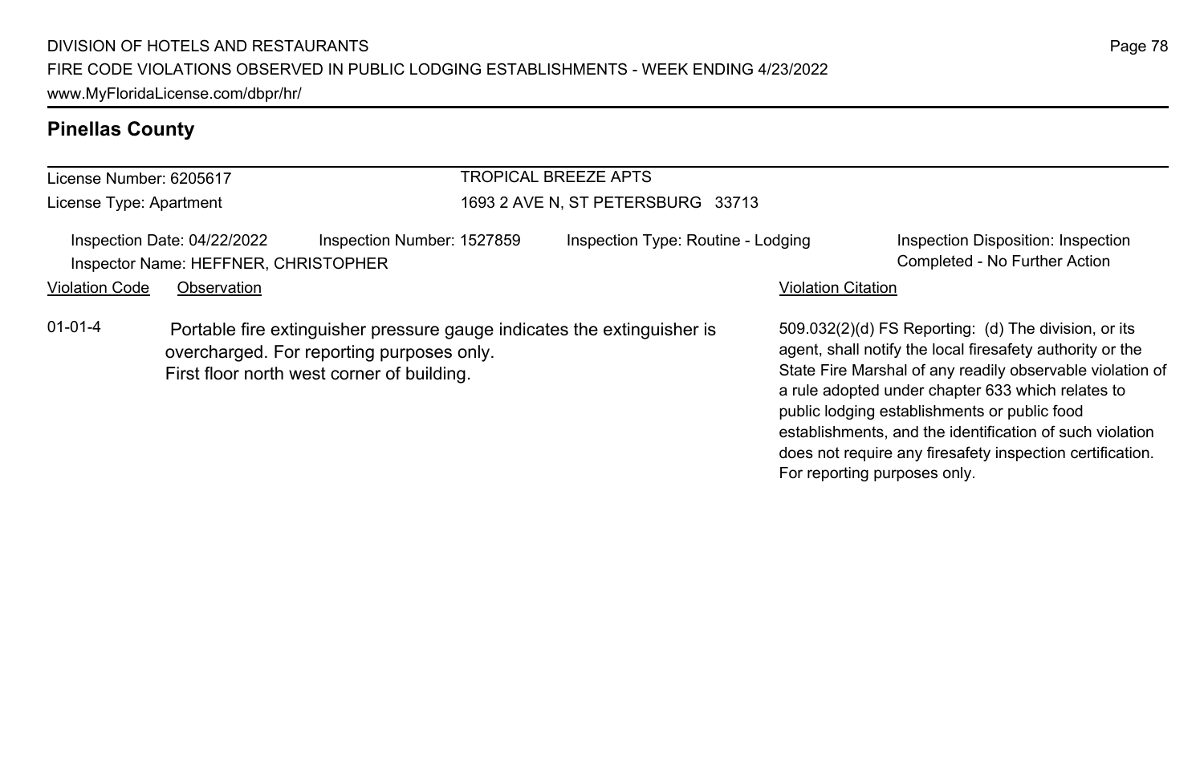## Pinellas County

License Number: 6205617

License Type: Apartment

TROPICAL BREEZE APTS

1693 2 AVE N, ST PETERSBURG 33713

Inspection Date: 04/22/2022 Inspection Number: 1527859 Inspection Type: Routine - Lodging Inspection Disposition: Inspection Completed - No Further Action

Inspector Name: HEFFNER, CHRISTOPHER

| Violation Code | Observation | Violation Citation |
|---|---|---|
| 01-01-4 | Portable fire extinguisher pressure gauge indicates the extinguisher is overcharged. For reporting purposes only. First floor north west corner of building. | 509.032(2)(d) FS Reporting: (d) The division, or its agent, shall notify the local firesafety authority or the State Fire Marshal of any readily observable violation of a rule adopted under chapter 633 which relates to public lodging establishments or public food establishments, and the identification of such violation does not require any firesafety inspection certification. For reporting purposes only. |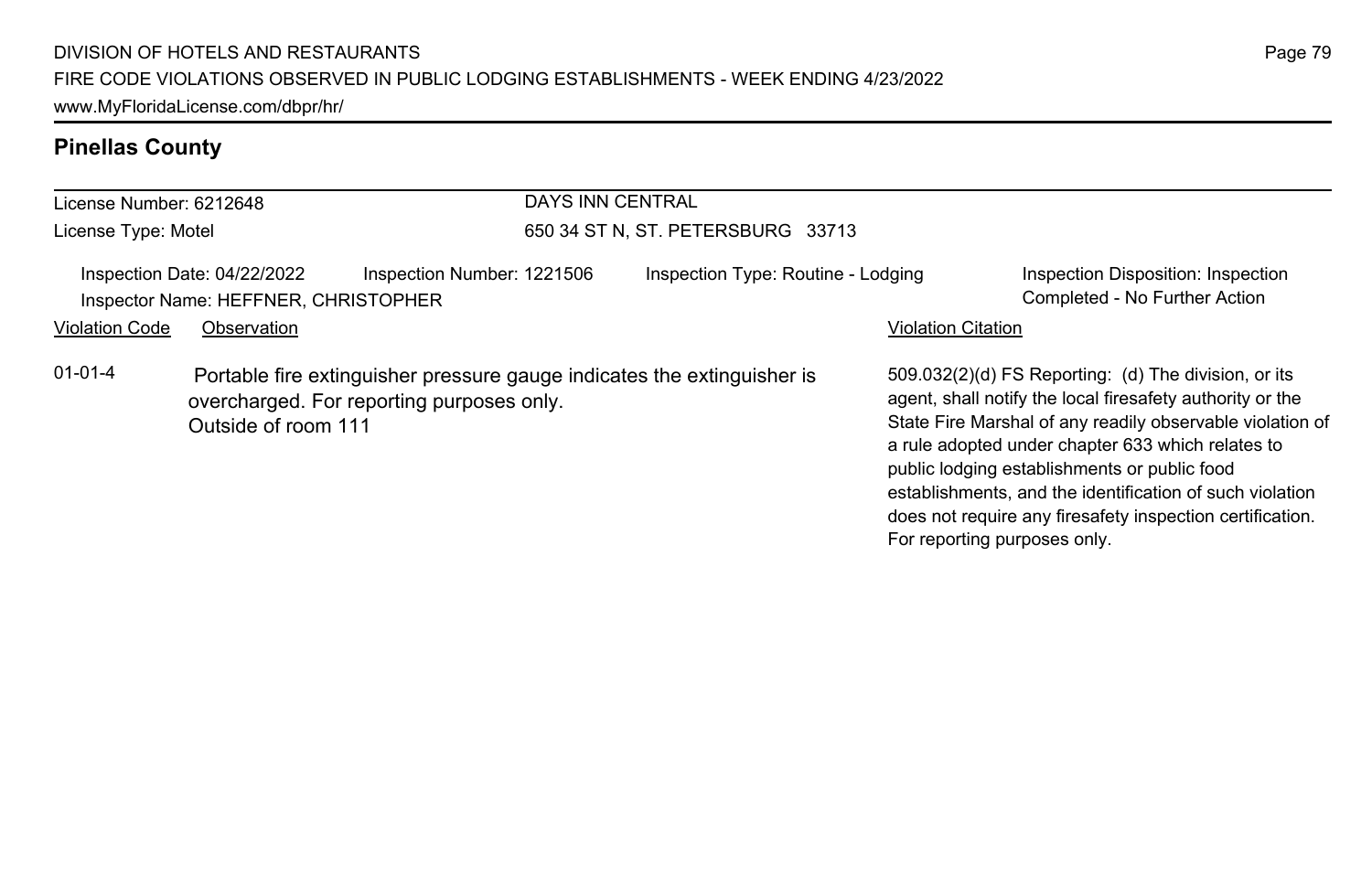## Pinellas County

License Number: 6212648

License Type: Motel

DAYS INN CENTRAL

650 34 ST N, ST. PETERSBURG 33713

Inspection Date: 04/22/2022

Inspection Number: 1221506

Inspection Type: Routine - Lodging

Inspection Disposition: Inspection Completed - No Further Action

Inspector Name: HEFFNER, CHRISTOPHER

| Violation Code | Observation | Violation Citation |
|---|---|---|
| 01-01-4 | Portable fire extinguisher pressure gauge indicates the extinguisher is overcharged. For reporting purposes only.<br>Outside of room 111 | 509.032(2)(d) FS Reporting: (d) The division, or its agent, shall notify the local firesafety authority or the State Fire Marshal of any readily observable violation of a rule adopted under chapter 633 which relates to public lodging establishments or public food establishments, and the identification of such violation does not require any firesafety inspection certification. For reporting purposes only. |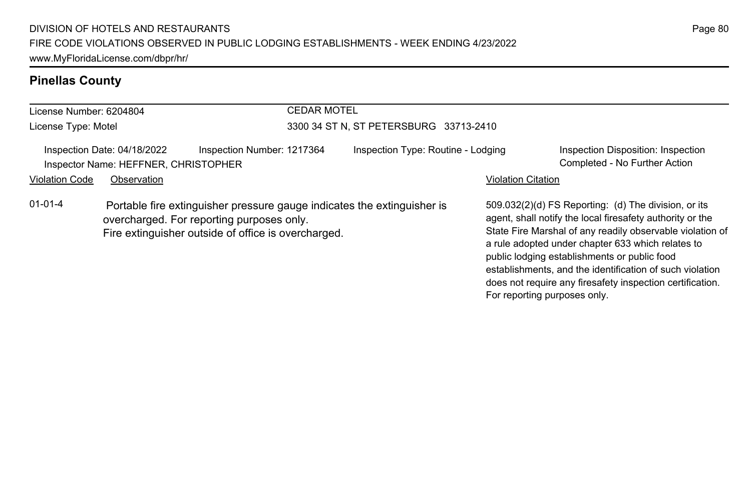## Pinellas County

License Number: 6204804
License Type: Motel

CEDAR MOTEL
3300 34 ST N, ST PETERSBURG 33713-2410

Inspection Date: 04/18/2022 | Inspection Number: 1217364 | Inspection Type: Routine - Lodging | Inspection Disposition: Inspection Completed - No Further Action
Inspector Name: HEFFNER, CHRISTOPHER

| Violation Code | Observation | Violation Citation |
| --- | --- | --- |
| 01-01-4 | Portable fire extinguisher pressure gauge indicates the extinguisher is overcharged. For reporting purposes only. Fire extinguisher outside of office is overcharged. | 509.032(2)(d) FS Reporting: (d) The division, or its agent, shall notify the local firesafety authority or the State Fire Marshal of any readily observable violation of a rule adopted under chapter 633 which relates to public lodging establishments or public food establishments, and the identification of such violation does not require any firesafety inspection certification. For reporting purposes only. |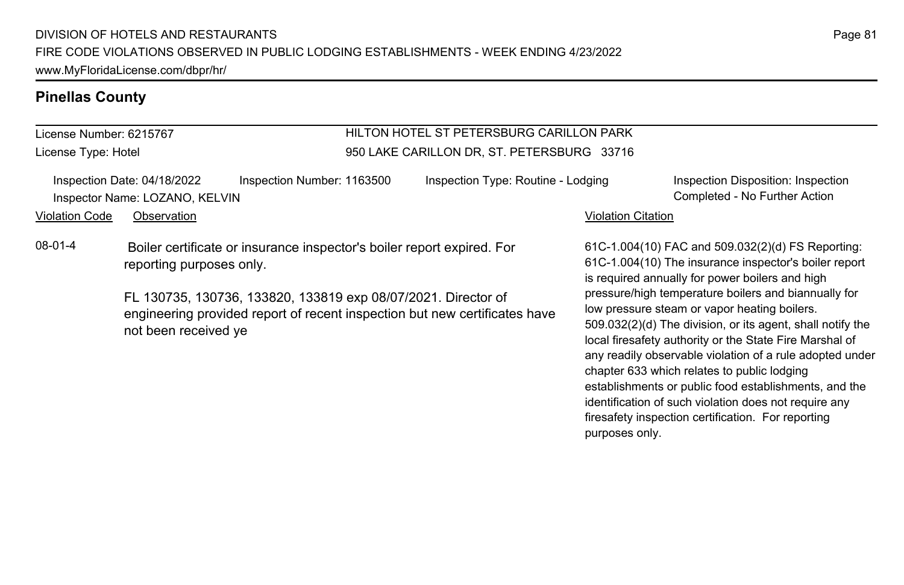## Pinellas County

License Number: 6215767

License Type: Hotel

HILTON HOTEL ST PETERSBURG CARILLON PARK

950 LAKE CARILLON DR, ST. PETERSBURG 33716

Inspection Date: 04/18/2022 | Inspection Number: 1163500 | Inspection Type: Routine - Lodging | Inspection Disposition: Inspection Completed - No Further Action

Inspector Name: LOZANO, KELVIN

| Violation Code | Observation | Violation Citation |
| --- | --- | --- |
| 08-01-4 | Boiler certificate or insurance inspector's boiler report expired. For reporting purposes only.<br><br>FL 130735, 130736, 133820, 133819 exp 08/07/2021. Director of engineering provided report of recent inspection but new certificates have not been received ye | 61C-1.004(10) FAC and 509.032(2)(d) FS Reporting: 61C-1.004(10) The insurance inspector's boiler report is required annually for power boilers and high pressure/high temperature boilers and biannually for low pressure steam or vapor heating boilers. 509.032(2)(d) The division, or its agent, shall notify the local firesafety authority or the State Fire Marshal of any readily observable violation of a rule adopted under chapter 633 which relates to public lodging establishments or public food establishments, and the identification of such violation does not require any firesafety inspection certification. For reporting purposes only. |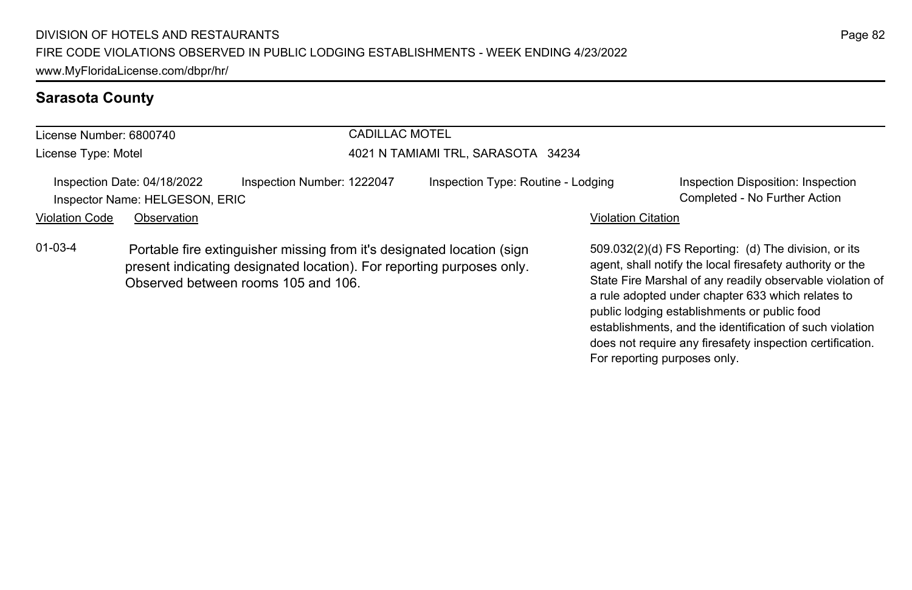## Sarasota County

License Number: 6800740

License Type: Motel

CADILLAC MOTEL

4021 N TAMIAMI TRL, SARASOTA 34234

Inspection Date: 04/18/2022 Inspection Number: 1222047 Inspection Type: Routine - Lodging Inspection Disposition: Inspection Completed - No Further Action

Inspector Name: HELGESON, ERIC

| Violation Code | Observation | Violation Citation |
| --- | --- | --- |
| 01-03-4 | Portable fire extinguisher missing from it's designated location (sign present indicating designated location). For reporting purposes only. Observed between rooms 105 and 106. | 509.032(2)(d) FS Reporting: (d) The division, or its agent, shall notify the local firesafety authority or the State Fire Marshal of any readily observable violation of a rule adopted under chapter 633 which relates to public lodging establishments or public food establishments, and the identification of such violation does not require any firesafety inspection certification. For reporting purposes only. |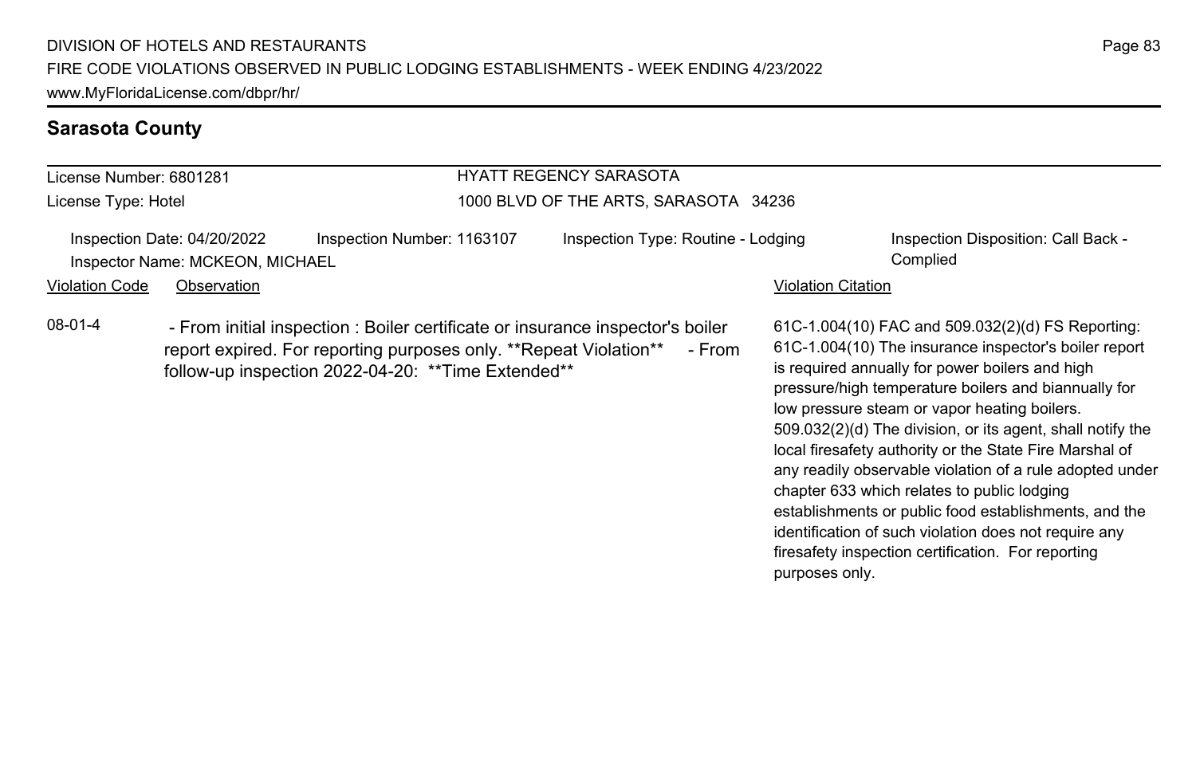## Sarasota County

License Number: 6801281

License Type: Hotel

HYATT REGENCY SARASOTA

1000 BLVD OF THE ARTS, SARASOTA 34236

Inspection Date: 04/20/2022 Inspection Number: 1163107 Inspection Type: Routine - Lodging Inspection Disposition: Call Back - Complied

Inspector Name: MCKEON, MICHAEL

| Violation Code | Observation | Violation Citation |
| --- | --- | --- |
| 08-01-4 | - From initial inspection : Boiler certificate or insurance inspector's boiler report expired. For reporting purposes only. **Repeat Violation** - From follow-up inspection 2022-04-20: **Time Extended** | 61C-1.004(10) FAC and 509.032(2)(d) FS Reporting: 61C-1.004(10) The insurance inspector's boiler report is required annually for power boilers and high pressure/high temperature boilers and biannually for low pressure steam or vapor heating boilers. 509.032(2)(d) The division, or its agent, shall notify the local firesafety authority or the State Fire Marshal of any readily observable violation of a rule adopted under chapter 633 which relates to public lodging establishments or public food establishments, and the identification of such violation does not require any firesafety inspection certification. For reporting purposes only. |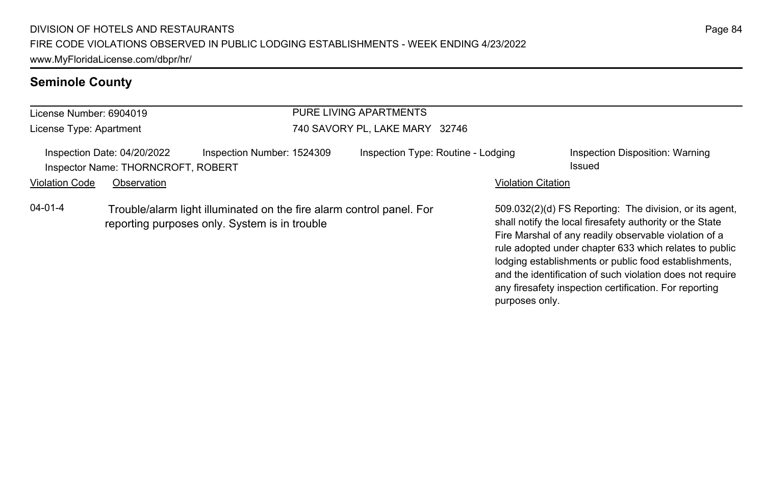## Seminole County

License Number: 6904019

License Type: Apartment

PURE LIVING APARTMENTS

740 SAVORY PL, LAKE MARY 32746

Inspection Date: 04/20/2022 | Inspection Number: 1524309 | Inspection Type: Routine - Lodging | Inspection Disposition: Warning Issued

Inspector Name: THORNCROFT, ROBERT

| Violation Code | Observation | Violation Citation |
| --- | --- | --- |
| 04-01-4 | Trouble/alarm light illuminated on the fire alarm control panel. For reporting purposes only. System is in trouble | 509.032(2)(d) FS Reporting: The division, or its agent, shall notify the local firesafety authority or the State Fire Marshal of any readily observable violation of a rule adopted under chapter 633 which relates to public lodging establishments or public food establishments, and the identification of such violation does not require any firesafety inspection certification. For reporting purposes only. |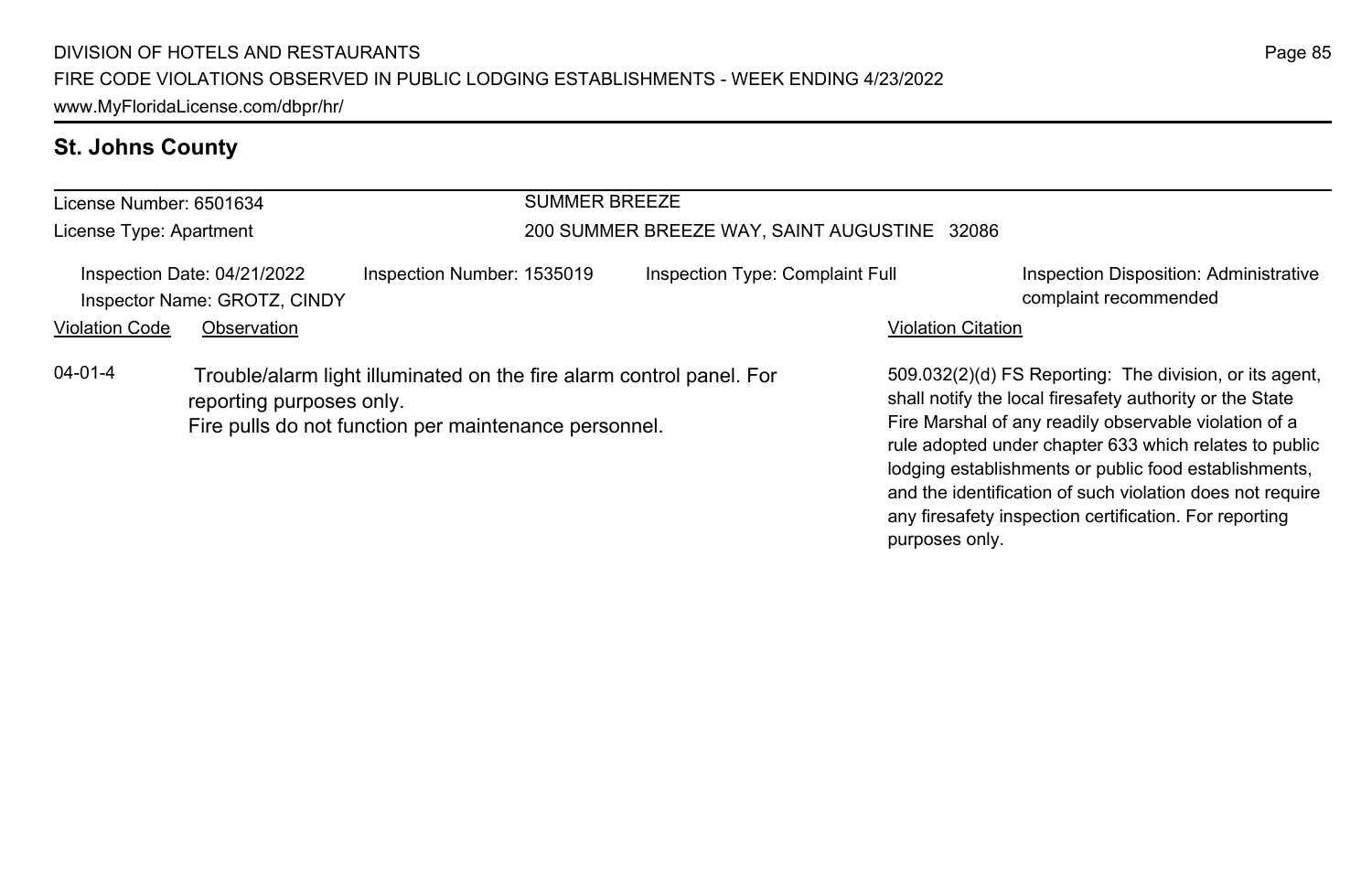## St. Johns County

License Number: 6501634

License Type: Apartment

**SUMMER BREEZE**

200 SUMMER BREEZE WAY, SAINT AUGUSTINE 32086

Inspection Date: 04/21/2022

Inspector Name: GROTZ, CINDY

Inspection Number: 1535019

Inspection Type: Complaint Full

Inspection Disposition: Administrative complaint recommended

| Violation Code | Observation | Violation Citation |
| --- | --- | --- |
| 04-01-4 | Trouble/alarm light illuminated on the fire alarm control panel. For reporting purposes only. Fire pulls do not function per maintenance personnel. | 509.032(2)(d) FS Reporting: The division, or its agent, shall notify the local firesafety authority or the State Fire Marshal of any readily observable violation of a rule adopted under chapter 633 which relates to public lodging establishments or public food establishments, and the identification of such violation does not require any firesafety inspection certification. For reporting purposes only. |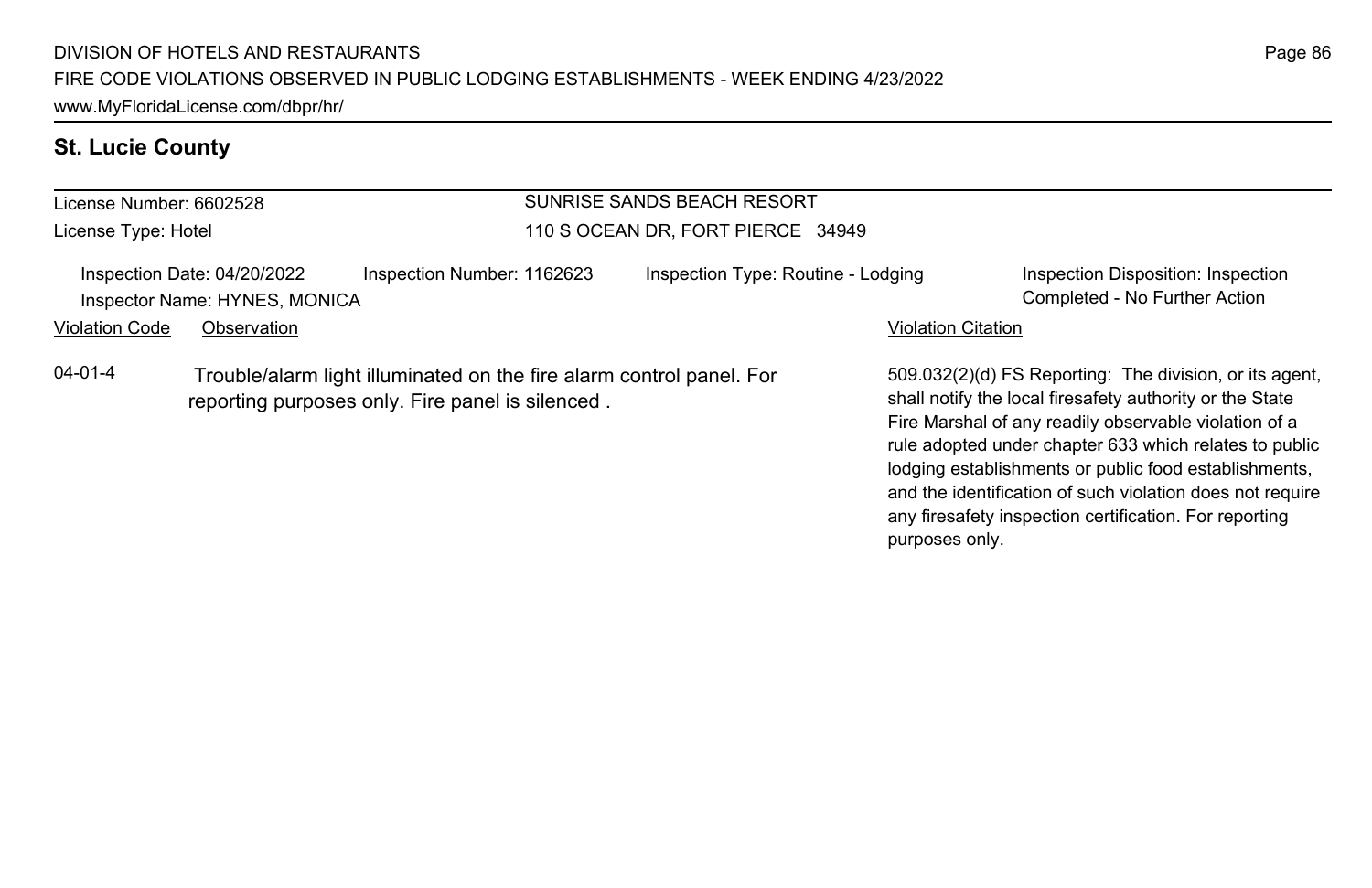## St. Lucie County

License Number: 6602528
License Type: Hotel

**SUNRISE SANDS BEACH RESORT**
110 S OCEAN DR, FORT PIERCE 34949

Inspection Date: 04/20/2022
Inspection Number: 1162623
Inspection Type: Routine - Lodging
Inspection Disposition: Inspection Completed - No Further Action
Inspector Name: HYNES, MONICA

| Violation Code | Observation | Violation Citation |
| --- | --- | --- |
| 04-01-4 | Trouble/alarm light illuminated on the fire alarm control panel. For reporting purposes only. Fire panel is silenced . | 509.032(2)(d) FS Reporting: The division, or its agent, shall notify the local firesafety authority or the State Fire Marshal of any readily observable violation of a rule adopted under chapter 633 which relates to public lodging establishments or public food establishments, and the identification of such violation does not require any firesafety inspection certification. For reporting purposes only. |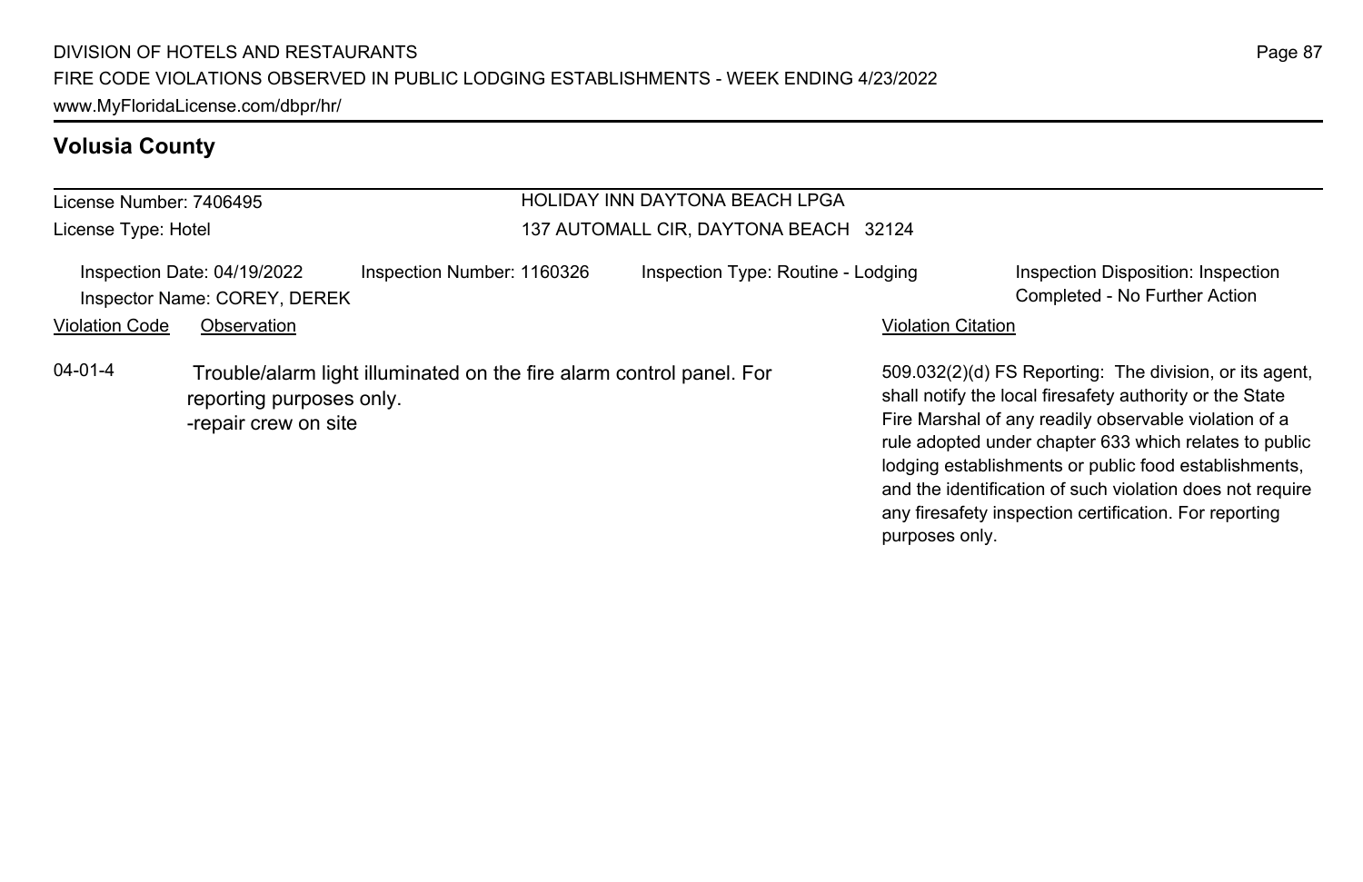## Volusia County

License Number: 7406495

License Type: Hotel

HOLIDAY INN DAYTONA BEACH LPGA

137 AUTOMALL CIR, DAYTONA BEACH 32124

Inspection Date: 04/19/2022

Inspection Number: 1160326

Inspection Type: Routine - Lodging

Inspection Disposition: Inspection Completed - No Further Action

Inspector Name: COREY, DEREK

| Violation Code | Observation | Violation Citation |
|---|---|---|
| 04-01-4 | Trouble/alarm light illuminated on the fire alarm control panel. For reporting purposes only. -repair crew on site | 509.032(2)(d) FS Reporting: The division, or its agent, shall notify the local firesafety authority or the State Fire Marshal of any readily observable violation of a rule adopted under chapter 633 which relates to public lodging establishments or public food establishments, and the identification of such violation does not require any firesafety inspection certification. For reporting purposes only. |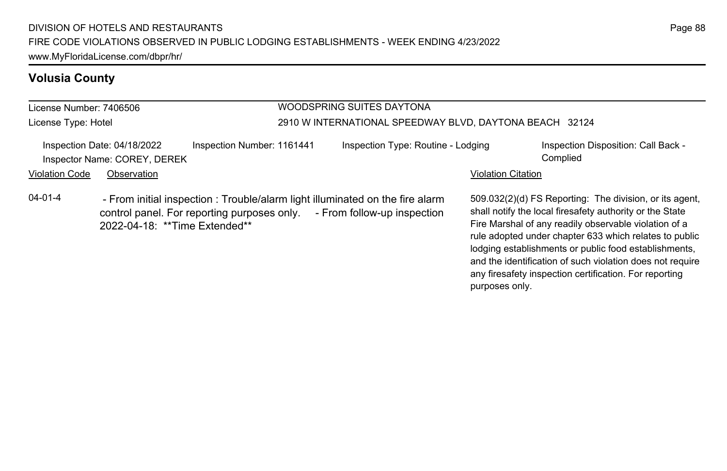## Volusia County

License Number: 7406506

License Type: Hotel

WOODSPRING SUITES DAYTONA

2910 W INTERNATIONAL SPEEDWAY BLVD, DAYTONA BEACH 32124

Inspection Date: 04/18/2022

Inspector Name: COREY, DEREK

Inspection Number: 1161441

Inspection Type: Routine - Lodging

Inspection Disposition: Call Back - Complied

| Violation Code | Observation | Violation Citation |
| --- | --- | --- |
| 04-01-4 | - From initial inspection : Trouble/alarm light illuminated on the fire alarm control panel. For reporting purposes only. - From follow-up inspection 2022-04-18: **Time Extended** | 509.032(2)(d) FS Reporting: The division, or its agent, shall notify the local firesafety authority or the State Fire Marshal of any readily observable violation of a rule adopted under chapter 633 which relates to public lodging establishments or public food establishments, and the identification of such violation does not require any firesafety inspection certification. For reporting purposes only. |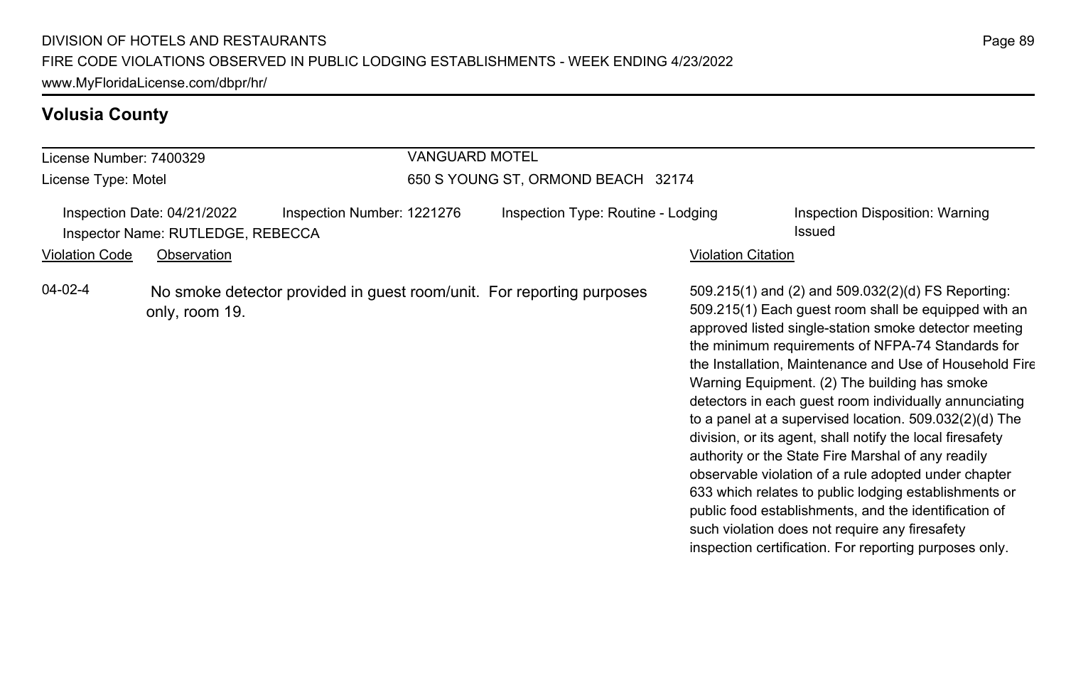## Volusia County

License Number: 7400329
License Type: Motel

VANGUARD MOTEL
650 S YOUNG ST, ORMOND BEACH 32174

Inspection Date: 04/21/2022
Inspector Name: RUTLEDGE, REBECCA
Inspection Number: 1221276
Inspection Type: Routine - Lodging
Inspection Disposition: Warning Issued

| Violation Code | Observation | Violation Citation |
| --- | --- | --- |
| 04-02-4 | No smoke detector provided in guest room/unit. For reporting purposes only, room 19. | 509.215(1) and (2) and 509.032(2)(d) FS Reporting: 509.215(1) Each guest room shall be equipped with an approved listed single-station smoke detector meeting the minimum requirements of NFPA-74 Standards for the Installation, Maintenance and Use of Household Fire Warning Equipment. (2) The building has smoke detectors in each guest room individually annunciating to a panel at a supervised location. 509.032(2)(d) The division, or its agent, shall notify the local firesafety authority or the State Fire Marshal of any readily observable violation of a rule adopted under chapter 633 which relates to public lodging establishments or public food establishments, and the identification of such violation does not require any firesafety inspection certification. For reporting purposes only. |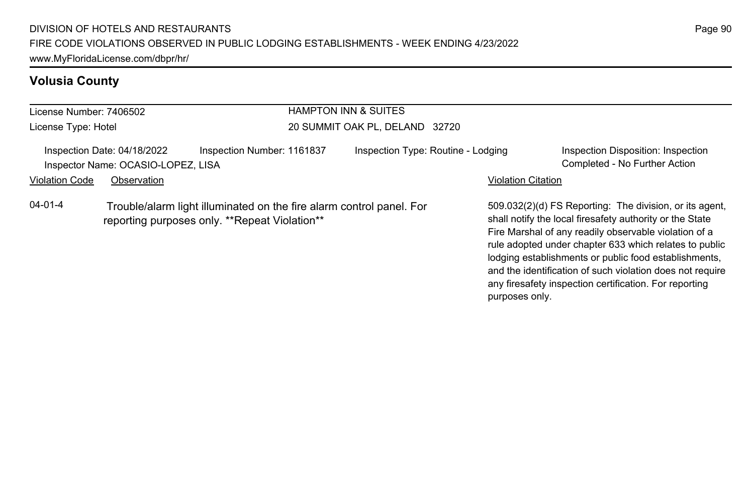## Volusia County

License Number: 7406502
License Type: Hotel

HAMPTON INN & SUITES
20 SUMMIT OAK PL, DELAND 32720

Inspection Date: 04/18/2022
Inspection Number: 1161837
Inspection Type: Routine - Lodging
Inspection Disposition: Inspection Completed - No Further Action
Inspector Name: OCASIO-LOPEZ, LISA

| Violation Code | Observation | Violation Citation |
| --- | --- | --- |
| 04-01-4 | Trouble/alarm light illuminated on the fire alarm control panel. For reporting purposes only. **Repeat Violation** | 509.032(2)(d) FS Reporting: The division, or its agent, shall notify the local firesafety authority or the State Fire Marshal of any readily observable violation of a rule adopted under chapter 633 which relates to public lodging establishments or public food establishments, and the identification of such violation does not require any firesafety inspection certification. For reporting purposes only. |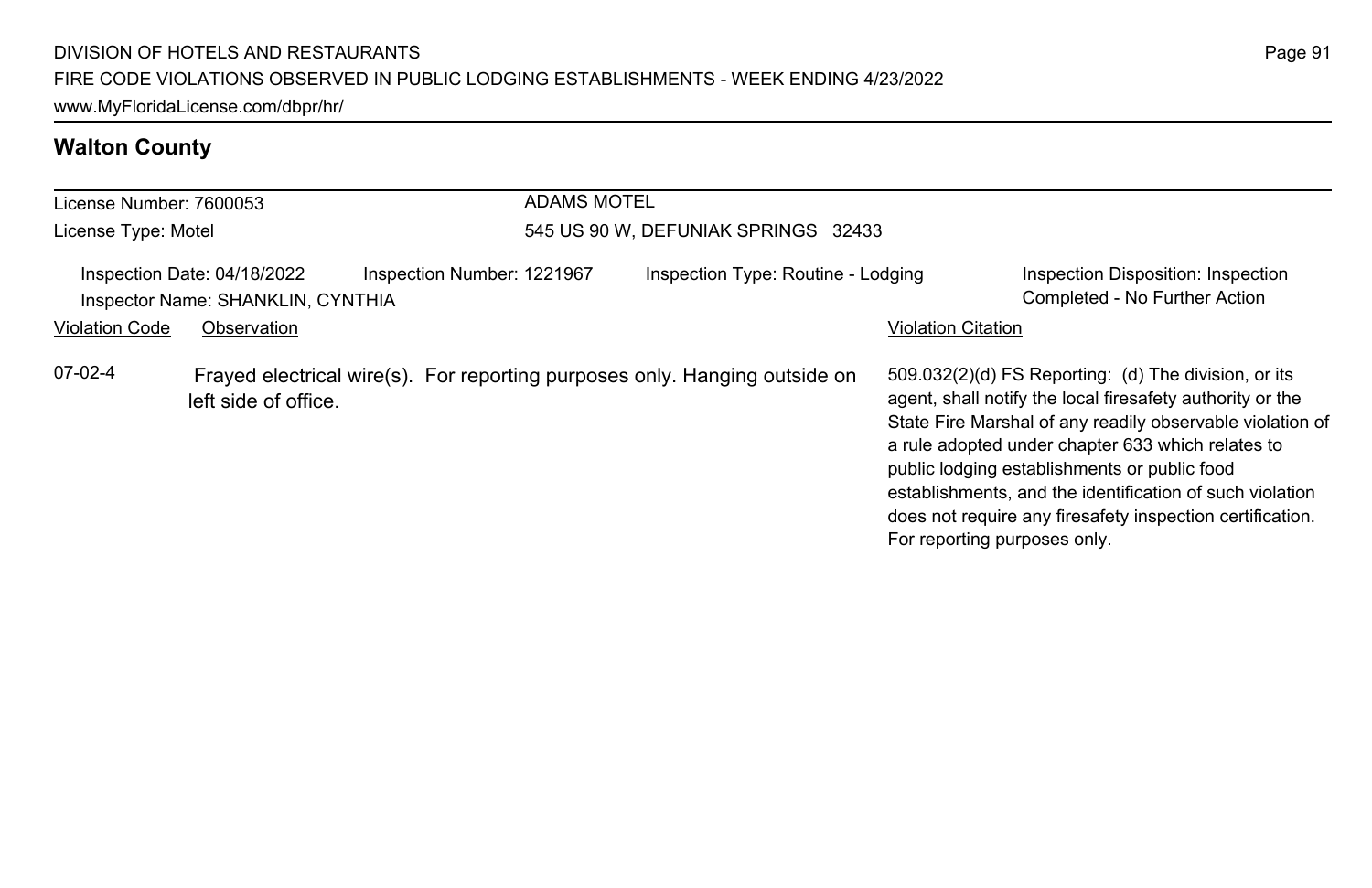## Walton County

License Number: 7600053

License Type: Motel

**ADAMS MOTEL**

545 US 90 W, DEFUNIAK SPRINGS 32433

Inspection Date: 04/18/2022

Inspection Number: 1221967

Inspection Type: Routine - Lodging

Inspection Disposition: Inspection Completed - No Further Action

Inspector Name: SHANKLIN, CYNTHIA

| Violation Code | Observation | Violation Citation |
| --- | --- | --- |
| 07-02-4 | Frayed electrical wire(s). For reporting purposes only. Hanging outside on left side of office. | 509.032(2)(d) FS Reporting: (d) The division, or its agent, shall notify the local firesafety authority or the State Fire Marshal of any readily observable violation of a rule adopted under chapter 633 which relates to public lodging establishments or public food establishments, and the identification of such violation does not require any firesafety inspection certification. For reporting purposes only. |